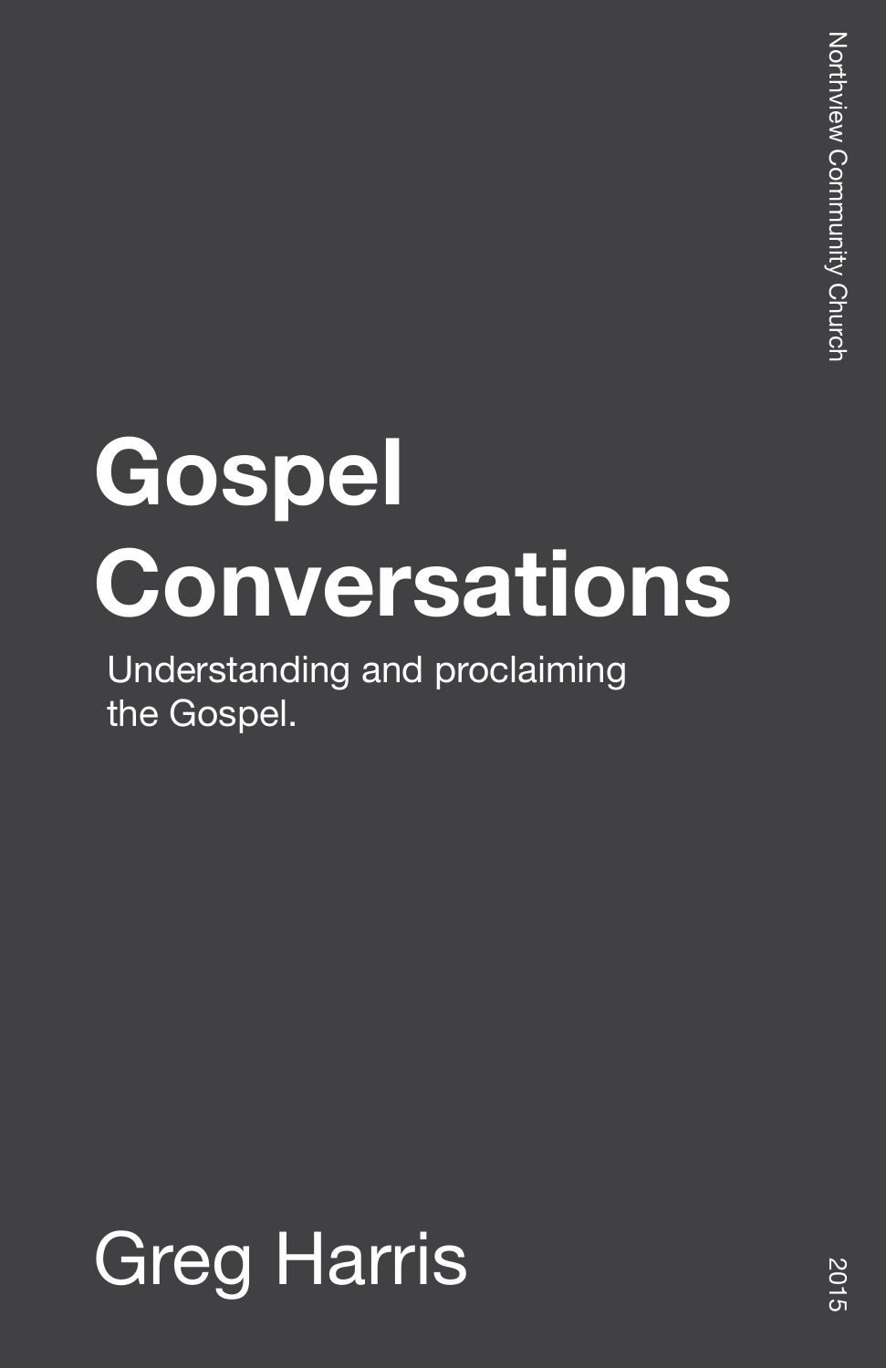Northview Community Church

# Gospel Conversations

Understanding and proclaiming the Gospel.

Greg Harris

2015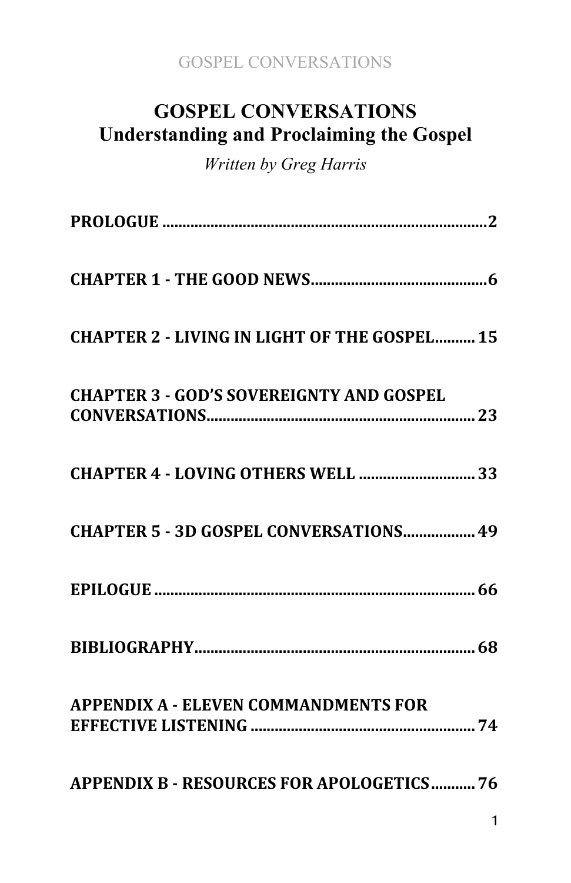# GOSPEL CONVERSATIONS
## Understanding and Proclaiming the Gospel

*Written by Greg Harris*

**PROLOGUE ......................................................................... 2**

**CHAPTER 1 - THE GOOD NEWS ........................................... 6**

**CHAPTER 2 - LIVING IN LIGHT OF THE GOSPEL .......... 15**

**CHAPTER 3 - GOD'S SOVEREIGNTY AND GOSPEL CONVERSATIONS .................................................................. 23**

**CHAPTER 4 - LOVING OTHERS WELL ............................ 33**

**CHAPTER 5 - 3D GOSPEL CONVERSATIONS .................. 49**

**EPILOGUE ......................................................................... 66**

**BIBLIOGRAPHY ................................................................. 68**

**APPENDIX A - ELEVEN COMMANDMENTS FOR EFFECTIVE LISTENING ....................................................... 74**

**APPENDIX B - RESOURCES FOR APOLOGETICS ........... 76**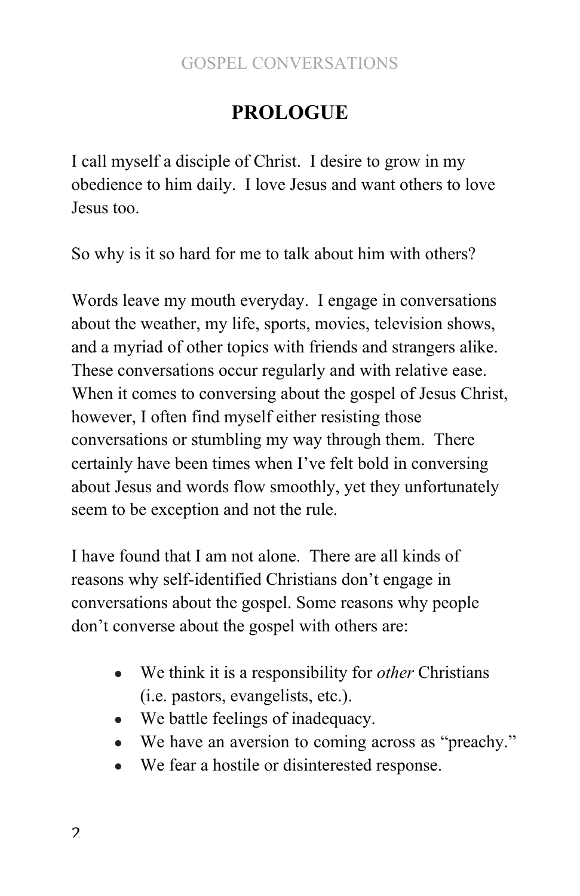# PROLOGUE

I call myself a disciple of Christ.  I desire to grow in my obedience to him daily.  I love Jesus and want others to love Jesus too.

So why is it so hard for me to talk about him with others?

Words leave my mouth everyday.  I engage in conversations about the weather, my life, sports, movies, television shows, and a myriad of other topics with friends and strangers alike.  These conversations occur regularly and with relative ease.  When it comes to conversing about the gospel of Jesus Christ, however, I often find myself either resisting those conversations or stumbling my way through them.  There certainly have been times when I've felt bold in conversing about Jesus and words flow smoothly, yet they unfortunately seem to be exception and not the rule.

I have found that I am not alone.  There are all kinds of reasons why self-identified Christians don't engage in conversations about the gospel. Some reasons why people don't converse about the gospel with others are:

- We think it is a responsibility for *other* Christians (i.e. pastors, evangelists, etc.).
- We battle feelings of inadequacy.
- We have an aversion to coming across as "preachy."
- We fear a hostile or disinterested response.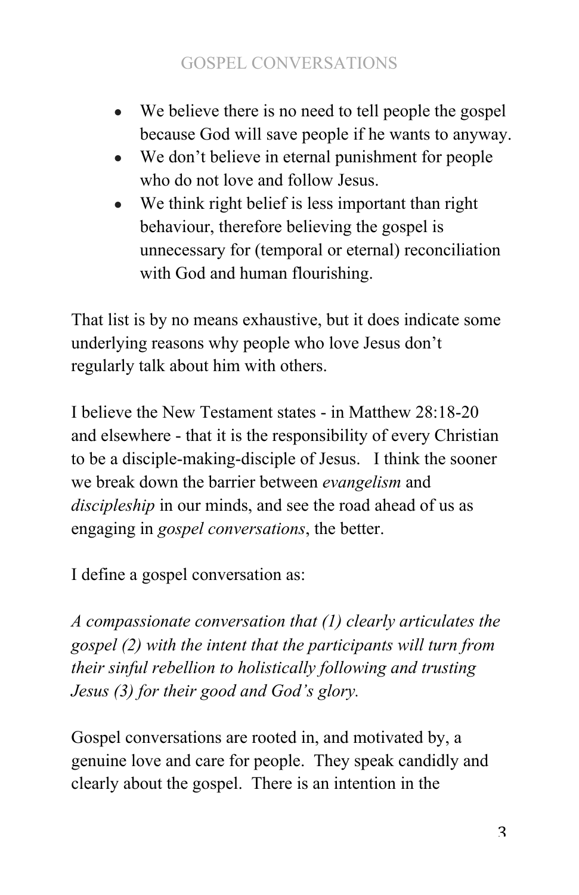- We believe there is no need to tell people the gospel because God will save people if he wants to anyway.
- We don't believe in eternal punishment for people who do not love and follow Jesus.
- We think right belief is less important than right behaviour, therefore believing the gospel is unnecessary for (temporal or eternal) reconciliation with God and human flourishing.

That list is by no means exhaustive, but it does indicate some underlying reasons why people who love Jesus don't regularly talk about him with others.

I believe the New Testament states - in Matthew 28:18-20 and elsewhere - that it is the responsibility of every Christian to be a disciple-making-disciple of Jesus. I think the sooner we break down the barrier between *evangelism* and *discipleship* in our minds, and see the road ahead of us as engaging in *gospel conversations*, the better.

I define a gospel conversation as:

*A compassionate conversation that (1) clearly articulates the gospel (2) with the intent that the participants will turn from their sinful rebellion to holistically following and trusting Jesus (3) for their good and God's glory.*

Gospel conversations are rooted in, and motivated by, a genuine love and care for people. They speak candidly and clearly about the gospel. There is an intention in the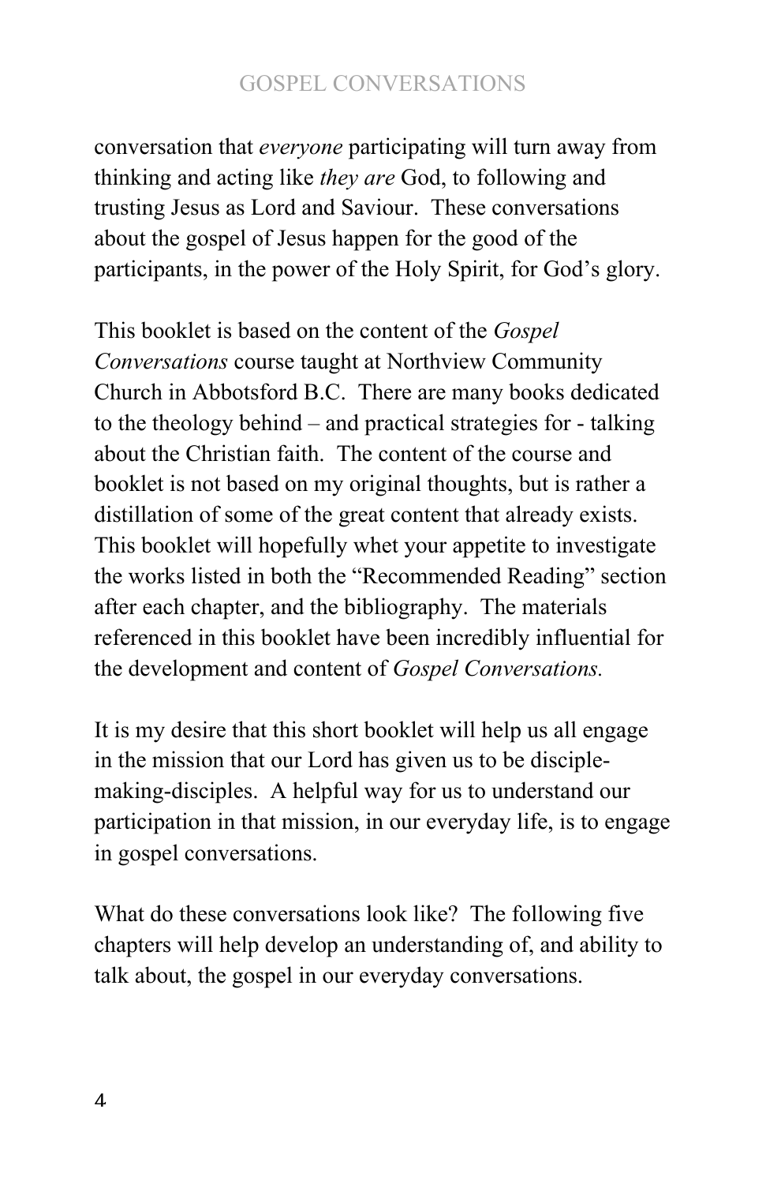conversation that *everyone* participating will turn away from thinking and acting like *they are* God, to following and trusting Jesus as Lord and Saviour. These conversations about the gospel of Jesus happen for the good of the participants, in the power of the Holy Spirit, for God's glory.

This booklet is based on the content of the *Gospel Conversations* course taught at Northview Community Church in Abbotsford B.C. There are many books dedicated to the theology behind – and practical strategies for - talking about the Christian faith. The content of the course and booklet is not based on my original thoughts, but is rather a distillation of some of the great content that already exists. This booklet will hopefully whet your appetite to investigate the works listed in both the "Recommended Reading" section after each chapter, and the bibliography. The materials referenced in this booklet have been incredibly influential for the development and content of *Gospel Conversations.*

It is my desire that this short booklet will help us all engage in the mission that our Lord has given us to be disciple-making-disciples. A helpful way for us to understand our participation in that mission, in our everyday life, is to engage in gospel conversations.

What do these conversations look like? The following five chapters will help develop an understanding of, and ability to talk about, the gospel in our everyday conversations.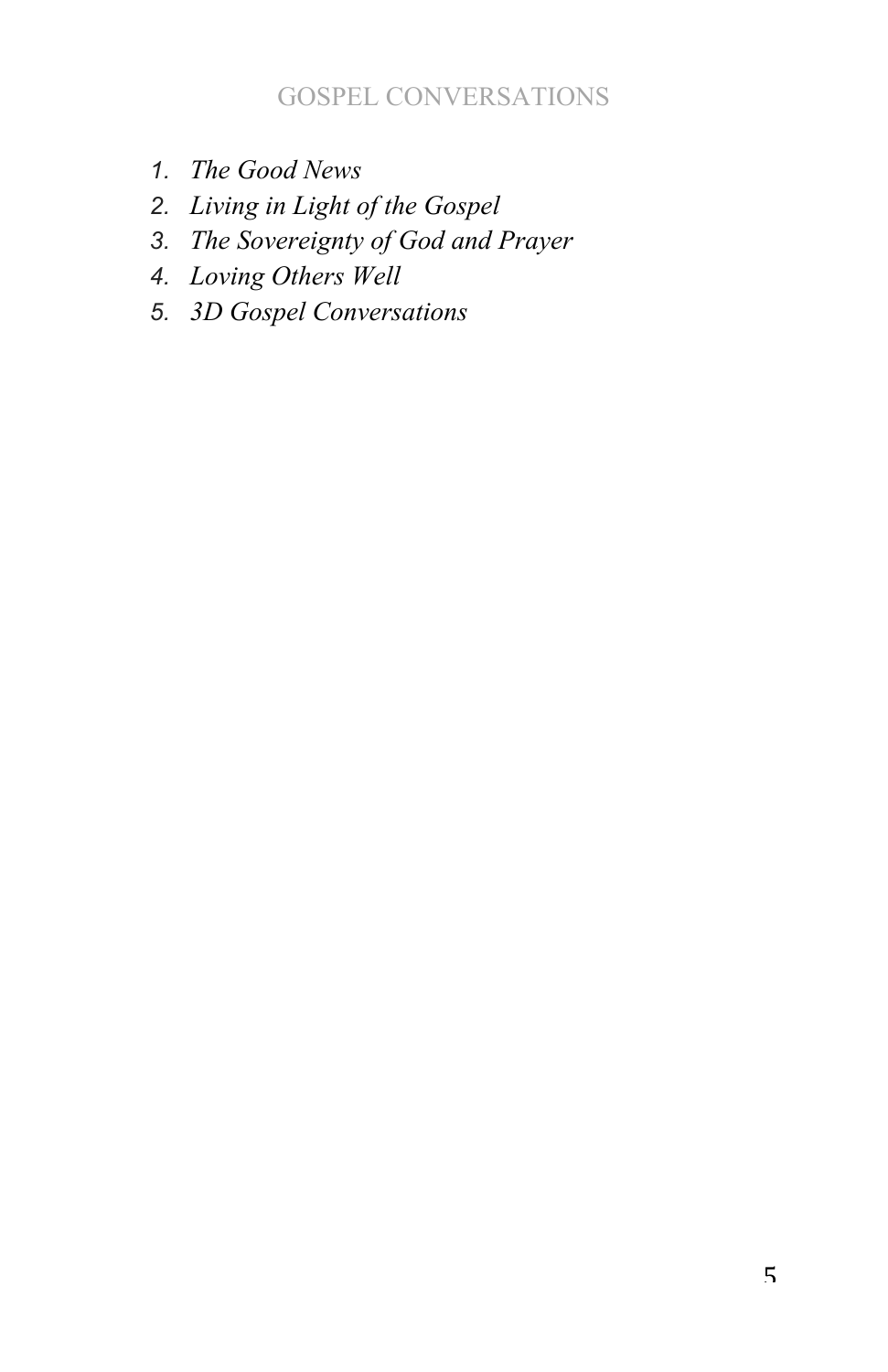1. *The Good News*
2. *Living in Light of the Gospel*
3. *The Sovereignty of God and Prayer*
4. *Loving Others Well*
5. *3D Gospel Conversations*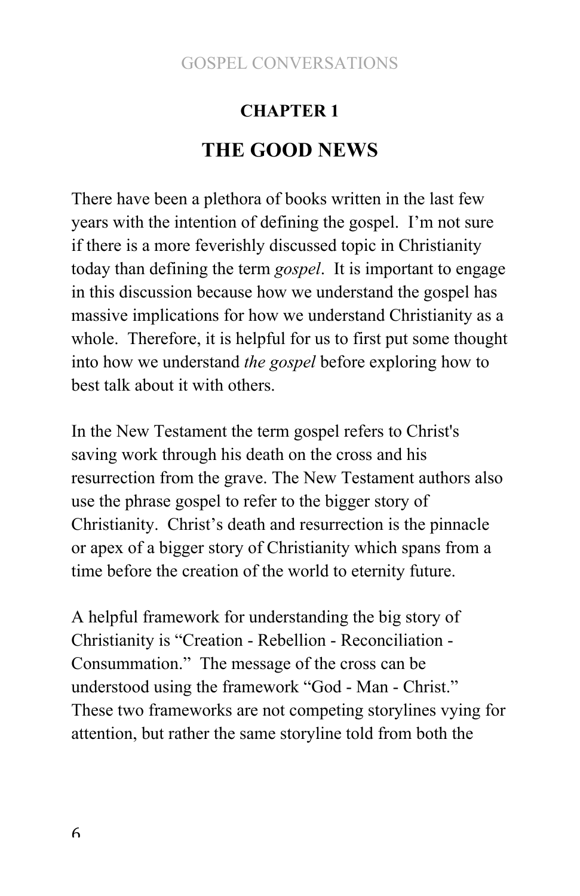## CHAPTER 1

# THE GOOD NEWS

There have been a plethora of books written in the last few years with the intention of defining the gospel. I'm not sure if there is a more feverishly discussed topic in Christianity today than defining the term *gospel*. It is important to engage in this discussion because how we understand the gospel has massive implications for how we understand Christianity as a whole. Therefore, it is helpful for us to first put some thought into how we understand *the gospel* before exploring how to best talk about it with others.

In the New Testament the term gospel refers to Christ's saving work through his death on the cross and his resurrection from the grave. The New Testament authors also use the phrase gospel to refer to the bigger story of Christianity. Christ's death and resurrection is the pinnacle or apex of a bigger story of Christianity which spans from a time before the creation of the world to eternity future.

A helpful framework for understanding the big story of Christianity is "Creation - Rebellion - Reconciliation - Consummation." The message of the cross can be understood using the framework "God - Man - Christ." These two frameworks are not competing storylines vying for attention, but rather the same storyline told from both the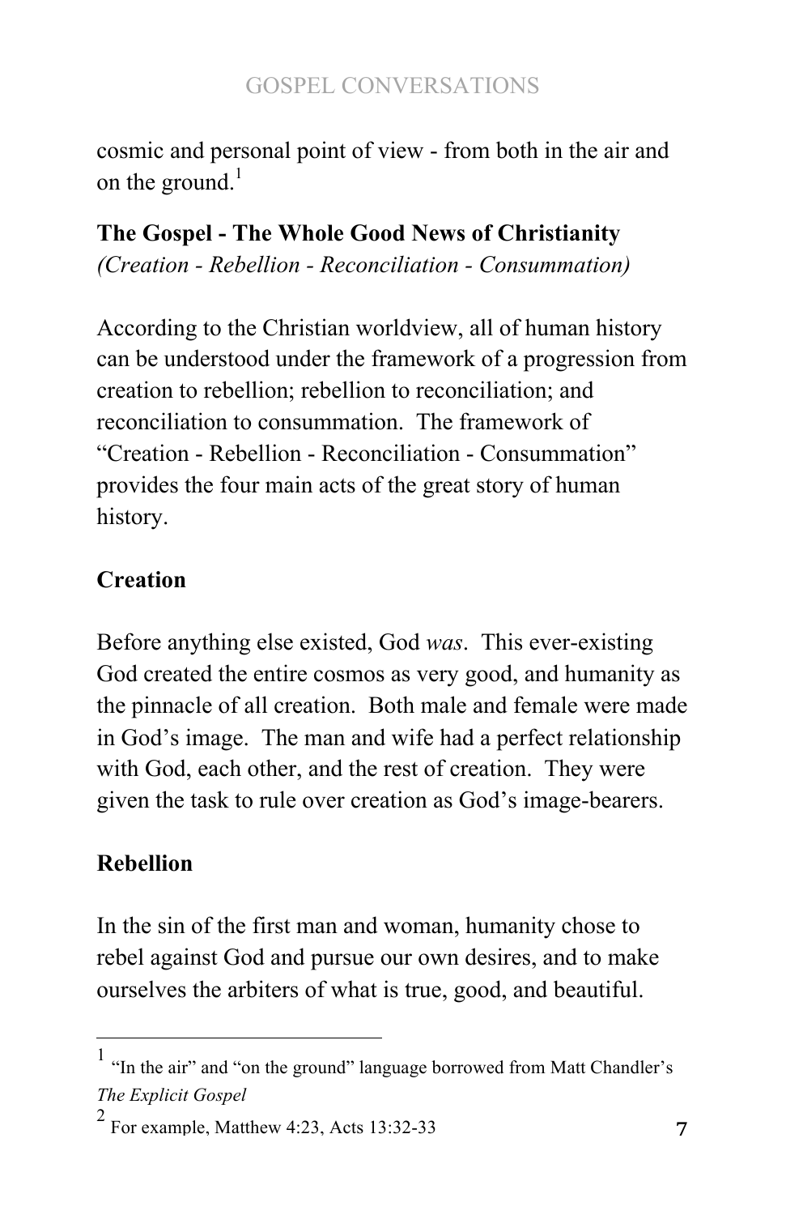cosmic and personal point of view - from both in the air and on the ground.[1]

**The Gospel - The Whole Good News of Christianity**
*(Creation - Rebellion - Reconciliation - Consummation)*

According to the Christian worldview, all of human history can be understood under the framework of a progression from creation to rebellion; rebellion to reconciliation; and reconciliation to consummation. The framework of "Creation - Rebellion - Reconciliation - Consummation" provides the four main acts of the great story of human history.

**Creation**

Before anything else existed, God *was*. This ever-existing God created the entire cosmos as very good, and humanity as the pinnacle of all creation. Both male and female were made in God's image. The man and wife had a perfect relationship with God, each other, and the rest of creation. They were given the task to rule over creation as God's image-bearers.

**Rebellion**

In the sin of the first man and woman, humanity chose to rebel against God and pursue our own desires, and to make ourselves the arbiters of what is true, good, and beautiful.

---

[1] "In the air" and "on the ground" language borrowed from Matt Chandler's *The Explicit Gospel*

[2] For example, Matthew 4:23, Acts 13:32-33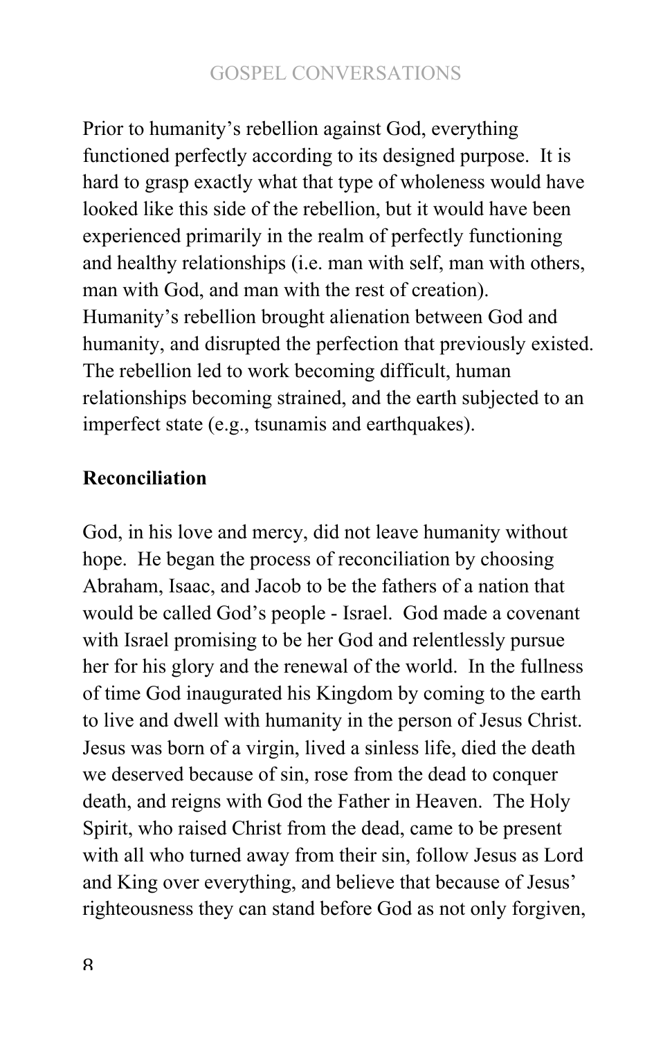Prior to humanity's rebellion against God, everything functioned perfectly according to its designed purpose. It is hard to grasp exactly what that type of wholeness would have looked like this side of the rebellion, but it would have been experienced primarily in the realm of perfectly functioning and healthy relationships (i.e. man with self, man with others, man with God, and man with the rest of creation). Humanity's rebellion brought alienation between God and humanity, and disrupted the perfection that previously existed. The rebellion led to work becoming difficult, human relationships becoming strained, and the earth subjected to an imperfect state (e.g., tsunamis and earthquakes).

**Reconciliation**

God, in his love and mercy, did not leave humanity without hope. He began the process of reconciliation by choosing Abraham, Isaac, and Jacob to be the fathers of a nation that would be called God's people - Israel. God made a covenant with Israel promising to be her God and relentlessly pursue her for his glory and the renewal of the world. In the fullness of time God inaugurated his Kingdom by coming to the earth to live and dwell with humanity in the person of Jesus Christ. Jesus was born of a virgin, lived a sinless life, died the death we deserved because of sin, rose from the dead to conquer death, and reigns with God the Father in Heaven. The Holy Spirit, who raised Christ from the dead, came to be present with all who turned away from their sin, follow Jesus as Lord and King over everything, and believe that because of Jesus' righteousness they can stand before God as not only forgiven,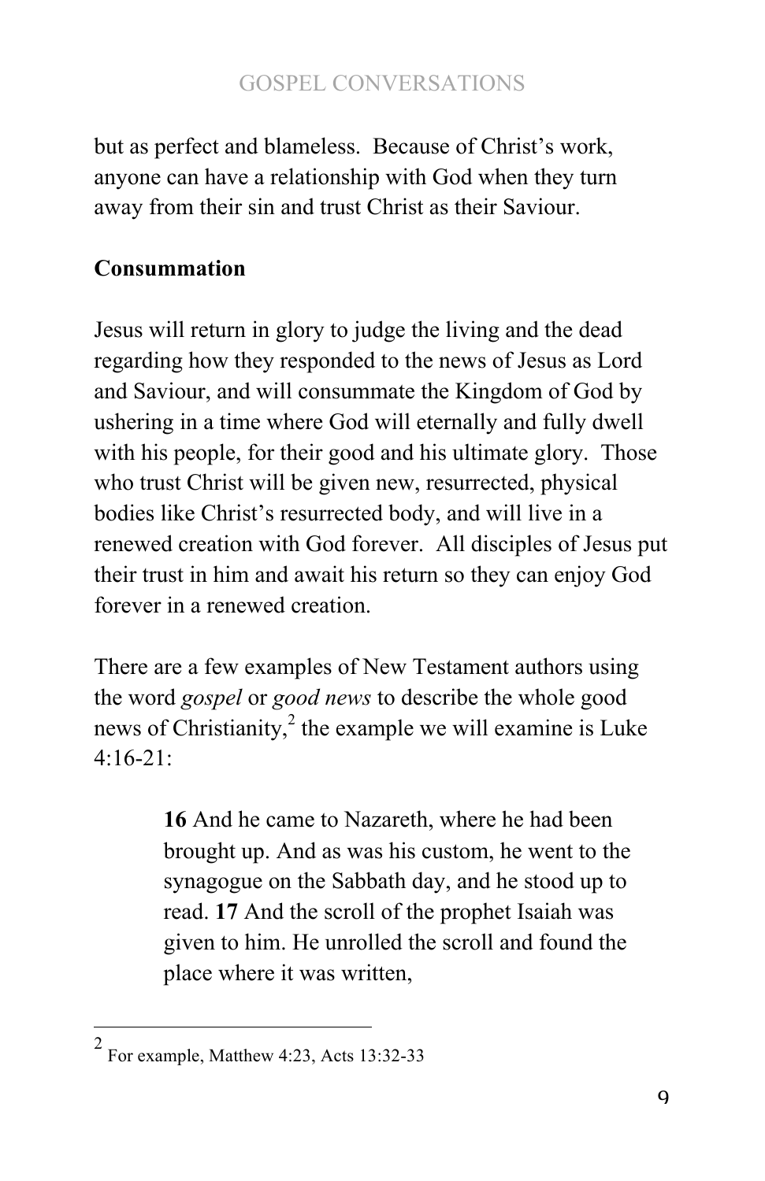but as perfect and blameless. Because of Christ's work, anyone can have a relationship with God when they turn away from their sin and trust Christ as their Saviour.

**Consummation**

Jesus will return in glory to judge the living and the dead regarding how they responded to the news of Jesus as Lord and Saviour, and will consummate the Kingdom of God by ushering in a time where God will eternally and fully dwell with his people, for their good and his ultimate glory. Those who trust Christ will be given new, resurrected, physical bodies like Christ's resurrected body, and will live in a renewed creation with God forever. All disciples of Jesus put their trust in him and await his return so they can enjoy God forever in a renewed creation.

There are a few examples of New Testament authors using the word *gospel* or *good news* to describe the whole good news of Christianity,[2] the example we will examine is Luke 4:16-21:

> **16** And he came to Nazareth, where he had been brought up. And as was his custom, he went to the synagogue on the Sabbath day, and he stood up to read. **17** And the scroll of the prophet Isaiah was given to him. He unrolled the scroll and found the place where it was written,

---

[2] For example, Matthew 4:23, Acts 13:32-33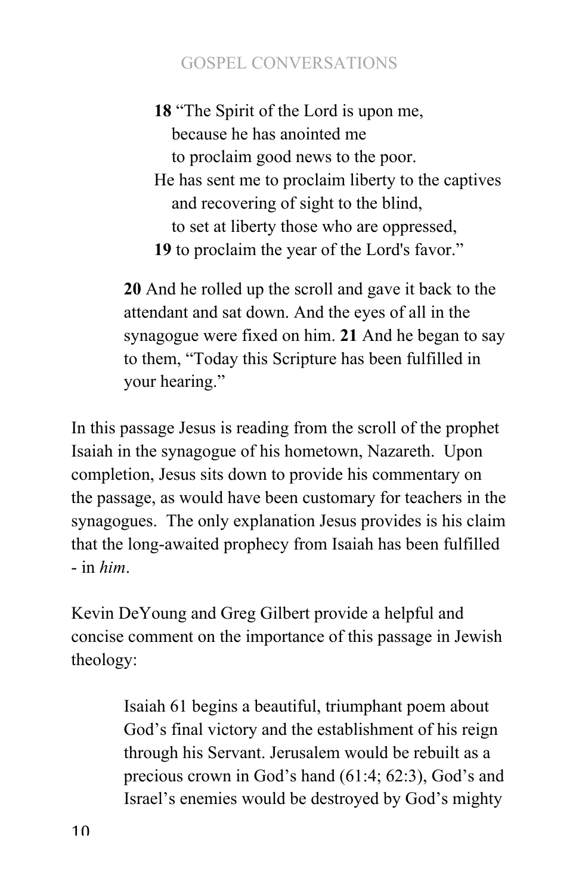> **18** "The Spirit of the Lord is upon me,
> because he has anointed me
> to proclaim good news to the poor.
> He has sent me to proclaim liberty to the captives
> and recovering of sight to the blind,
> to set at liberty those who are oppressed,
> **19** to proclaim the year of the Lord's favor."
>
> **20** And he rolled up the scroll and gave it back to the attendant and sat down. And the eyes of all in the synagogue were fixed on him. **21** And he began to say to them, "Today this Scripture has been fulfilled in your hearing."

In this passage Jesus is reading from the scroll of the prophet Isaiah in the synagogue of his hometown, Nazareth. Upon completion, Jesus sits down to provide his commentary on the passage, as would have been customary for teachers in the synagogues. The only explanation Jesus provides is his claim that the long-awaited prophecy from Isaiah has been fulfilled - in *him*.

Kevin DeYoung and Greg Gilbert provide a helpful and concise comment on the importance of this passage in Jewish theology:

> Isaiah 61 begins a beautiful, triumphant poem about God's final victory and the establishment of his reign through his Servant. Jerusalem would be rebuilt as a precious crown in God's hand (61:4; 62:3), God's and Israel's enemies would be destroyed by God's mighty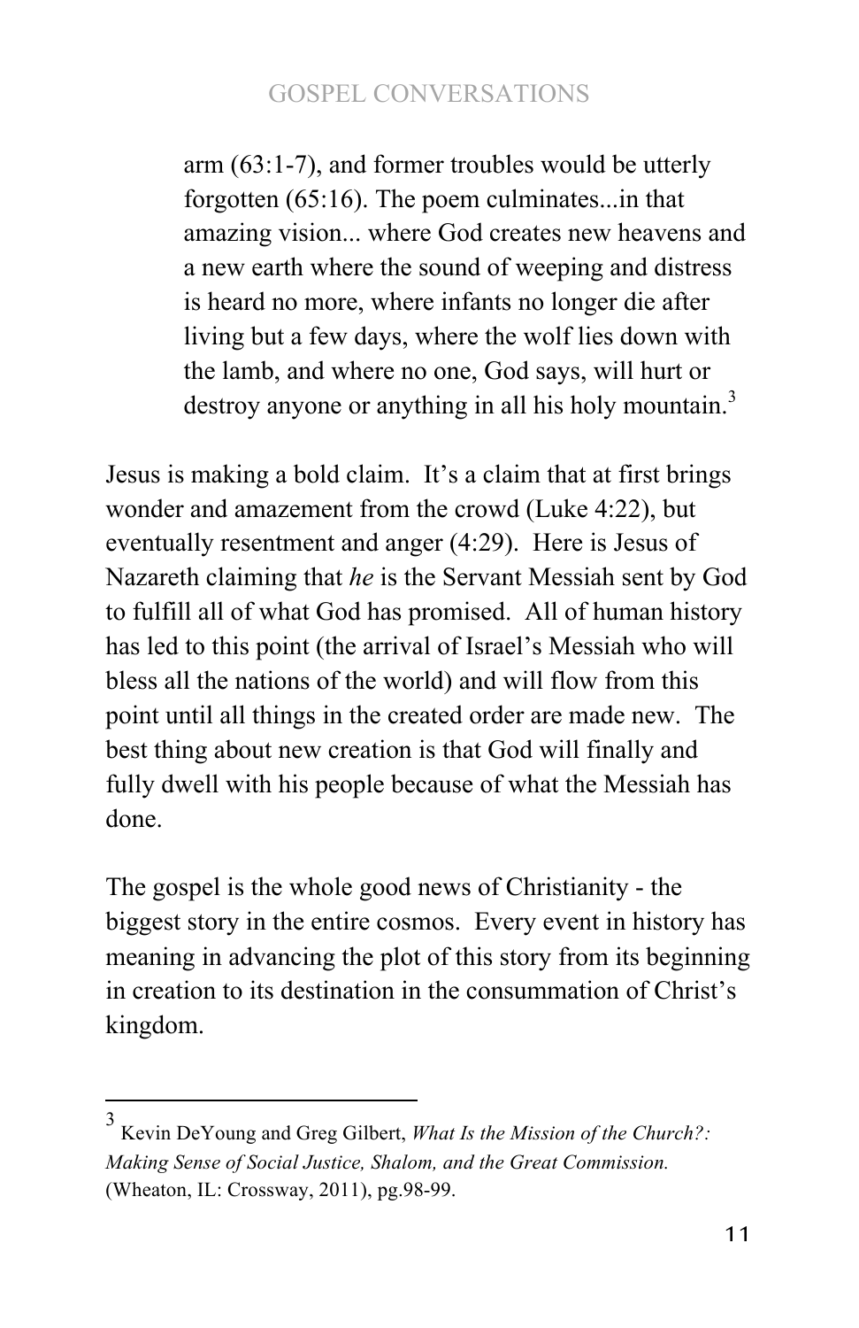> arm (63:1-7), and former troubles would be utterly forgotten (65:16). The poem culminates...in that amazing vision... where God creates new heavens and a new earth where the sound of weeping and distress is heard no more, where infants no longer die after living but a few days, where the wolf lies down with the lamb, and where no one, God says, will hurt or destroy anyone or anything in all his holy mountain.[3]

Jesus is making a bold claim. It's a claim that at first brings wonder and amazement from the crowd (Luke 4:22), but eventually resentment and anger (4:29). Here is Jesus of Nazareth claiming that *he* is the Servant Messiah sent by God to fulfill all of what God has promised. All of human history has led to this point (the arrival of Israel's Messiah who will bless all the nations of the world) and will flow from this point until all things in the created order are made new. The best thing about new creation is that God will finally and fully dwell with his people because of what the Messiah has done.

The gospel is the whole good news of Christianity - the biggest story in the entire cosmos. Every event in history has meaning in advancing the plot of this story from its beginning in creation to its destination in the consummation of Christ's kingdom.

---

[3] Kevin DeYoung and Greg Gilbert, *What Is the Mission of the Church?: Making Sense of Social Justice, Shalom, and the Great Commission.* (Wheaton, IL: Crossway, 2011), pg.98-99.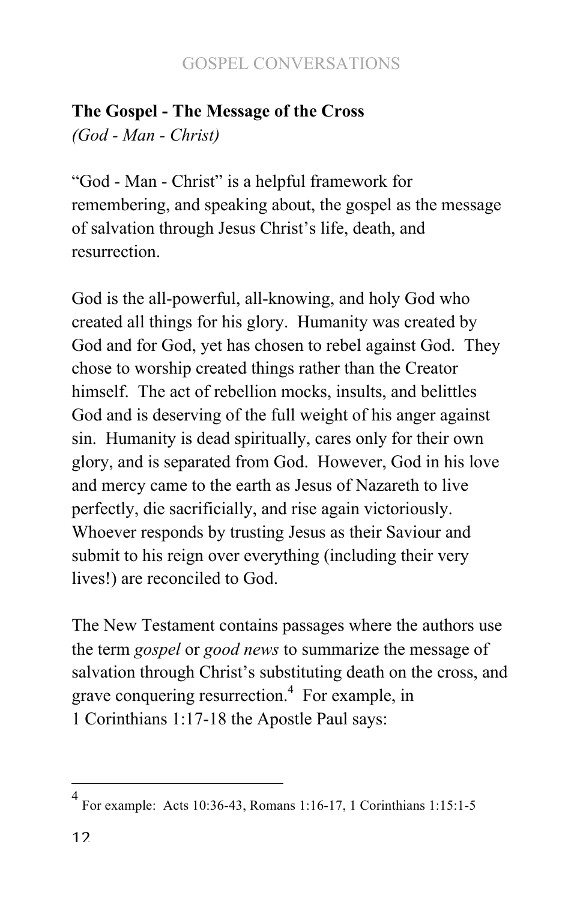**The Gospel - The Message of the Cross**
*(God - Man - Christ)*

"God - Man - Christ" is a helpful framework for remembering, and speaking about, the gospel as the message of salvation through Jesus Christ's life, death, and resurrection.

God is the all-powerful, all-knowing, and holy God who created all things for his glory. Humanity was created by God and for God, yet has chosen to rebel against God. They chose to worship created things rather than the Creator himself. The act of rebellion mocks, insults, and belittles God and is deserving of the full weight of his anger against sin. Humanity is dead spiritually, cares only for their own glory, and is separated from God. However, God in his love and mercy came to the earth as Jesus of Nazareth to live perfectly, die sacrificially, and rise again victoriously. Whoever responds by trusting Jesus as their Saviour and submit to his reign over everything (including their very lives!) are reconciled to God.

The New Testament contains passages where the authors use the term *gospel* or *good news* to summarize the message of salvation through Christ's substituting death on the cross, and grave conquering resurrection.[4] For example, in 1 Corinthians 1:17-18 the Apostle Paul says:

---

[4] For example: Acts 10:36-43, Romans 1:16-17, 1 Corinthians 1:15:1-5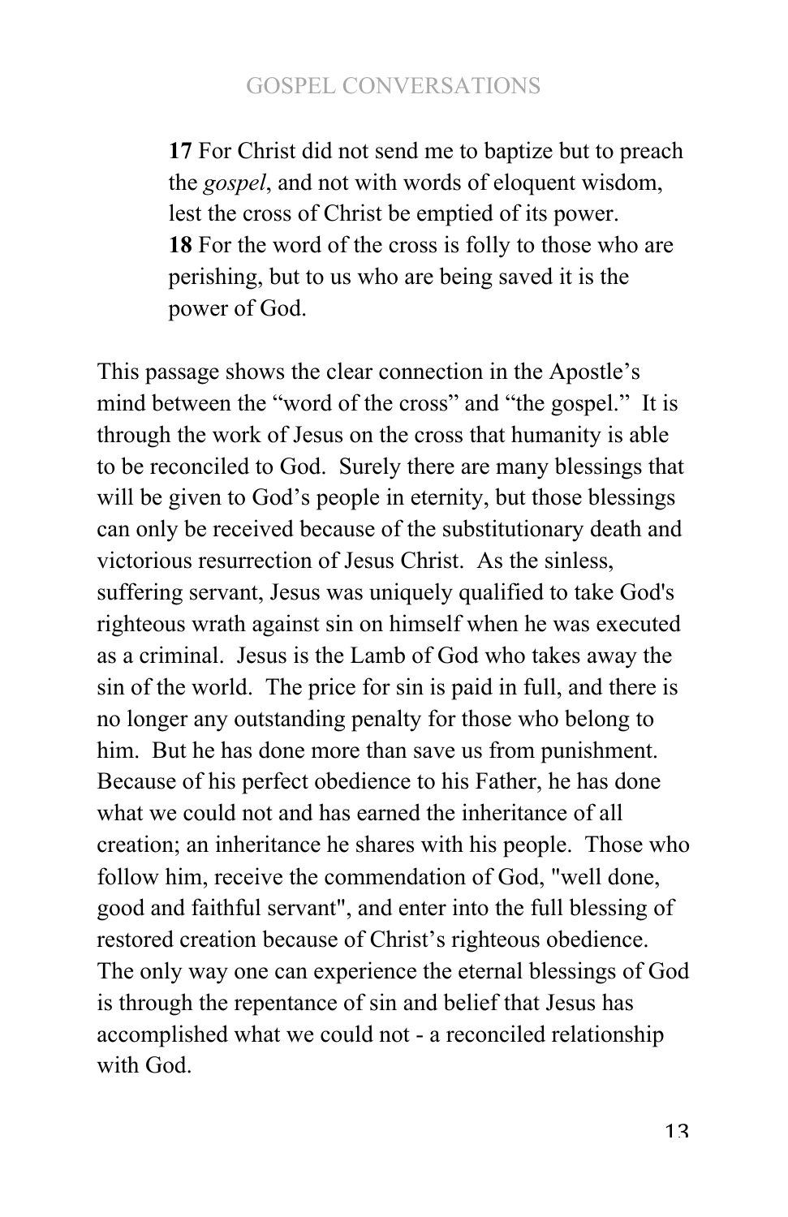> **17** For Christ did not send me to baptize but to preach the *gospel*, and not with words of eloquent wisdom, lest the cross of Christ be emptied of its power.
> **18** For the word of the cross is folly to those who are perishing, but to us who are being saved it is the power of God.

This passage shows the clear connection in the Apostle's mind between the "word of the cross" and "the gospel." It is through the work of Jesus on the cross that humanity is able to be reconciled to God. Surely there are many blessings that will be given to God's people in eternity, but those blessings can only be received because of the substitutionary death and victorious resurrection of Jesus Christ. As the sinless, suffering servant, Jesus was uniquely qualified to take God's righteous wrath against sin on himself when he was executed as a criminal. Jesus is the Lamb of God who takes away the sin of the world. The price for sin is paid in full, and there is no longer any outstanding penalty for those who belong to him. But he has done more than save us from punishment. Because of his perfect obedience to his Father, he has done what we could not and has earned the inheritance of all creation; an inheritance he shares with his people. Those who follow him, receive the commendation of God, "well done, good and faithful servant", and enter into the full blessing of restored creation because of Christ's righteous obedience. The only way one can experience the eternal blessings of God is through the repentance of sin and belief that Jesus has accomplished what we could not - a reconciled relationship with God.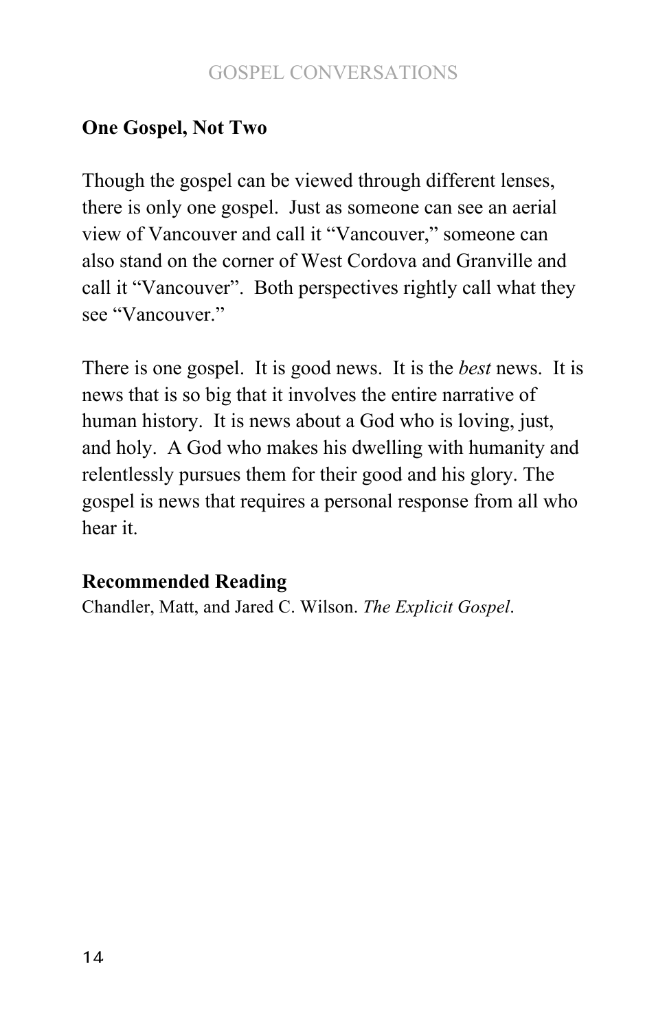## One Gospel, Not Two

Though the gospel can be viewed through different lenses, there is only one gospel. Just as someone can see an aerial view of Vancouver and call it "Vancouver," someone can also stand on the corner of West Cordova and Granville and call it "Vancouver". Both perspectives rightly call what they see "Vancouver."

There is one gospel. It is good news. It is the *best* news. It is news that is so big that it involves the entire narrative of human history. It is news about a God who is loving, just, and holy. A God who makes his dwelling with humanity and relentlessly pursues them for their good and his glory. The gospel is news that requires a personal response from all who hear it.

### Recommended Reading

Chandler, Matt, and Jared C. Wilson. *The Explicit Gospel*.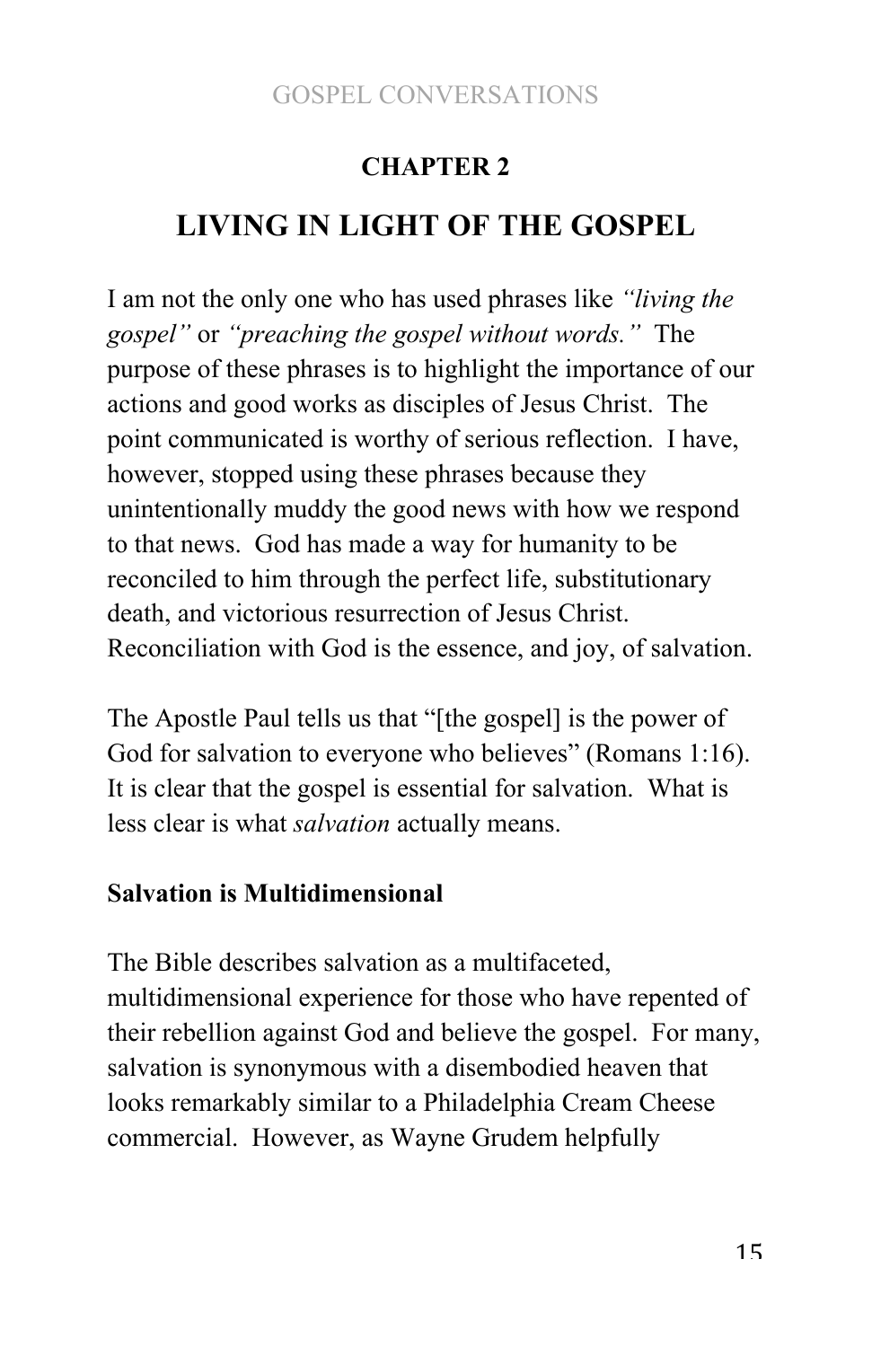## CHAPTER 2

# LIVING IN LIGHT OF THE GOSPEL

I am not the only one who has used phrases like *"living the gospel"* or *"preaching the gospel without words."* The purpose of these phrases is to highlight the importance of our actions and good works as disciples of Jesus Christ. The point communicated is worthy of serious reflection. I have, however, stopped using these phrases because they unintentionally muddy the good news with how we respond to that news. God has made a way for humanity to be reconciled to him through the perfect life, substitutionary death, and victorious resurrection of Jesus Christ. Reconciliation with God is the essence, and joy, of salvation.

The Apostle Paul tells us that "[the gospel] is the power of God for salvation to everyone who believes" (Romans 1:16). It is clear that the gospel is essential for salvation. What is less clear is what *salvation* actually means.

### Salvation is Multidimensional

The Bible describes salvation as a multifaceted, multidimensional experience for those who have repented of their rebellion against God and believe the gospel. For many, salvation is synonymous with a disembodied heaven that looks remarkably similar to a Philadelphia Cream Cheese commercial. However, as Wayne Grudem helpfully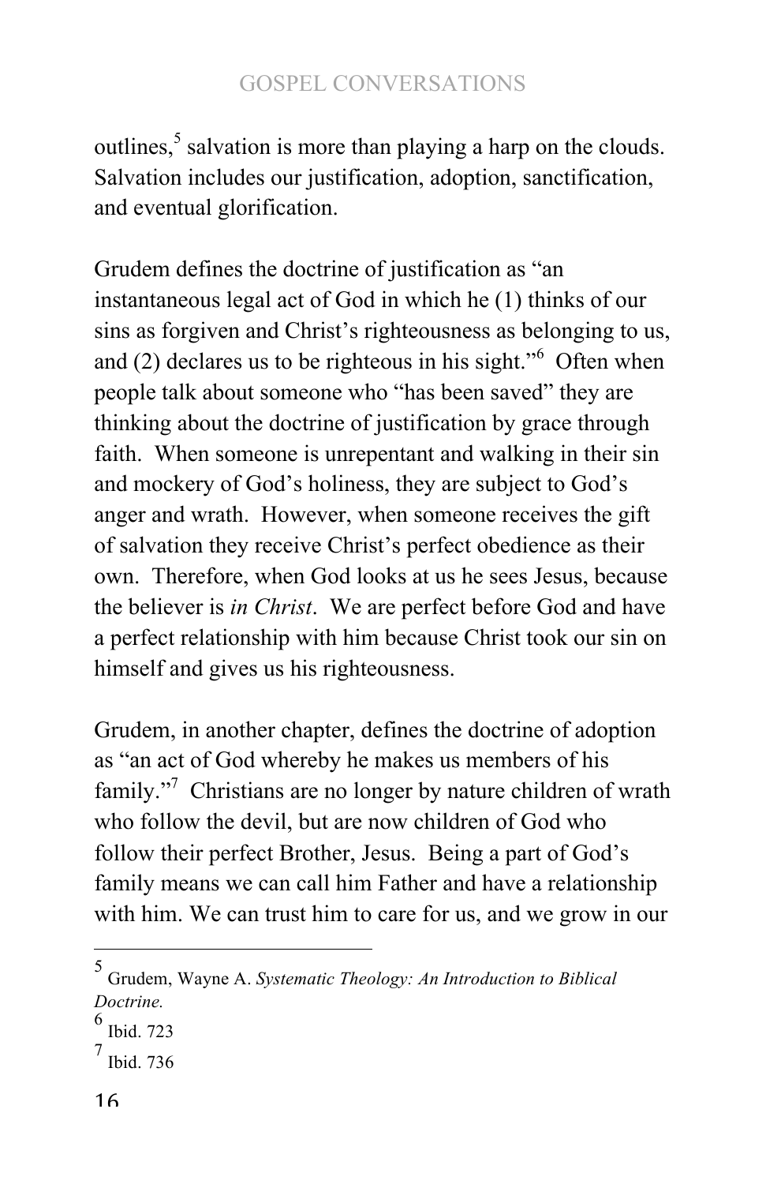outlines,[5] salvation is more than playing a harp on the clouds. Salvation includes our justification, adoption, sanctification, and eventual glorification.

Grudem defines the doctrine of justification as "an instantaneous legal act of God in which he (1) thinks of our sins as forgiven and Christ's righteousness as belonging to us, and (2) declares us to be righteous in his sight."[6] Often when people talk about someone who "has been saved" they are thinking about the doctrine of justification by grace through faith. When someone is unrepentant and walking in their sin and mockery of God's holiness, they are subject to God's anger and wrath. However, when someone receives the gift of salvation they receive Christ's perfect obedience as their own. Therefore, when God looks at us he sees Jesus, because the believer is *in Christ*. We are perfect before God and have a perfect relationship with him because Christ took our sin on himself and gives us his righteousness.

Grudem, in another chapter, defines the doctrine of adoption as "an act of God whereby he makes us members of his family."[7] Christians are no longer by nature children of wrath who follow the devil, but are now children of God who follow their perfect Brother, Jesus. Being a part of God's family means we can call him Father and have a relationship with him. We can trust him to care for us, and we grow in our

---

[5] Grudem, Wayne A. *Systematic Theology: An Introduction to Biblical Doctrine.*

[6] Ibid. 723

[7] Ibid. 736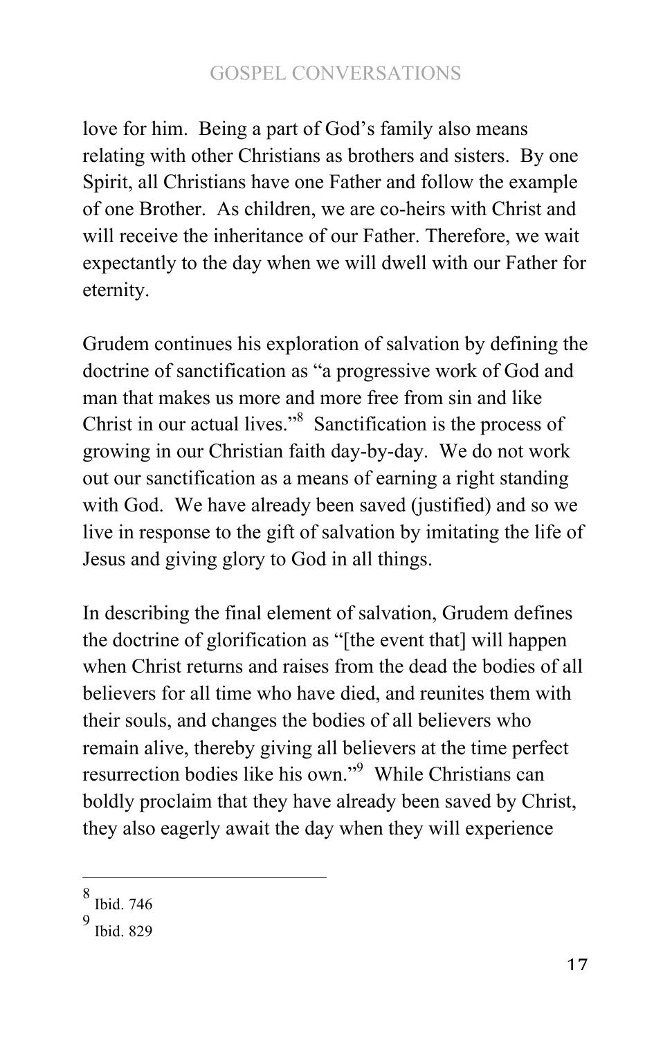love for him. Being a part of God's family also means relating with other Christians as brothers and sisters. By one Spirit, all Christians have one Father and follow the example of one Brother. As children, we are co-heirs with Christ and will receive the inheritance of our Father. Therefore, we wait expectantly to the day when we will dwell with our Father for eternity.

Grudem continues his exploration of salvation by defining the doctrine of sanctification as "a progressive work of God and man that makes us more and more free from sin and like Christ in our actual lives."[8] Sanctification is the process of growing in our Christian faith day-by-day. We do not work out our sanctification as a means of earning a right standing with God. We have already been saved (justified) and so we live in response to the gift of salvation by imitating the life of Jesus and giving glory to God in all things.

In describing the final element of salvation, Grudem defines the doctrine of glorification as "[the event that] will happen when Christ returns and raises from the dead the bodies of all believers for all time who have died, and reunites them with their souls, and changes the bodies of all believers who remain alive, thereby giving all believers at the time perfect resurrection bodies like his own."[9] While Christians can boldly proclaim that they have already been saved by Christ, they also eagerly await the day when they will experience

---

[8] Ibid. 746

[9] Ibid. 829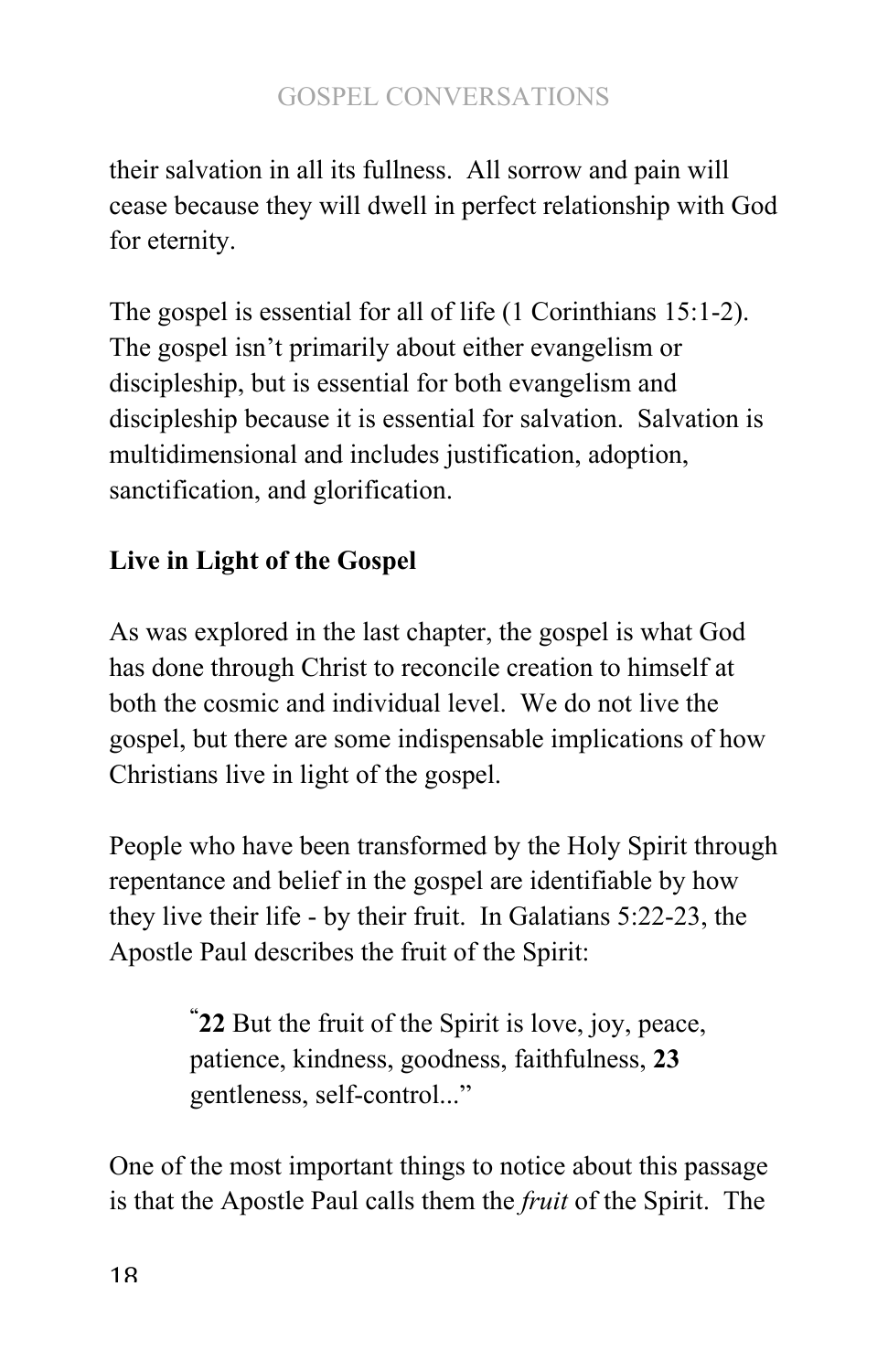their salvation in all its fullness.  All sorrow and pain will cease because they will dwell in perfect relationship with God for eternity.

The gospel is essential for all of life (1 Corinthians 15:1-2). The gospel isn't primarily about either evangelism or discipleship, but is essential for both evangelism and discipleship because it is essential for salvation.  Salvation is multidimensional and includes justification, adoption, sanctification, and glorification.

**Live in Light of the Gospel**

As was explored in the last chapter, the gospel is what God has done through Christ to reconcile creation to himself at both the cosmic and individual level.  We do not live the gospel, but there are some indispensable implications of how Christians live in light of the gospel.

People who have been transformed by the Holy Spirit through repentance and belief in the gospel are identifiable by how they live their life - by their fruit.  In Galatians 5:22-23, the Apostle Paul describes the fruit of the Spirit:

> "**22** But the fruit of the Spirit is love, joy, peace, patience, kindness, goodness, faithfulness, **23** gentleness, self-control..."

One of the most important things to notice about this passage is that the Apostle Paul calls them the *fruit* of the Spirit.  The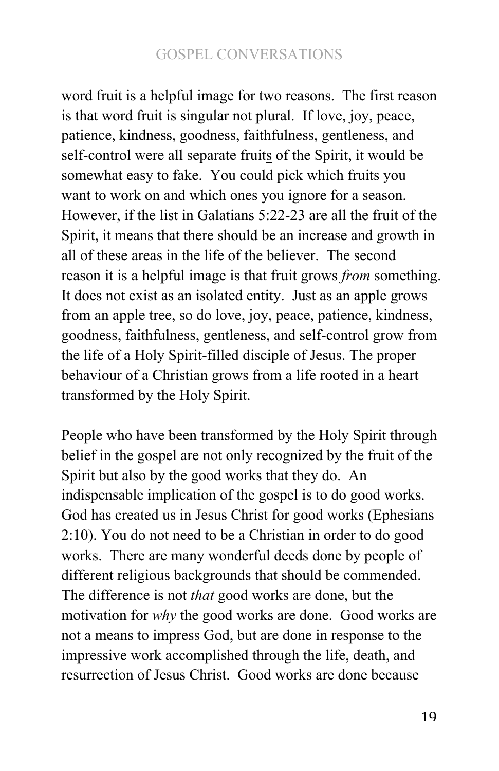word fruit is a helpful image for two reasons. The first reason is that word fruit is singular not plural. If love, joy, peace, patience, kindness, goodness, faithfulness, gentleness, and self-control were all separate fruits of the Spirit, it would be somewhat easy to fake. You could pick which fruits you want to work on and which ones you ignore for a season. However, if the list in Galatians 5:22-23 are all the fruit of the Spirit, it means that there should be an increase and growth in all of these areas in the life of the believer. The second reason it is a helpful image is that fruit grows *from* something. It does not exist as an isolated entity. Just as an apple grows from an apple tree, so do love, joy, peace, patience, kindness, goodness, faithfulness, gentleness, and self-control grow from the life of a Holy Spirit-filled disciple of Jesus. The proper behaviour of a Christian grows from a life rooted in a heart transformed by the Holy Spirit.

People who have been transformed by the Holy Spirit through belief in the gospel are not only recognized by the fruit of the Spirit but also by the good works that they do. An indispensable implication of the gospel is to do good works. God has created us in Jesus Christ for good works (Ephesians 2:10). You do not need to be a Christian in order to do good works. There are many wonderful deeds done by people of different religious backgrounds that should be commended. The difference is not *that* good works are done, but the motivation for *why* the good works are done. Good works are not a means to impress God, but are done in response to the impressive work accomplished through the life, death, and resurrection of Jesus Christ. Good works are done because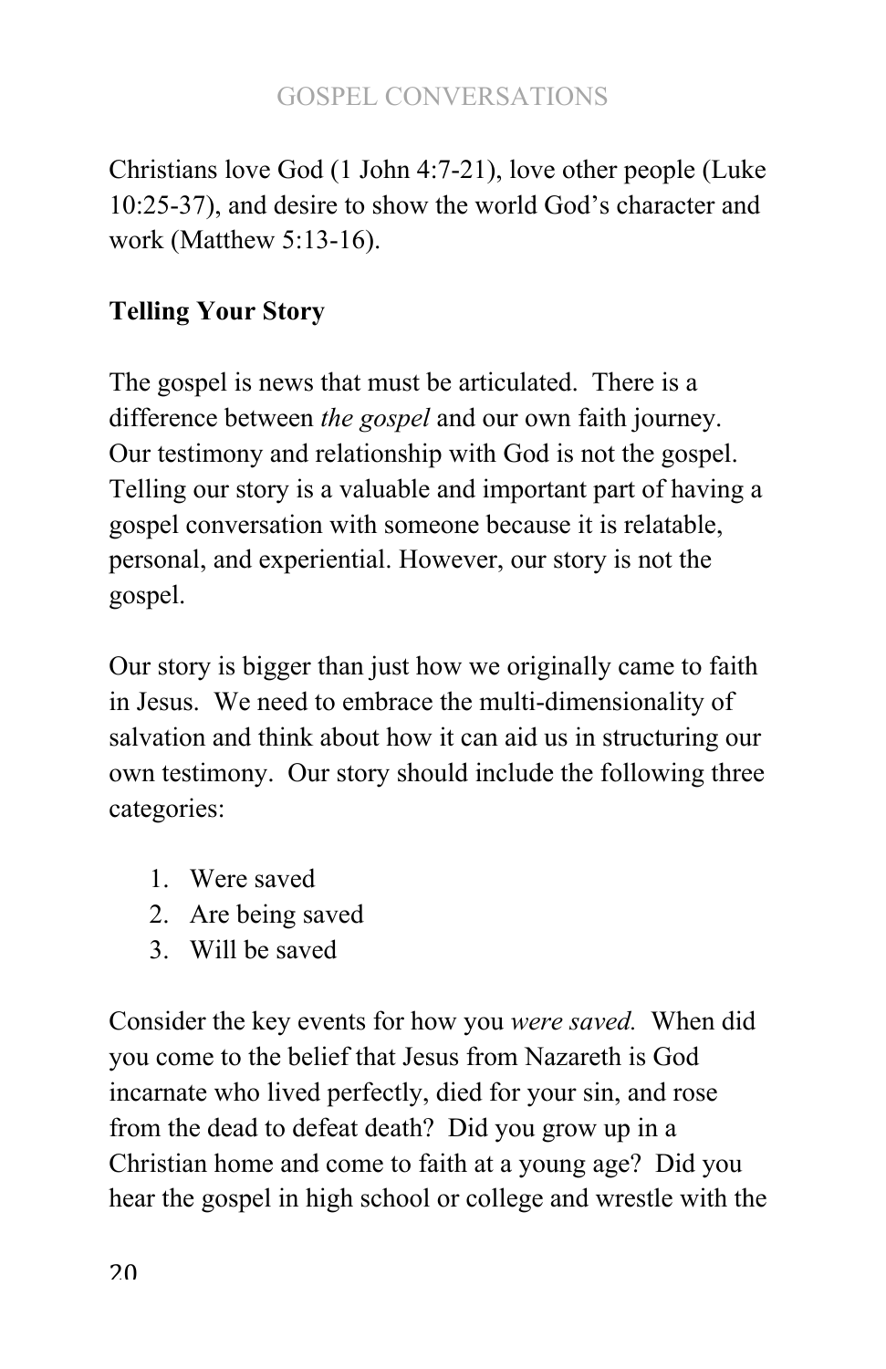Christians love God (1 John 4:7-21), love other people (Luke 10:25-37), and desire to show the world God's character and work (Matthew 5:13-16).

## Telling Your Story

The gospel is news that must be articulated. There is a difference between *the gospel* and our own faith journey. Our testimony and relationship with God is not the gospel. Telling our story is a valuable and important part of having a gospel conversation with someone because it is relatable, personal, and experiential. However, our story is not the gospel.

Our story is bigger than just how we originally came to faith in Jesus. We need to embrace the multi-dimensionality of salvation and think about how it can aid us in structuring our own testimony. Our story should include the following three categories:

1. Were saved
2. Are being saved
3. Will be saved

Consider the key events for how you *were saved.* When did you come to the belief that Jesus from Nazareth is God incarnate who lived perfectly, died for your sin, and rose from the dead to defeat death? Did you grow up in a Christian home and come to faith at a young age? Did you hear the gospel in high school or college and wrestle with the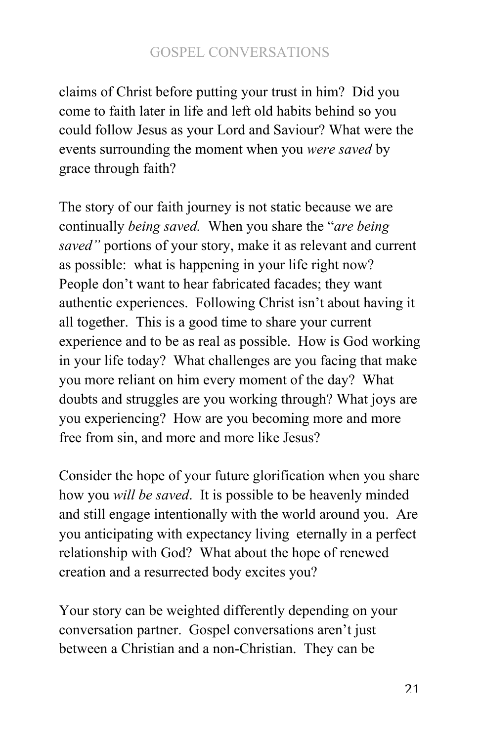claims of Christ before putting your trust in him? Did you come to faith later in life and left old habits behind so you could follow Jesus as your Lord and Saviour? What were the events surrounding the moment when you *were saved* by grace through faith?

The story of our faith journey is not static because we are continually *being saved.* When you share the "*are being saved"* portions of your story, make it as relevant and current as possible: what is happening in your life right now? People don't want to hear fabricated facades; they want authentic experiences. Following Christ isn't about having it all together. This is a good time to share your current experience and to be as real as possible. How is God working in your life today? What challenges are you facing that make you more reliant on him every moment of the day? What doubts and struggles are you working through? What joys are you experiencing? How are you becoming more and more free from sin, and more and more like Jesus?

Consider the hope of your future glorification when you share how you *will be saved*. It is possible to be heavenly minded and still engage intentionally with the world around you. Are you anticipating with expectancy living eternally in a perfect relationship with God? What about the hope of renewed creation and a resurrected body excites you?

Your story can be weighted differently depending on your conversation partner. Gospel conversations aren't just between a Christian and a non-Christian. They can be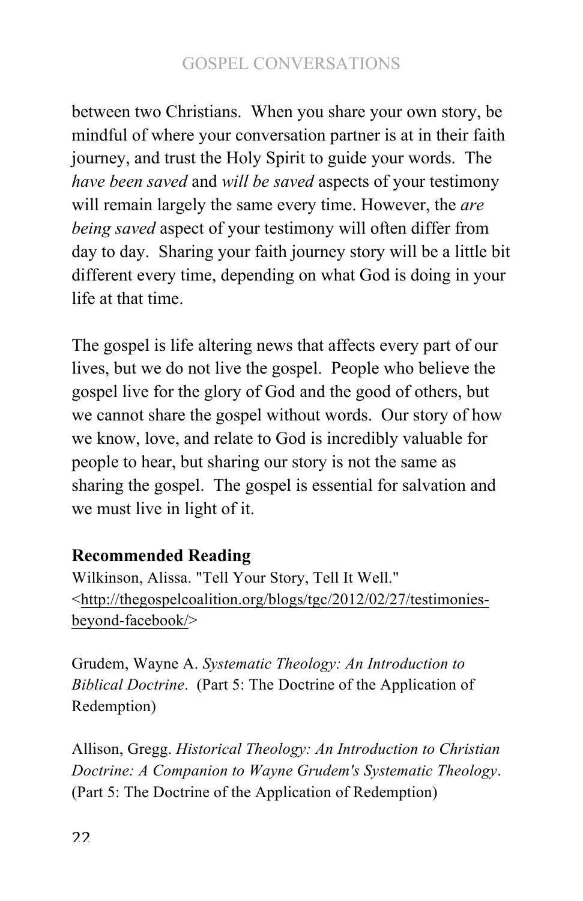between two Christians. When you share your own story, be mindful of where your conversation partner is at in their faith journey, and trust the Holy Spirit to guide your words. The *have been saved* and *will be saved* aspects of your testimony will remain largely the same every time. However, the *are being saved* aspect of your testimony will often differ from day to day. Sharing your faith journey story will be a little bit different every time, depending on what God is doing in your life at that time.

The gospel is life altering news that affects every part of our lives, but we do not live the gospel. People who believe the gospel live for the glory of God and the good of others, but we cannot share the gospel without words. Our story of how we know, love, and relate to God is incredibly valuable for people to hear, but sharing our story is not the same as sharing the gospel. The gospel is essential for salvation and we must live in light of it.

**Recommended Reading**

Wilkinson, Alissa. "Tell Your Story, Tell It Well." <http://thegospelcoalition.org/blogs/tgc/2012/02/27/testimonies-beyond-facebook/>

Grudem, Wayne A. *Systematic Theology: An Introduction to Biblical Doctrine*. (Part 5: The Doctrine of the Application of Redemption)

Allison, Gregg. *Historical Theology: An Introduction to Christian Doctrine: A Companion to Wayne Grudem's Systematic Theology*. (Part 5: The Doctrine of the Application of Redemption)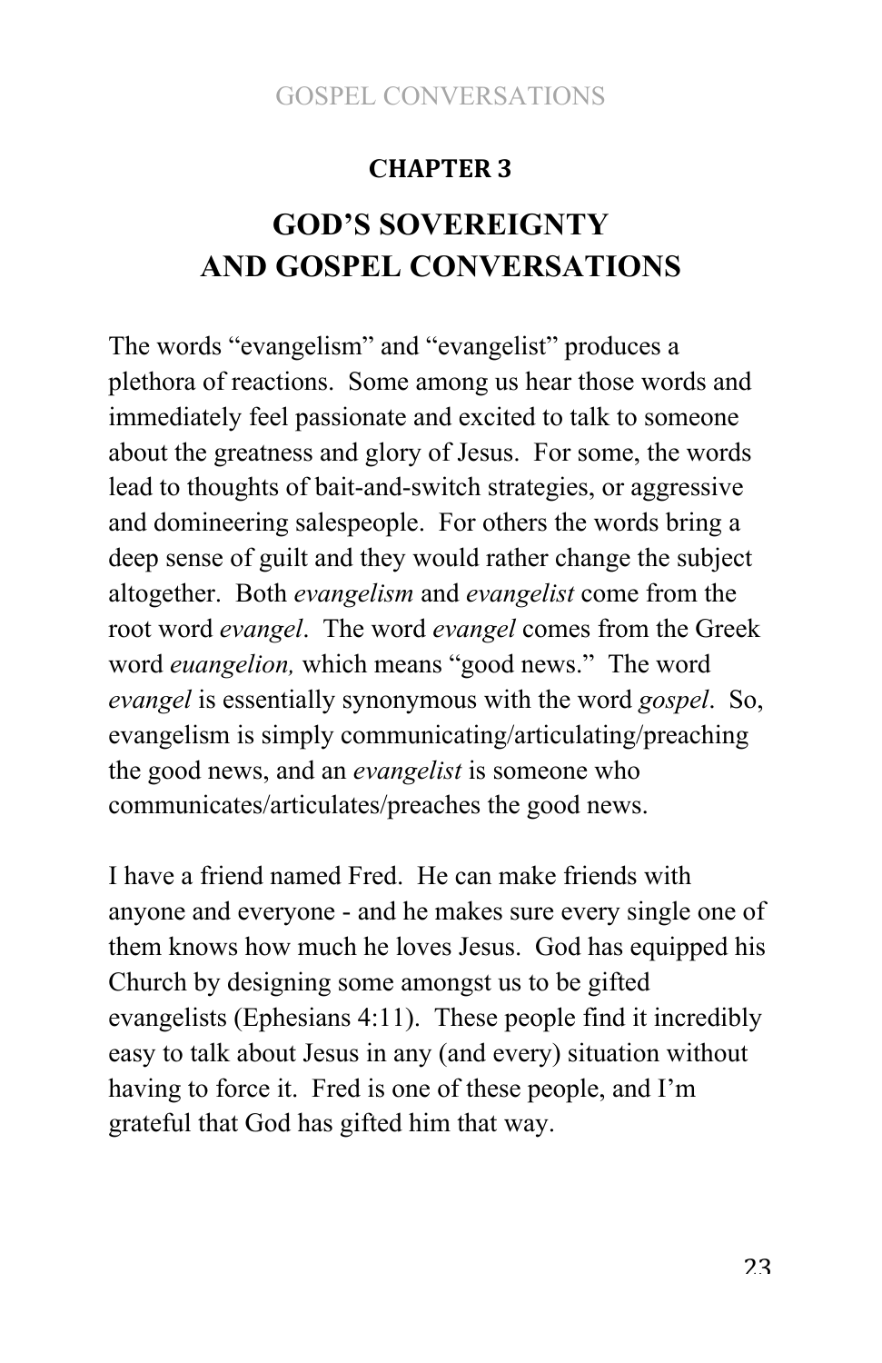**CHAPTER 3**

# GOD'S SOVEREIGNTY AND GOSPEL CONVERSATIONS

The words "evangelism" and "evangelist" produces a plethora of reactions.  Some among us hear those words and immediately feel passionate and excited to talk to someone about the greatness and glory of Jesus.  For some, the words lead to thoughts of bait-and-switch strategies, or aggressive and domineering salespeople.  For others the words bring a deep sense of guilt and they would rather change the subject altogether.  Both *evangelism* and *evangelist* come from the root word *evangel*.  The word *evangel* comes from the Greek word *euangelion,* which means "good news."  The word *evangel* is essentially synonymous with the word *gospel*.  So, evangelism is simply communicating/articulating/preaching the good news, and an *evangelist* is someone who communicates/articulates/preaches the good news.

I have a friend named Fred.  He can make friends with anyone and everyone - and he makes sure every single one of them knows how much he loves Jesus.  God has equipped his Church by designing some amongst us to be gifted evangelists (Ephesians 4:11).  These people find it incredibly easy to talk about Jesus in any (and every) situation without having to force it.  Fred is one of these people, and I'm grateful that God has gifted him that way.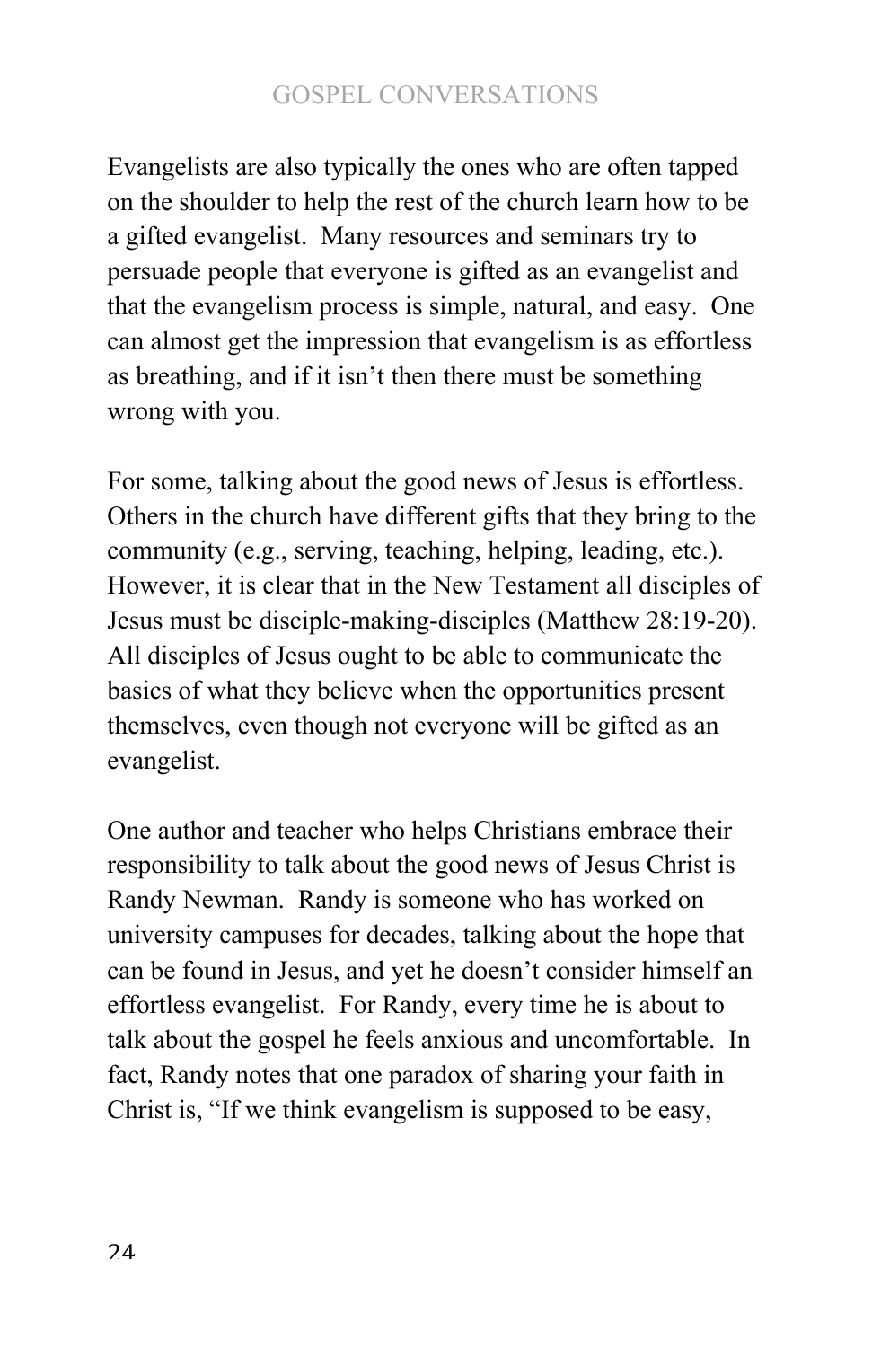Evangelists are also typically the ones who are often tapped on the shoulder to help the rest of the church learn how to be a gifted evangelist. Many resources and seminars try to persuade people that everyone is gifted as an evangelist and that the evangelism process is simple, natural, and easy. One can almost get the impression that evangelism is as effortless as breathing, and if it isn't then there must be something wrong with you.

For some, talking about the good news of Jesus is effortless. Others in the church have different gifts that they bring to the community (e.g., serving, teaching, helping, leading, etc.). However, it is clear that in the New Testament all disciples of Jesus must be disciple-making-disciples (Matthew 28:19-20). All disciples of Jesus ought to be able to communicate the basics of what they believe when the opportunities present themselves, even though not everyone will be gifted as an evangelist.

One author and teacher who helps Christians embrace their responsibility to talk about the good news of Jesus Christ is Randy Newman. Randy is someone who has worked on university campuses for decades, talking about the hope that can be found in Jesus, and yet he doesn't consider himself an effortless evangelist. For Randy, every time he is about to talk about the gospel he feels anxious and uncomfortable. In fact, Randy notes that one paradox of sharing your faith in Christ is, "If we think evangelism is supposed to be easy,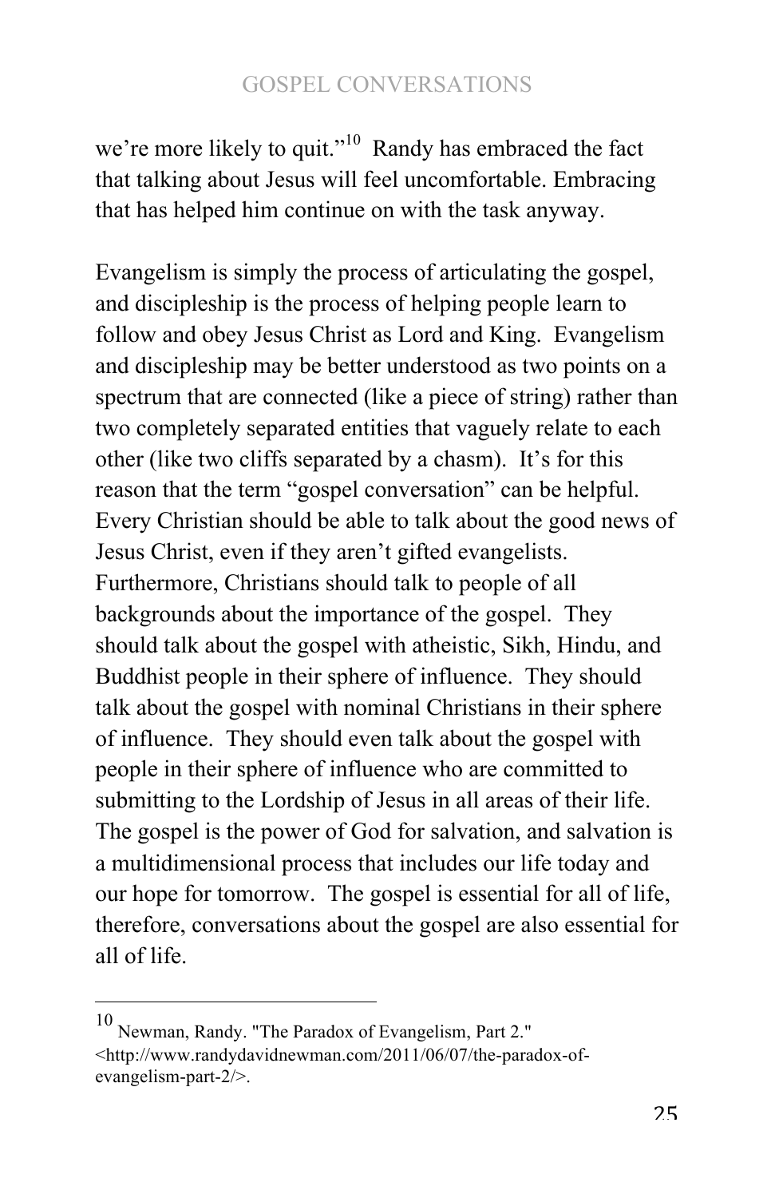we’re more likely to quit.”[10] Randy has embraced the fact that talking about Jesus will feel uncomfortable. Embracing that has helped him continue on with the task anyway.

Evangelism is simply the process of articulating the gospel, and discipleship is the process of helping people learn to follow and obey Jesus Christ as Lord and King. Evangelism and discipleship may be better understood as two points on a spectrum that are connected (like a piece of string) rather than two completely separated entities that vaguely relate to each other (like two cliffs separated by a chasm). It’s for this reason that the term “gospel conversation” can be helpful. Every Christian should be able to talk about the good news of Jesus Christ, even if they aren’t gifted evangelists. Furthermore, Christians should talk to people of all backgrounds about the importance of the gospel. They should talk about the gospel with atheistic, Sikh, Hindu, and Buddhist people in their sphere of influence. They should talk about the gospel with nominal Christians in their sphere of influence. They should even talk about the gospel with people in their sphere of influence who are committed to submitting to the Lordship of Jesus in all areas of their life. The gospel is the power of God for salvation, and salvation is a multidimensional process that includes our life today and our hope for tomorrow. The gospel is essential for all of life, therefore, conversations about the gospel are also essential for all of life.

---

[10] Newman, Randy. "The Paradox of Evangelism, Part 2." <http://www.randydavidnewman.com/2011/06/07/the-paradox-of-evangelism-part-2/>.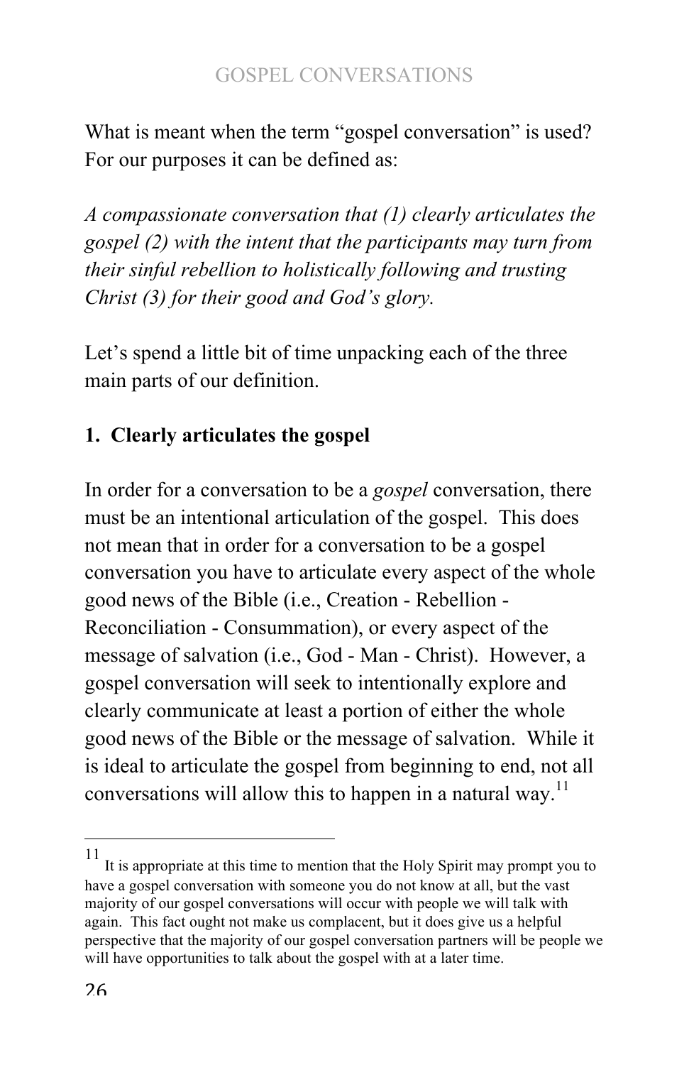What is meant when the term "gospel conversation" is used? For our purposes it can be defined as:

*A compassionate conversation that (1) clearly articulates the gospel (2) with the intent that the participants may turn from their sinful rebellion to holistically following and trusting Christ (3) for their good and God's glory.*

Let's spend a little bit of time unpacking each of the three main parts of our definition.

**1. Clearly articulates the gospel**

In order for a conversation to be a *gospel* conversation, there must be an intentional articulation of the gospel. This does not mean that in order for a conversation to be a gospel conversation you have to articulate every aspect of the whole good news of the Bible (i.e., Creation - Rebellion - Reconciliation - Consummation), or every aspect of the message of salvation (i.e., God - Man - Christ). However, a gospel conversation will seek to intentionally explore and clearly communicate at least a portion of either the whole good news of the Bible or the message of salvation. While it is ideal to articulate the gospel from beginning to end, not all conversations will allow this to happen in a natural way.[11]

---

[11] It is appropriate at this time to mention that the Holy Spirit may prompt you to have a gospel conversation with someone you do not know at all, but the vast majority of our gospel conversations will occur with people we will talk with again. This fact ought not make us complacent, but it does give us a helpful perspective that the majority of our gospel conversation partners will be people we will have opportunities to talk about the gospel with at a later time.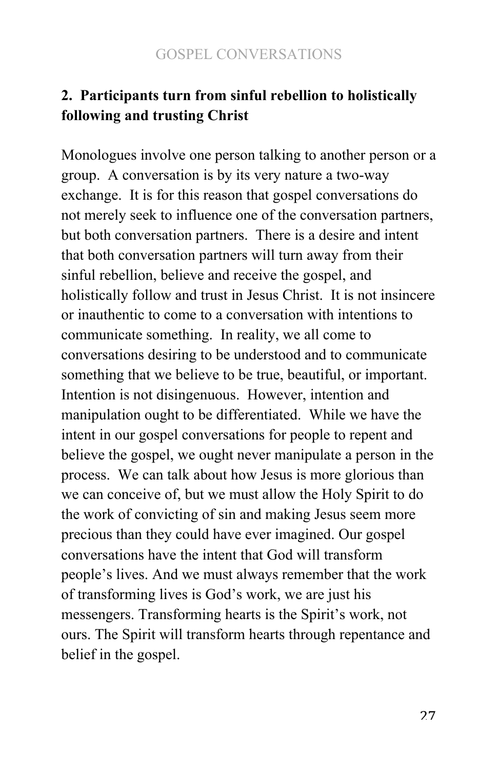**2. Participants turn from sinful rebellion to holistically following and trusting Christ**

Monologues involve one person talking to another person or a group. A conversation is by its very nature a two-way exchange. It is for this reason that gospel conversations do not merely seek to influence one of the conversation partners, but both conversation partners. There is a desire and intent that both conversation partners will turn away from their sinful rebellion, believe and receive the gospel, and holistically follow and trust in Jesus Christ. It is not insincere or inauthentic to come to a conversation with intentions to communicate something. In reality, we all come to conversations desiring to be understood and to communicate something that we believe to be true, beautiful, or important. Intention is not disingenuous. However, intention and manipulation ought to be differentiated. While we have the intent in our gospel conversations for people to repent and believe the gospel, we ought never manipulate a person in the process. We can talk about how Jesus is more glorious than we can conceive of, but we must allow the Holy Spirit to do the work of convicting of sin and making Jesus seem more precious than they could have ever imagined. Our gospel conversations have the intent that God will transform people's lives. And we must always remember that the work of transforming lives is God's work, we are just his messengers. Transforming hearts is the Spirit's work, not ours. The Spirit will transform hearts through repentance and belief in the gospel.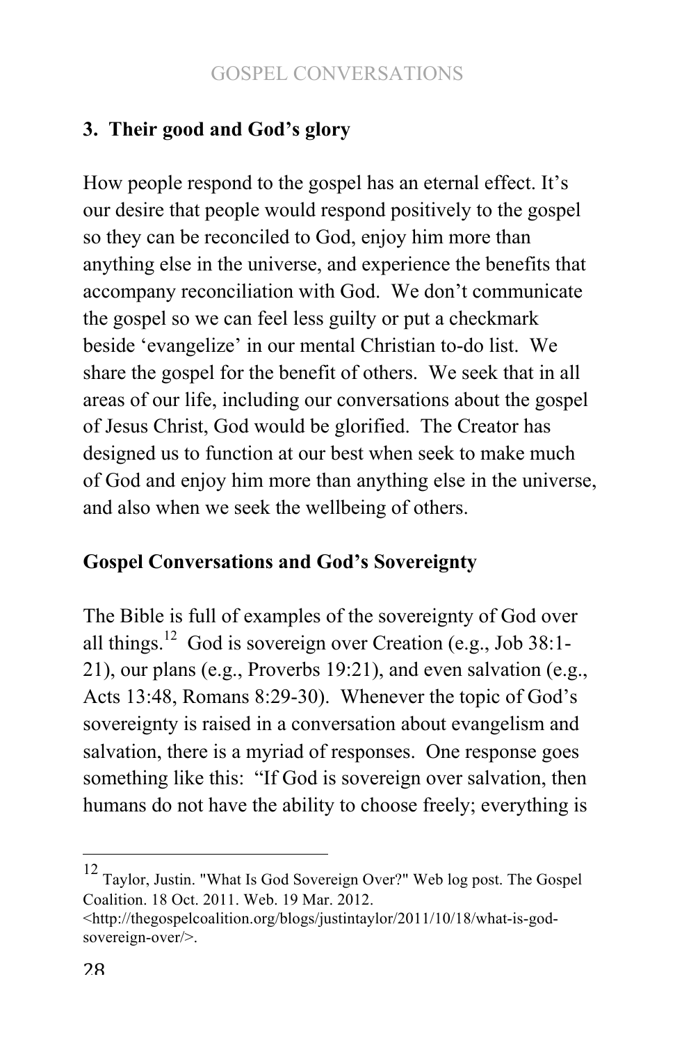### 3. Their good and God's glory

How people respond to the gospel has an eternal effect. It's our desire that people would respond positively to the gospel so they can be reconciled to God, enjoy him more than anything else in the universe, and experience the benefits that accompany reconciliation with God. We don't communicate the gospel so we can feel less guilty or put a checkmark beside 'evangelize' in our mental Christian to-do list. We share the gospel for the benefit of others. We seek that in all areas of our life, including our conversations about the gospel of Jesus Christ, God would be glorified. The Creator has designed us to function at our best when seek to make much of God and enjoy him more than anything else in the universe, and also when we seek the wellbeing of others.

### Gospel Conversations and God's Sovereignty

The Bible is full of examples of the sovereignty of God over all things.[12] God is sovereign over Creation (e.g., Job 38:1-21), our plans (e.g., Proverbs 19:21), and even salvation (e.g., Acts 13:48, Romans 8:29-30). Whenever the topic of God's sovereignty is raised in a conversation about evangelism and salvation, there is a myriad of responses. One response goes something like this: "If God is sovereign over salvation, then humans do not have the ability to choose freely; everything is

---

[12] Taylor, Justin. "What Is God Sovereign Over?" Web log post. The Gospel Coalition. 18 Oct. 2011. Web. 19 Mar. 2012. <http://thegospelcoalition.org/blogs/justintaylor/2011/10/18/what-is-god-sovereign-over/>.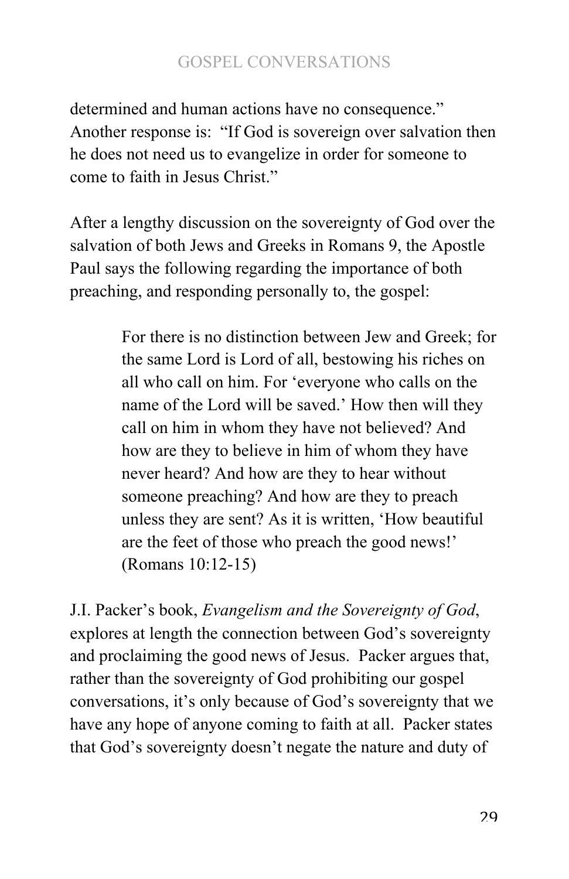determined and human actions have no consequence." Another response is: "If God is sovereign over salvation then he does not need us to evangelize in order for someone to come to faith in Jesus Christ."

After a lengthy discussion on the sovereignty of God over the salvation of both Jews and Greeks in Romans 9, the Apostle Paul says the following regarding the importance of both preaching, and responding personally to, the gospel:

> For there is no distinction between Jew and Greek; for the same Lord is Lord of all, bestowing his riches on all who call on him. For 'everyone who calls on the name of the Lord will be saved.' How then will they call on him in whom they have not believed? And how are they to believe in him of whom they have never heard? And how are they to hear without someone preaching? And how are they to preach unless they are sent? As it is written, 'How beautiful are the feet of those who preach the good news!' (Romans 10:12-15)

J.I. Packer's book, *Evangelism and the Sovereignty of God*, explores at length the connection between God's sovereignty and proclaiming the good news of Jesus. Packer argues that, rather than the sovereignty of God prohibiting our gospel conversations, it's only because of God's sovereignty that we have any hope of anyone coming to faith at all. Packer states that God's sovereignty doesn't negate the nature and duty of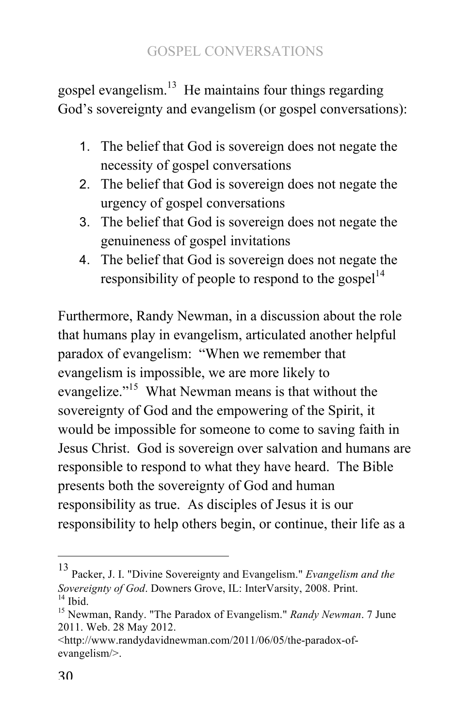gospel evangelism.[13] He maintains four things regarding God's sovereignty and evangelism (or gospel conversations):

1. The belief that God is sovereign does not negate the necessity of gospel conversations
2. The belief that God is sovereign does not negate the urgency of gospel conversations
3. The belief that God is sovereign does not negate the genuineness of gospel invitations
4. The belief that God is sovereign does not negate the responsibility of people to respond to the gospel[14]

Furthermore, Randy Newman, in a discussion about the role that humans play in evangelism, articulated another helpful paradox of evangelism: "When we remember that evangelism is impossible, we are more likely to evangelize."[15] What Newman means is that without the sovereignty of God and the empowering of the Spirit, it would be impossible for someone to come to saving faith in Jesus Christ. God is sovereign over salvation and humans are responsible to respond to what they have heard. The Bible presents both the sovereignty of God and human responsibility as true. As disciples of Jesus it is our responsibility to help others begin, or continue, their life as a

---

[13] Packer, J. I. "Divine Sovereignty and Evangelism." *Evangelism and the Sovereignty of God*. Downers Grove, IL: InterVarsity, 2008. Print.

[14] Ibid.

[15] Newman, Randy. "The Paradox of Evangelism." *Randy Newman*. 7 June 2011. Web. 28 May 2012. <http://www.randydavidnewman.com/2011/06/05/the-paradox-of-evangelism/>.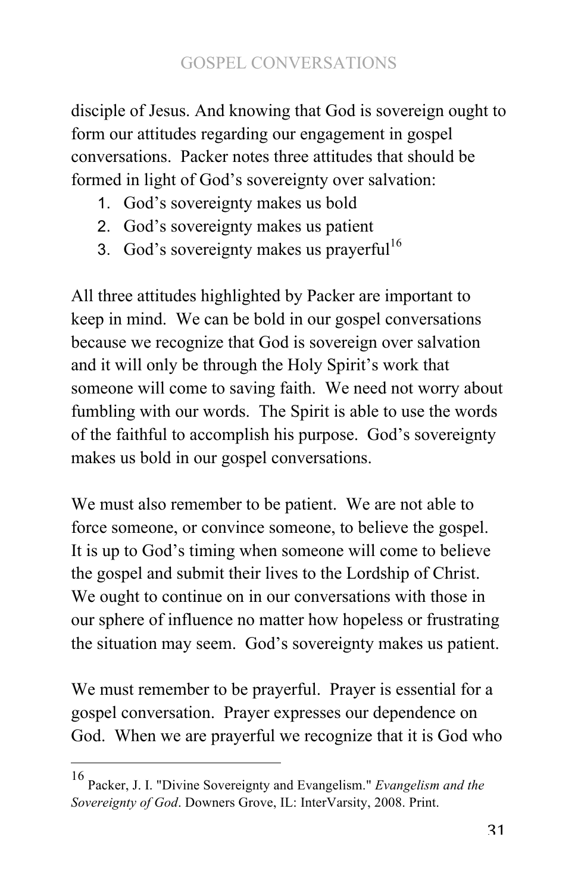disciple of Jesus. And knowing that God is sovereign ought to form our attitudes regarding our engagement in gospel conversations. Packer notes three attitudes that should be formed in light of God's sovereignty over salvation:

1. God's sovereignty makes us bold
2. God's sovereignty makes us patient
3. God's sovereignty makes us prayerful[16]

All three attitudes highlighted by Packer are important to keep in mind. We can be bold in our gospel conversations because we recognize that God is sovereign over salvation and it will only be through the Holy Spirit's work that someone will come to saving faith. We need not worry about fumbling with our words. The Spirit is able to use the words of the faithful to accomplish his purpose. God's sovereignty makes us bold in our gospel conversations.

We must also remember to be patient. We are not able to force someone, or convince someone, to believe the gospel. It is up to God's timing when someone will come to believe the gospel and submit their lives to the Lordship of Christ. We ought to continue on in our conversations with those in our sphere of influence no matter how hopeless or frustrating the situation may seem. God's sovereignty makes us patient.

We must remember to be prayerful. Prayer is essential for a gospel conversation. Prayer expresses our dependence on God. When we are prayerful we recognize that it is God who

---

[16] Packer, J. I. "Divine Sovereignty and Evangelism." *Evangelism and the Sovereignty of God*. Downers Grove, IL: InterVarsity, 2008. Print.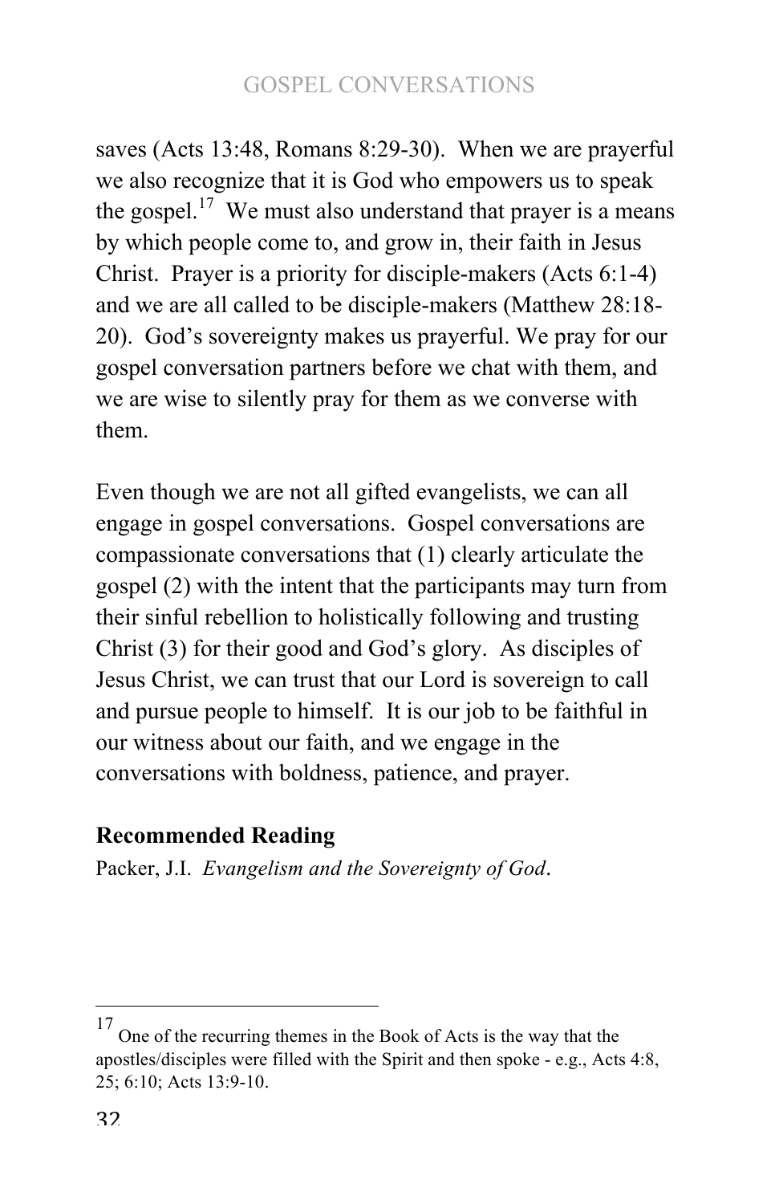saves (Acts 13:48, Romans 8:29-30). When we are prayerful we also recognize that it is God who empowers us to speak the gospel.[17] We must also understand that prayer is a means by which people come to, and grow in, their faith in Jesus Christ. Prayer is a priority for disciple-makers (Acts 6:1-4) and we are all called to be disciple-makers (Matthew 28:18-20). God's sovereignty makes us prayerful. We pray for our gospel conversation partners before we chat with them, and we are wise to silently pray for them as we converse with them.

Even though we are not all gifted evangelists, we can all engage in gospel conversations. Gospel conversations are compassionate conversations that (1) clearly articulate the gospel (2) with the intent that the participants may turn from their sinful rebellion to holistically following and trusting Christ (3) for their good and God's glory. As disciples of Jesus Christ, we can trust that our Lord is sovereign to call and pursue people to himself. It is our job to be faithful in our witness about our faith, and we engage in the conversations with boldness, patience, and prayer.

**Recommended Reading**

Packer, J.I. *Evangelism and the Sovereignty of God*.

---

[17] One of the recurring themes in the Book of Acts is the way that the apostles/disciples were filled with the Spirit and then spoke - e.g., Acts 4:8, 25; 6:10; Acts 13:9-10.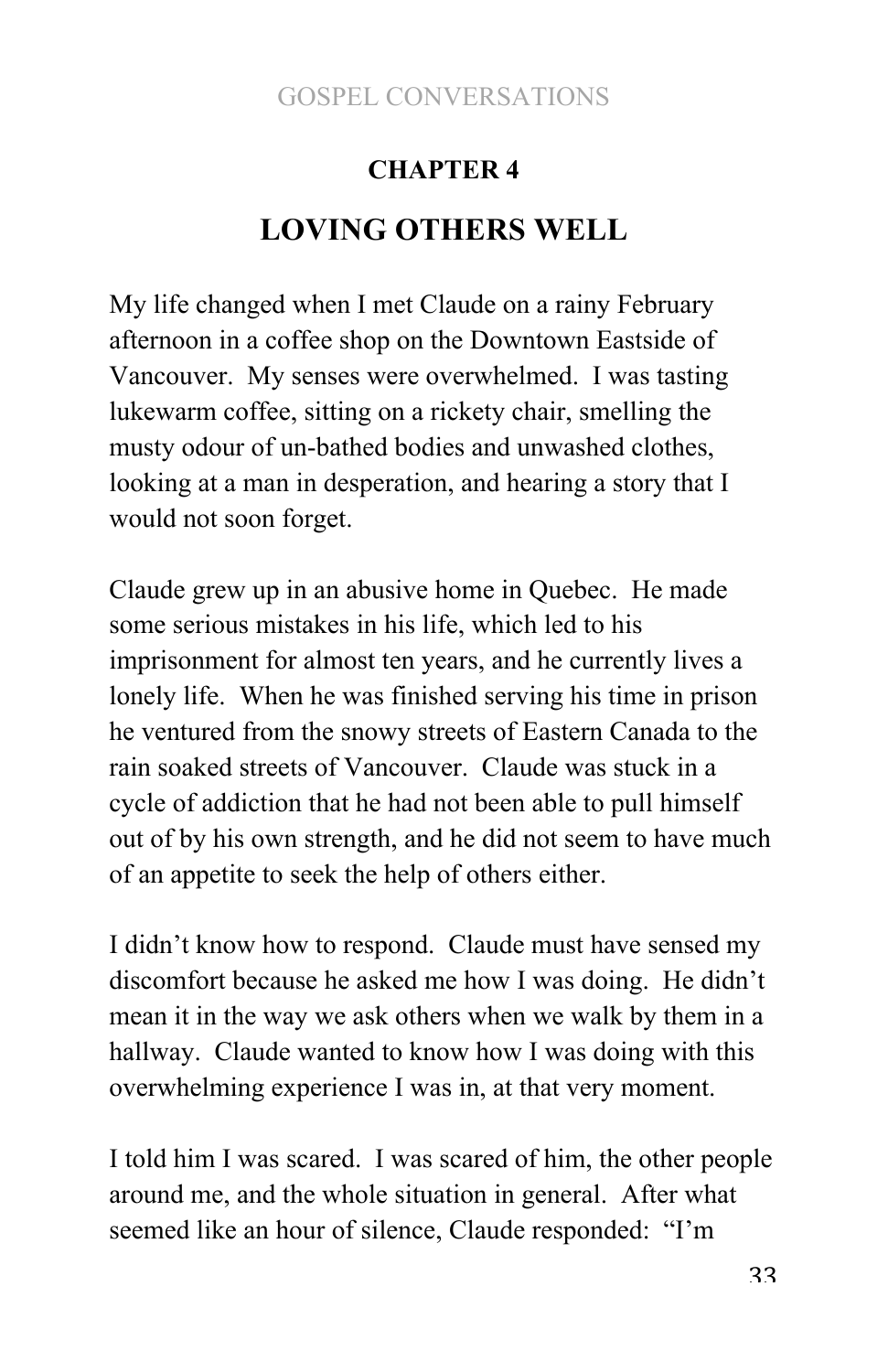## CHAPTER 4

# LOVING OTHERS WELL

My life changed when I met Claude on a rainy February afternoon in a coffee shop on the Downtown Eastside of Vancouver. My senses were overwhelmed. I was tasting lukewarm coffee, sitting on a rickety chair, smelling the musty odour of un-bathed bodies and unwashed clothes, looking at a man in desperation, and hearing a story that I would not soon forget.

Claude grew up in an abusive home in Quebec. He made some serious mistakes in his life, which led to his imprisonment for almost ten years, and he currently lives a lonely life. When he was finished serving his time in prison he ventured from the snowy streets of Eastern Canada to the rain soaked streets of Vancouver. Claude was stuck in a cycle of addiction that he had not been able to pull himself out of by his own strength, and he did not seem to have much of an appetite to seek the help of others either.

I didn't know how to respond. Claude must have sensed my discomfort because he asked me how I was doing. He didn't mean it in the way we ask others when we walk by them in a hallway. Claude wanted to know how I was doing with this overwhelming experience I was in, at that very moment.

I told him I was scared. I was scared of him, the other people around me, and the whole situation in general. After what seemed like an hour of silence, Claude responded: "I'm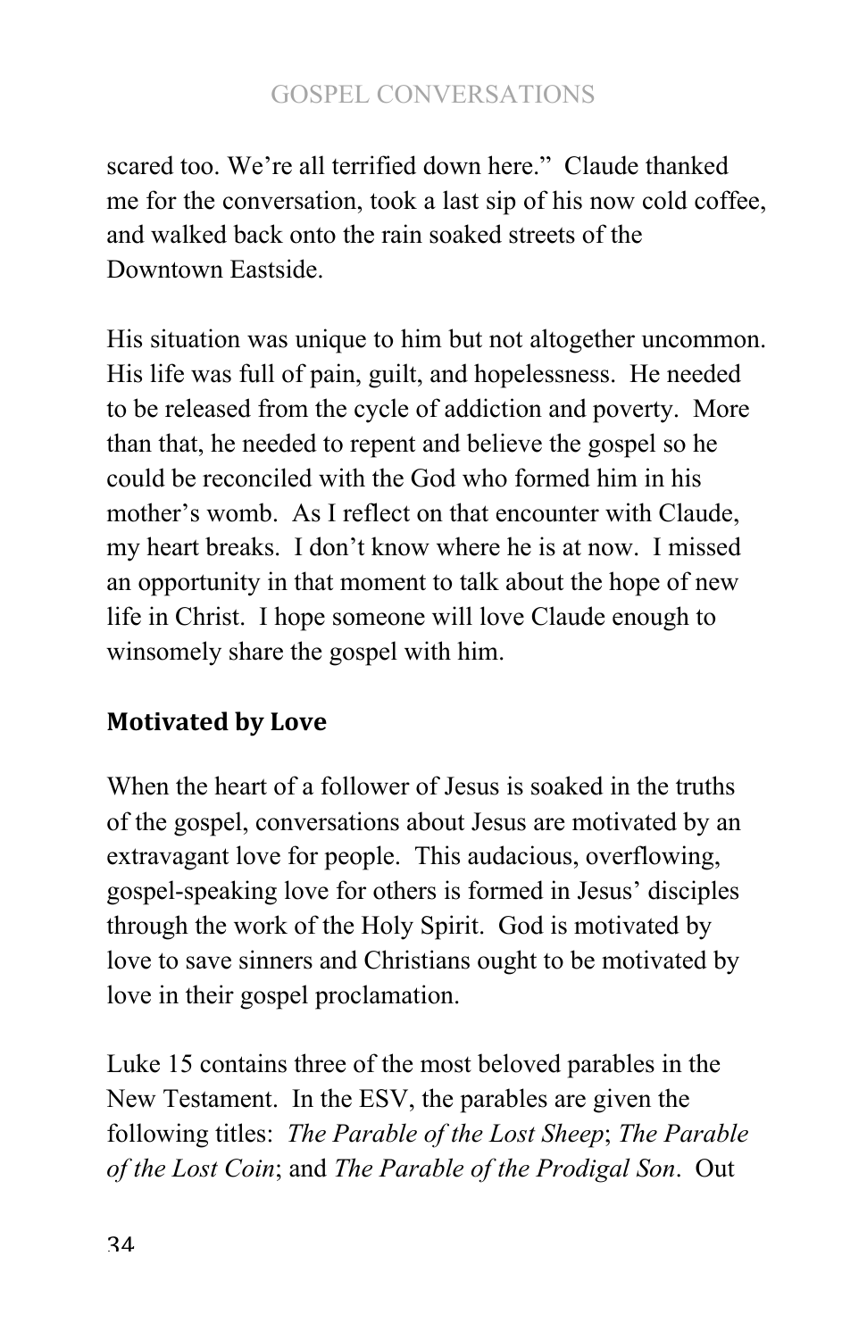scared too. We're all terrified down here." Claude thanked me for the conversation, took a last sip of his now cold coffee, and walked back onto the rain soaked streets of the Downtown Eastside.

His situation was unique to him but not altogether uncommon. His life was full of pain, guilt, and hopelessness. He needed to be released from the cycle of addiction and poverty. More than that, he needed to repent and believe the gospel so he could be reconciled with the God who formed him in his mother's womb. As I reflect on that encounter with Claude, my heart breaks. I don't know where he is at now. I missed an opportunity in that moment to talk about the hope of new life in Christ. I hope someone will love Claude enough to winsomely share the gospel with him.

## Motivated by Love

When the heart of a follower of Jesus is soaked in the truths of the gospel, conversations about Jesus are motivated by an extravagant love for people. This audacious, overflowing, gospel-speaking love for others is formed in Jesus' disciples through the work of the Holy Spirit. God is motivated by love to save sinners and Christians ought to be motivated by love in their gospel proclamation.

Luke 15 contains three of the most beloved parables in the New Testament. In the ESV, the parables are given the following titles: *The Parable of the Lost Sheep*; *The Parable of the Lost Coin*; and *The Parable of the Prodigal Son*. Out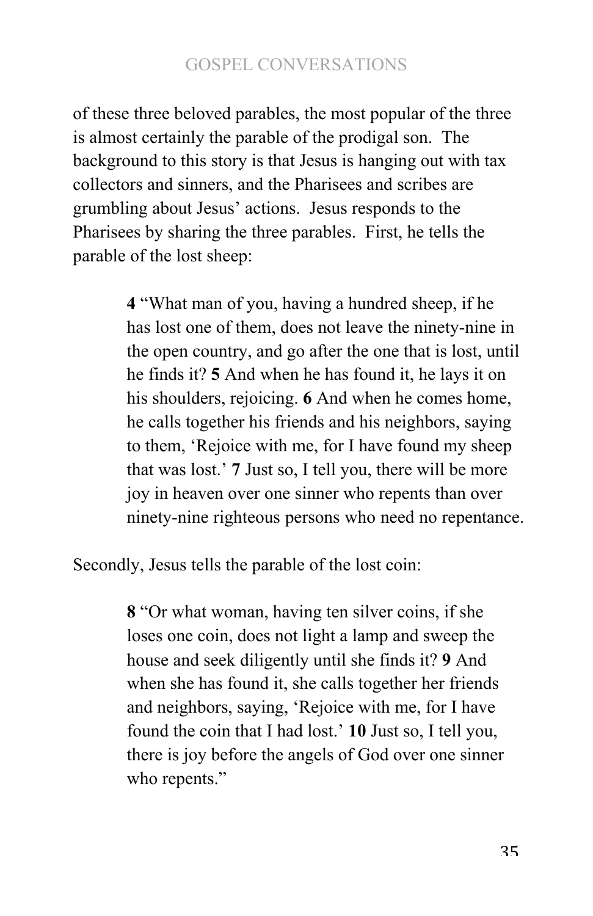of these three beloved parables, the most popular of the three is almost certainly the parable of the prodigal son. The background to this story is that Jesus is hanging out with tax collectors and sinners, and the Pharisees and scribes are grumbling about Jesus' actions. Jesus responds to the Pharisees by sharing the three parables. First, he tells the parable of the lost sheep:

> **4** "What man of you, having a hundred sheep, if he has lost one of them, does not leave the ninety-nine in the open country, and go after the one that is lost, until he finds it? **5** And when he has found it, he lays it on his shoulders, rejoicing. **6** And when he comes home, he calls together his friends and his neighbors, saying to them, 'Rejoice with me, for I have found my sheep that was lost.' **7** Just so, I tell you, there will be more joy in heaven over one sinner who repents than over ninety-nine righteous persons who need no repentance.

Secondly, Jesus tells the parable of the lost coin:

> **8** "Or what woman, having ten silver coins, if she loses one coin, does not light a lamp and sweep the house and seek diligently until she finds it? **9** And when she has found it, she calls together her friends and neighbors, saying, 'Rejoice with me, for I have found the coin that I had lost.' **10** Just so, I tell you, there is joy before the angels of God over one sinner who repents."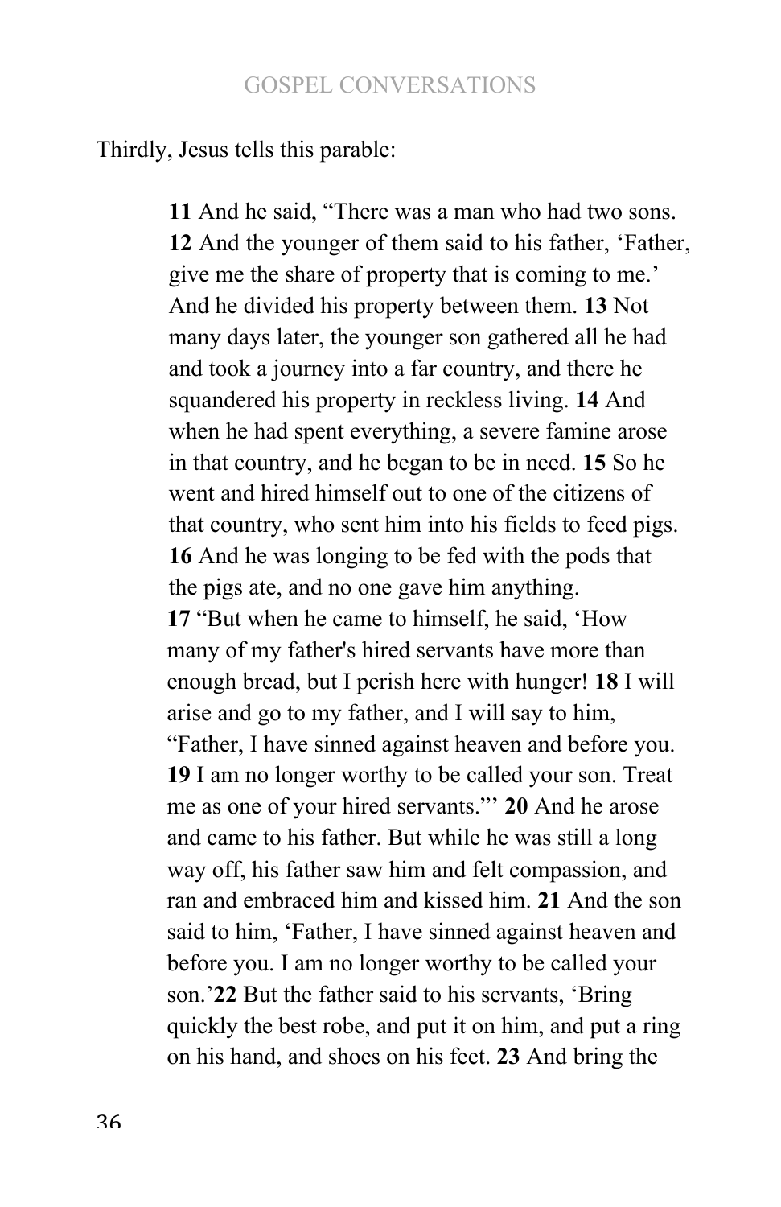Thirdly, Jesus tells this parable:

> **11** And he said, “There was a man who had two sons. **12** And the younger of them said to his father, ‘Father, give me the share of property that is coming to me.’ And he divided his property between them. **13** Not many days later, the younger son gathered all he had and took a journey into a far country, and there he squandered his property in reckless living. **14** And when he had spent everything, a severe famine arose in that country, and he began to be in need. **15** So he went and hired himself out to one of the citizens of that country, who sent him into his fields to feed pigs. **16** And he was longing to be fed with the pods that the pigs ate, and no one gave him anything.
> **17** “But when he came to himself, he said, ‘How many of my father's hired servants have more than enough bread, but I perish here with hunger! **18** I will arise and go to my father, and I will say to him, “Father, I have sinned against heaven and before you. **19** I am no longer worthy to be called your son. Treat me as one of your hired servants.”’ **20** And he arose and came to his father. But while he was still a long way off, his father saw him and felt compassion, and ran and embraced him and kissed him. **21** And the son said to him, ‘Father, I have sinned against heaven and before you. I am no longer worthy to be called your son.’ **22** But the father said to his servants, ‘Bring quickly the best robe, and put it on him, and put a ring on his hand, and shoes on his feet. **23** And bring the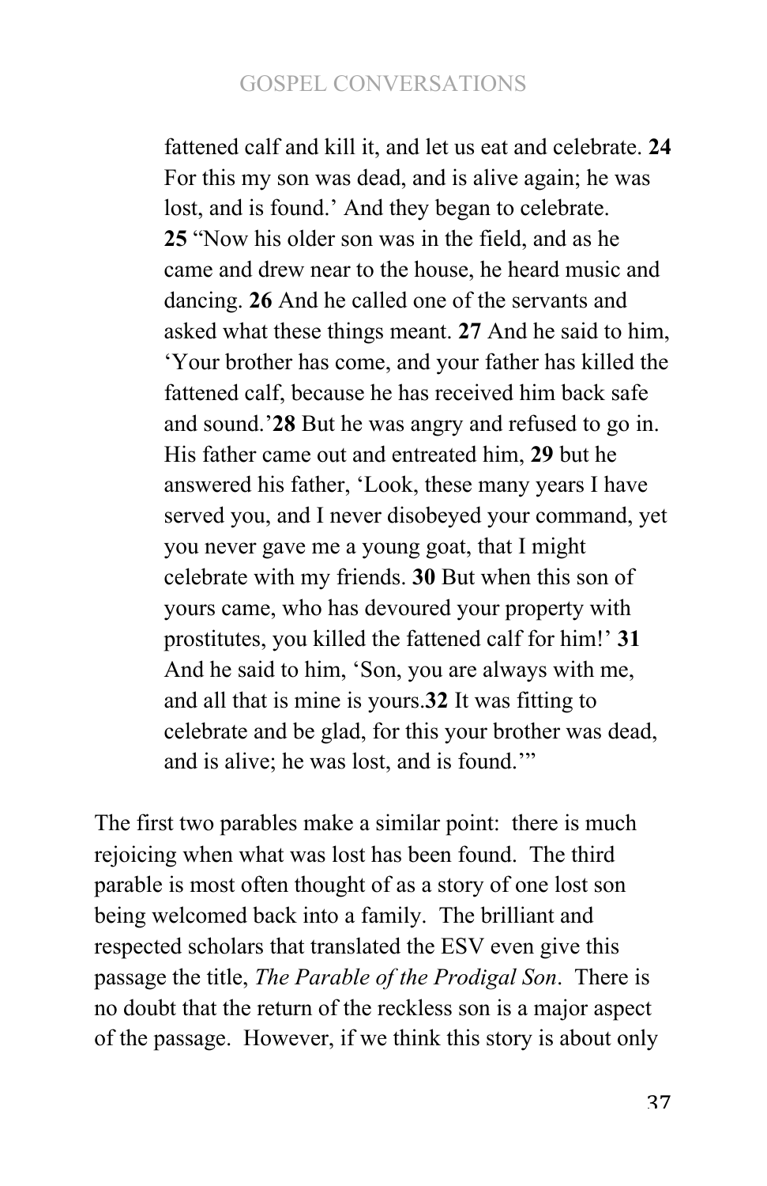> fattened calf and kill it, and let us eat and celebrate. **24** For this my son was dead, and is alive again; he was lost, and is found.' And they began to celebrate. **25** "Now his older son was in the field, and as he came and drew near to the house, he heard music and dancing. **26** And he called one of the servants and asked what these things meant. **27** And he said to him, 'Your brother has come, and your father has killed the fattened calf, because he has received him back safe and sound.'**28** But he was angry and refused to go in. His father came out and entreated him, **29** but he answered his father, 'Look, these many years I have served you, and I never disobeyed your command, yet you never gave me a young goat, that I might celebrate with my friends. **30** But when this son of yours came, who has devoured your property with prostitutes, you killed the fattened calf for him!' **31** And he said to him, 'Son, you are always with me, and all that is mine is yours.**32** It was fitting to celebrate and be glad, for this your brother was dead, and is alive; he was lost, and is found.'"

The first two parables make a similar point: there is much rejoicing when what was lost has been found. The third parable is most often thought of as a story of one lost son being welcomed back into a family. The brilliant and respected scholars that translated the ESV even give this passage the title, *The Parable of the Prodigal Son*. There is no doubt that the return of the reckless son is a major aspect of the passage. However, if we think this story is about only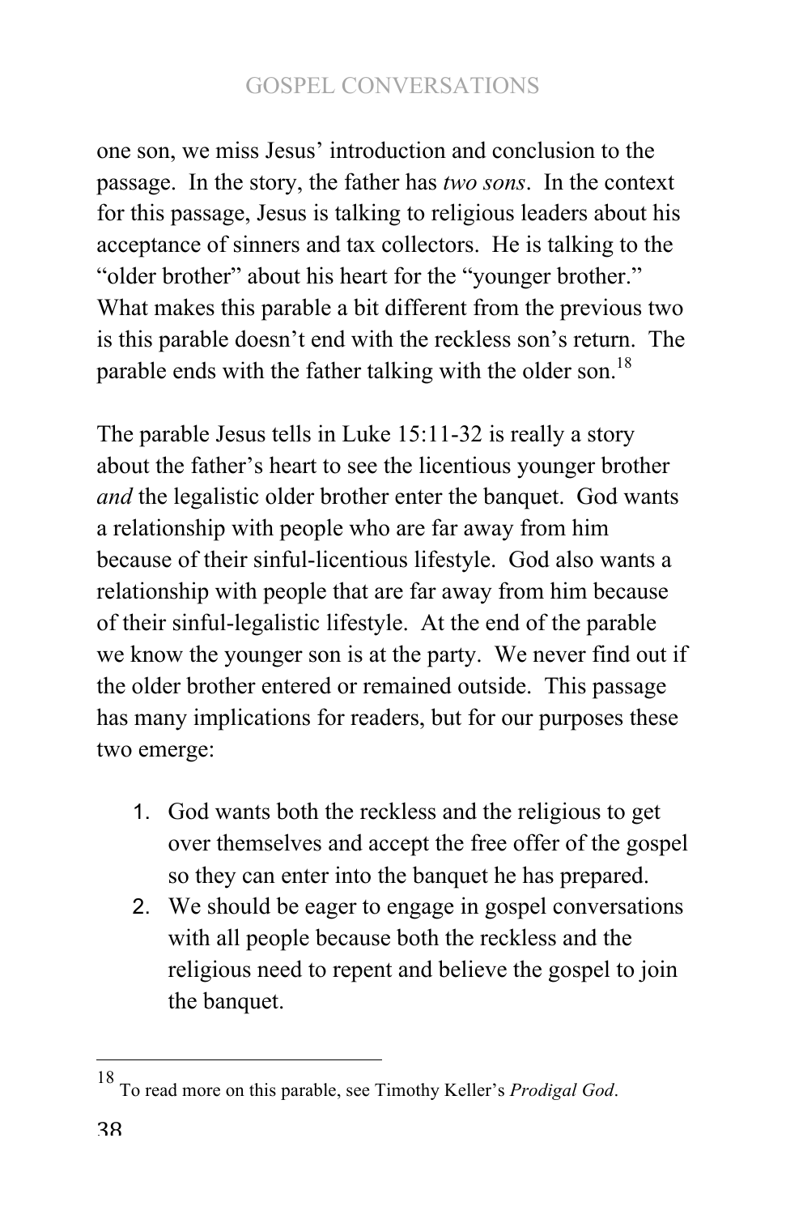one son, we miss Jesus' introduction and conclusion to the passage. In the story, the father has *two sons*. In the context for this passage, Jesus is talking to religious leaders about his acceptance of sinners and tax collectors. He is talking to the "older brother" about his heart for the "younger brother." What makes this parable a bit different from the previous two is this parable doesn't end with the reckless son's return. The parable ends with the father talking with the older son.[18]

The parable Jesus tells in Luke 15:11-32 is really a story about the father's heart to see the licentious younger brother *and* the legalistic older brother enter the banquet. God wants a relationship with people who are far away from him because of their sinful-licentious lifestyle. God also wants a relationship with people that are far away from him because of their sinful-legalistic lifestyle. At the end of the parable we know the younger son is at the party. We never find out if the older brother entered or remained outside. This passage has many implications for readers, but for our purposes these two emerge:

1. God wants both the reckless and the religious to get over themselves and accept the free offer of the gospel so they can enter into the banquet he has prepared.
2. We should be eager to engage in gospel conversations with all people because both the reckless and the religious need to repent and believe the gospel to join the banquet.

---

[18] To read more on this parable, see Timothy Keller's *Prodigal God*.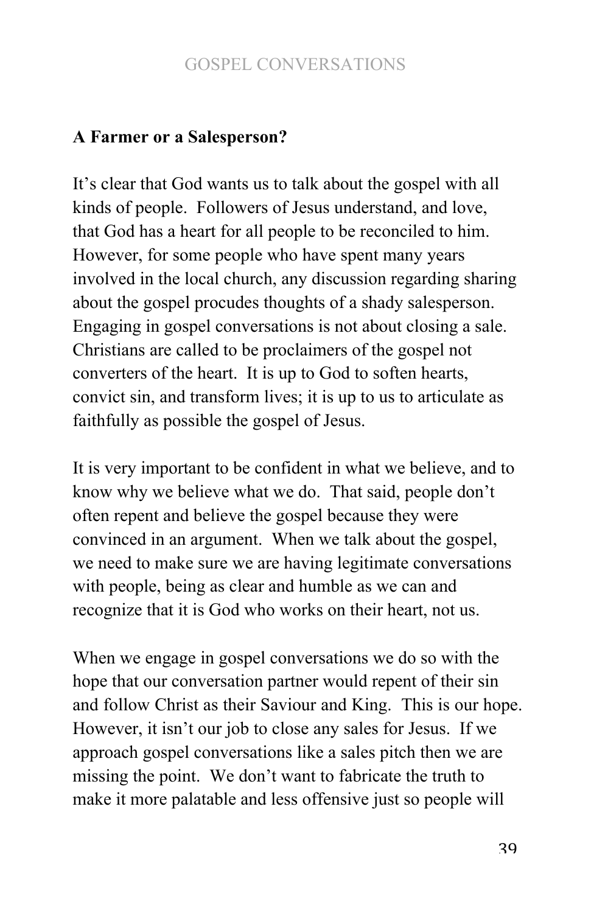**A Farmer or a Salesperson?**

It's clear that God wants us to talk about the gospel with all kinds of people. Followers of Jesus understand, and love, that God has a heart for all people to be reconciled to him. However, for some people who have spent many years involved in the local church, any discussion regarding sharing about the gospel procudes thoughts of a shady salesperson. Engaging in gospel conversations is not about closing a sale. Christians are called to be proclaimers of the gospel not converters of the heart. It is up to God to soften hearts, convict sin, and transform lives; it is up to us to articulate as faithfully as possible the gospel of Jesus.

It is very important to be confident in what we believe, and to know why we believe what we do. That said, people don't often repent and believe the gospel because they were convinced in an argument. When we talk about the gospel, we need to make sure we are having legitimate conversations with people, being as clear and humble as we can and recognize that it is God who works on their heart, not us.

When we engage in gospel conversations we do so with the hope that our conversation partner would repent of their sin and follow Christ as their Saviour and King. This is our hope. However, it isn't our job to close any sales for Jesus. If we approach gospel conversations like a sales pitch then we are missing the point. We don't want to fabricate the truth to make it more palatable and less offensive just so people will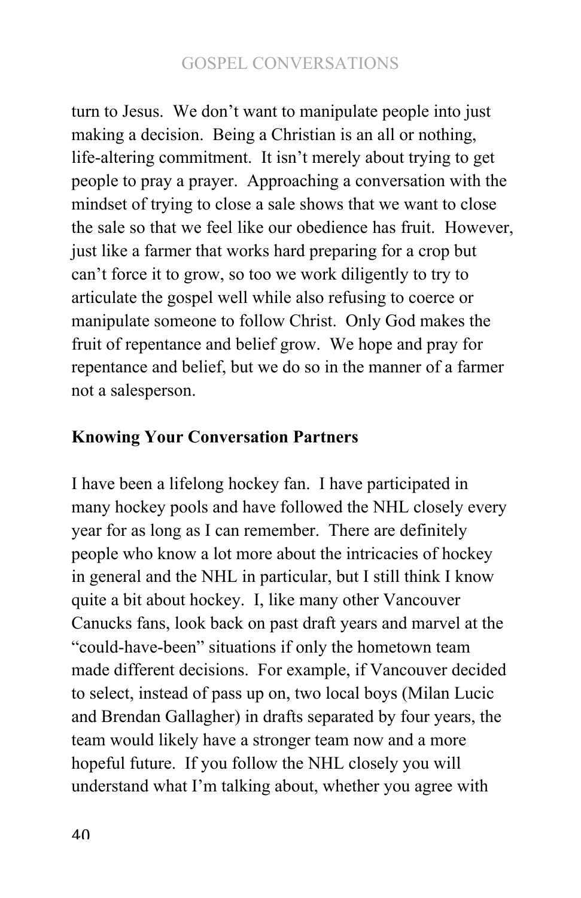turn to Jesus. We don't want to manipulate people into just making a decision. Being a Christian is an all or nothing, life-altering commitment. It isn't merely about trying to get people to pray a prayer. Approaching a conversation with the mindset of trying to close a sale shows that we want to close the sale so that we feel like our obedience has fruit. However, just like a farmer that works hard preparing for a crop but can't force it to grow, so too we work diligently to try to articulate the gospel well while also refusing to coerce or manipulate someone to follow Christ. Only God makes the fruit of repentance and belief grow. We hope and pray for repentance and belief, but we do so in the manner of a farmer not a salesperson.

## Knowing Your Conversation Partners

I have been a lifelong hockey fan. I have participated in many hockey pools and have followed the NHL closely every year for as long as I can remember. There are definitely people who know a lot more about the intricacies of hockey in general and the NHL in particular, but I still think I know quite a bit about hockey. I, like many other Vancouver Canucks fans, look back on past draft years and marvel at the "could-have-been" situations if only the hometown team made different decisions. For example, if Vancouver decided to select, instead of pass up on, two local boys (Milan Lucic and Brendan Gallagher) in drafts separated by four years, the team would likely have a stronger team now and a more hopeful future. If you follow the NHL closely you will understand what I'm talking about, whether you agree with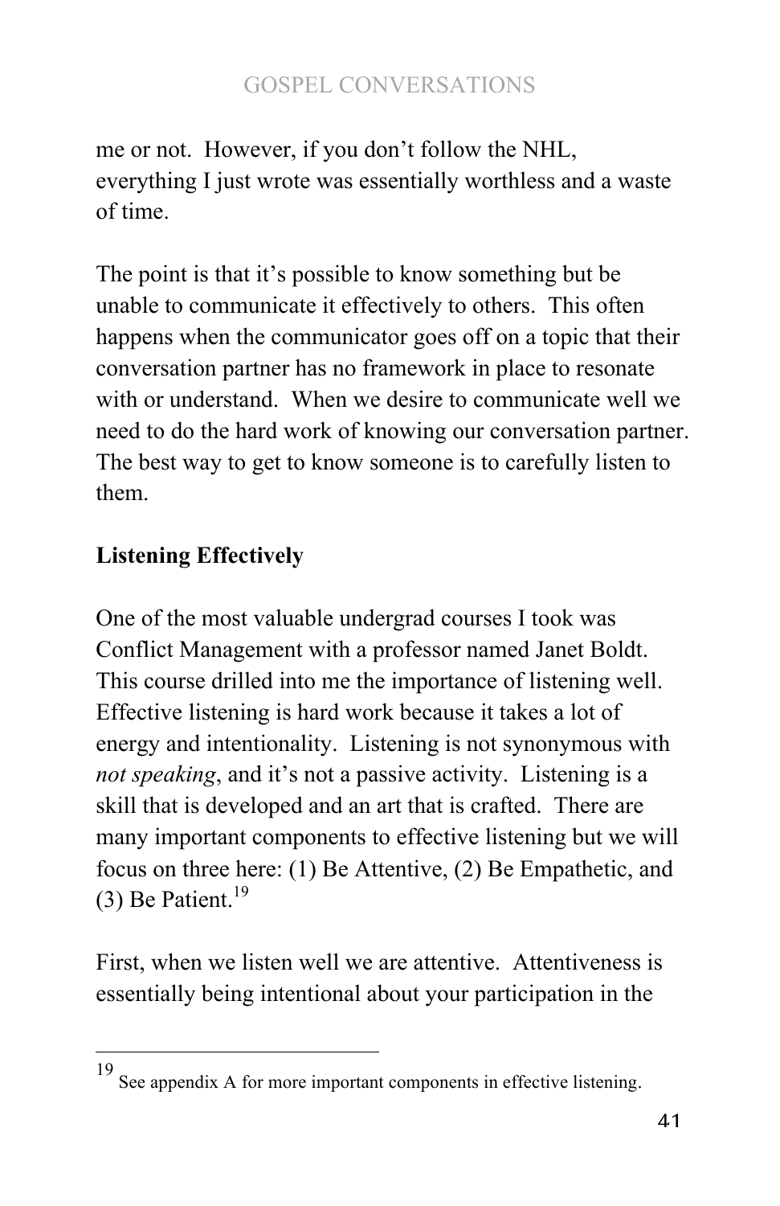me or not. However, if you don't follow the NHL, everything I just wrote was essentially worthless and a waste of time.

The point is that it's possible to know something but be unable to communicate it effectively to others. This often happens when the communicator goes off on a topic that their conversation partner has no framework in place to resonate with or understand. When we desire to communicate well we need to do the hard work of knowing our conversation partner. The best way to get to know someone is to carefully listen to them.

## Listening Effectively

One of the most valuable undergrad courses I took was Conflict Management with a professor named Janet Boldt. This course drilled into me the importance of listening well. Effective listening is hard work because it takes a lot of energy and intentionality. Listening is not synonymous with *not speaking*, and it's not a passive activity. Listening is a skill that is developed and an art that is crafted. There are many important components to effective listening but we will focus on three here: (1) Be Attentive, (2) Be Empathetic, and (3) Be Patient.[19]

First, when we listen well we are attentive. Attentiveness is essentially being intentional about your participation in the

---

[19] See appendix A for more important components in effective listening.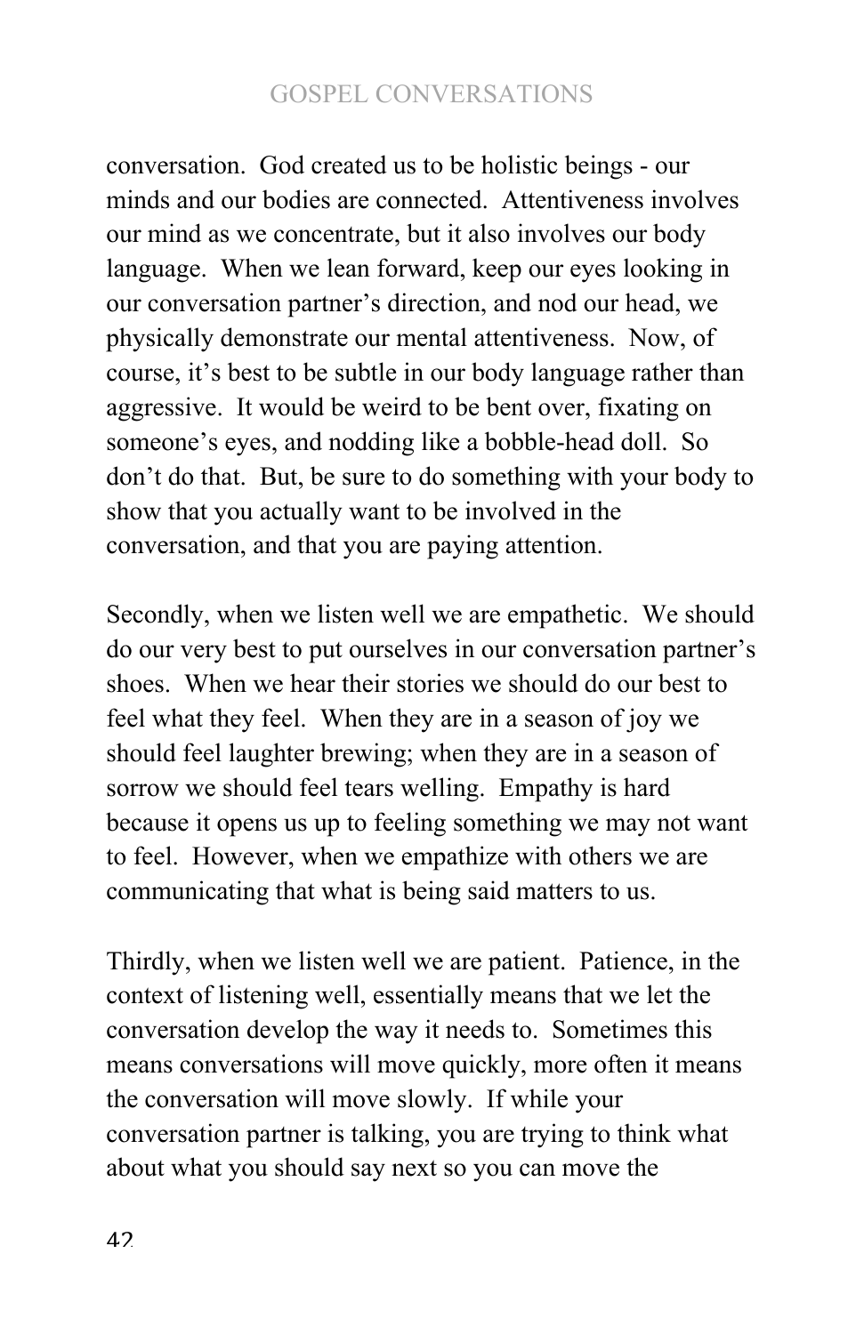conversation. God created us to be holistic beings - our minds and our bodies are connected. Attentiveness involves our mind as we concentrate, but it also involves our body language. When we lean forward, keep our eyes looking in our conversation partner's direction, and nod our head, we physically demonstrate our mental attentiveness. Now, of course, it's best to be subtle in our body language rather than aggressive. It would be weird to be bent over, fixating on someone's eyes, and nodding like a bobble-head doll. So don't do that. But, be sure to do something with your body to show that you actually want to be involved in the conversation, and that you are paying attention.

Secondly, when we listen well we are empathetic. We should do our very best to put ourselves in our conversation partner's shoes. When we hear their stories we should do our best to feel what they feel. When they are in a season of joy we should feel laughter brewing; when they are in a season of sorrow we should feel tears welling. Empathy is hard because it opens us up to feeling something we may not want to feel. However, when we empathize with others we are communicating that what is being said matters to us.

Thirdly, when we listen well we are patient. Patience, in the context of listening well, essentially means that we let the conversation develop the way it needs to. Sometimes this means conversations will move quickly, more often it means the conversation will move slowly. If while your conversation partner is talking, you are trying to think what about what you should say next so you can move the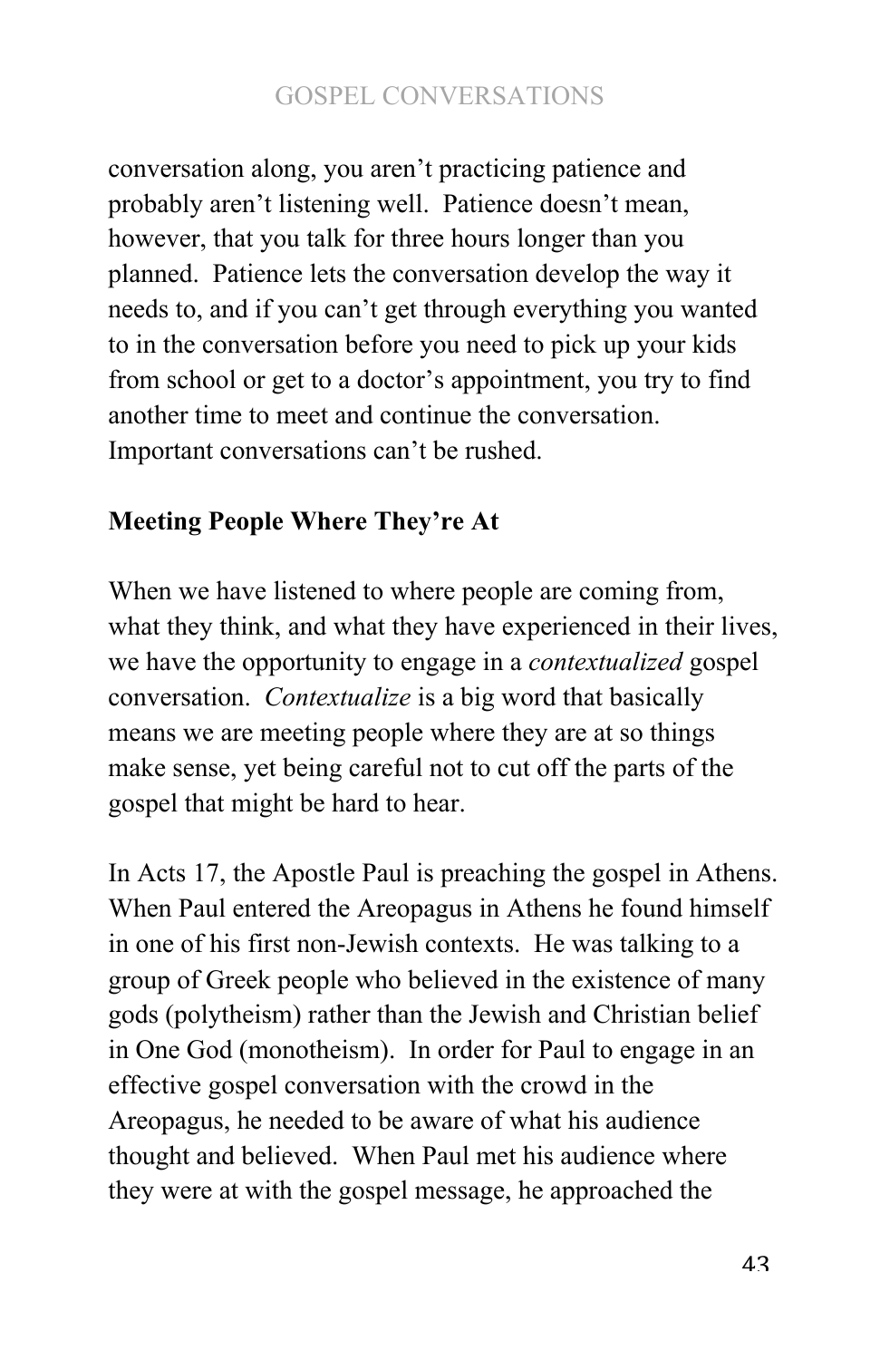conversation along, you aren't practicing patience and probably aren't listening well. Patience doesn't mean, however, that you talk for three hours longer than you planned. Patience lets the conversation develop the way it needs to, and if you can't get through everything you wanted to in the conversation before you need to pick up your kids from school or get to a doctor's appointment, you try to find another time to meet and continue the conversation. Important conversations can't be rushed.

**Meeting People Where They're At**

When we have listened to where people are coming from, what they think, and what they have experienced in their lives, we have the opportunity to engage in a *contextualized* gospel conversation. *Contextualize* is a big word that basically means we are meeting people where they are at so things make sense, yet being careful not to cut off the parts of the gospel that might be hard to hear.

In Acts 17, the Apostle Paul is preaching the gospel in Athens. When Paul entered the Areopagus in Athens he found himself in one of his first non-Jewish contexts. He was talking to a group of Greek people who believed in the existence of many gods (polytheism) rather than the Jewish and Christian belief in One God (monotheism). In order for Paul to engage in an effective gospel conversation with the crowd in the Areopagus, he needed to be aware of what his audience thought and believed. When Paul met his audience where they were at with the gospel message, he approached the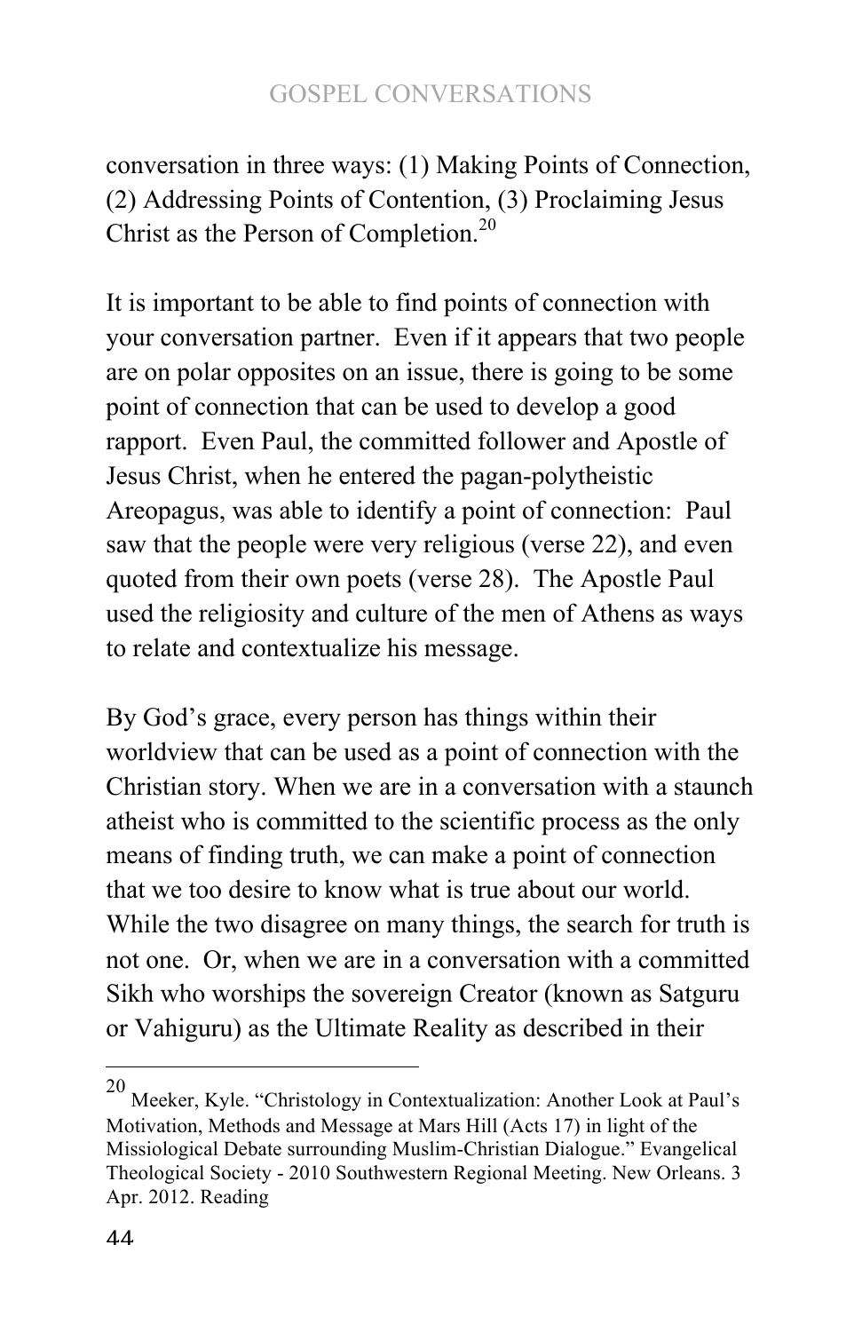conversation in three ways: (1) Making Points of Connection, (2) Addressing Points of Contention, (3) Proclaiming Jesus Christ as the Person of Completion.[20]

It is important to be able to find points of connection with your conversation partner.  Even if it appears that two people are on polar opposites on an issue, there is going to be some point of connection that can be used to develop a good rapport.  Even Paul, the committed follower and Apostle of Jesus Christ, when he entered the pagan-polytheistic Areopagus, was able to identify a point of connection:  Paul saw that the people were very religious (verse 22), and even quoted from their own poets (verse 28).  The Apostle Paul used the religiosity and culture of the men of Athens as ways to relate and contextualize his message.

By God's grace, every person has things within their worldview that can be used as a point of connection with the Christian story. When we are in a conversation with a staunch atheist who is committed to the scientific process as the only means of finding truth, we can make a point of connection that we too desire to know what is true about our world. While the two disagree on many things, the search for truth is not one.  Or, when we are in a conversation with a committed Sikh who worships the sovereign Creator (known as Satguru or Vahiguru) as the Ultimate Reality as described in their

---

[20] Meeker, Kyle. "Christology in Contextualization: Another Look at Paul's Motivation, Methods and Message at Mars Hill (Acts 17) in light of the Missiological Debate surrounding Muslim-Christian Dialogue." Evangelical Theological Society - 2010 Southwestern Regional Meeting. New Orleans. 3 Apr. 2012. Reading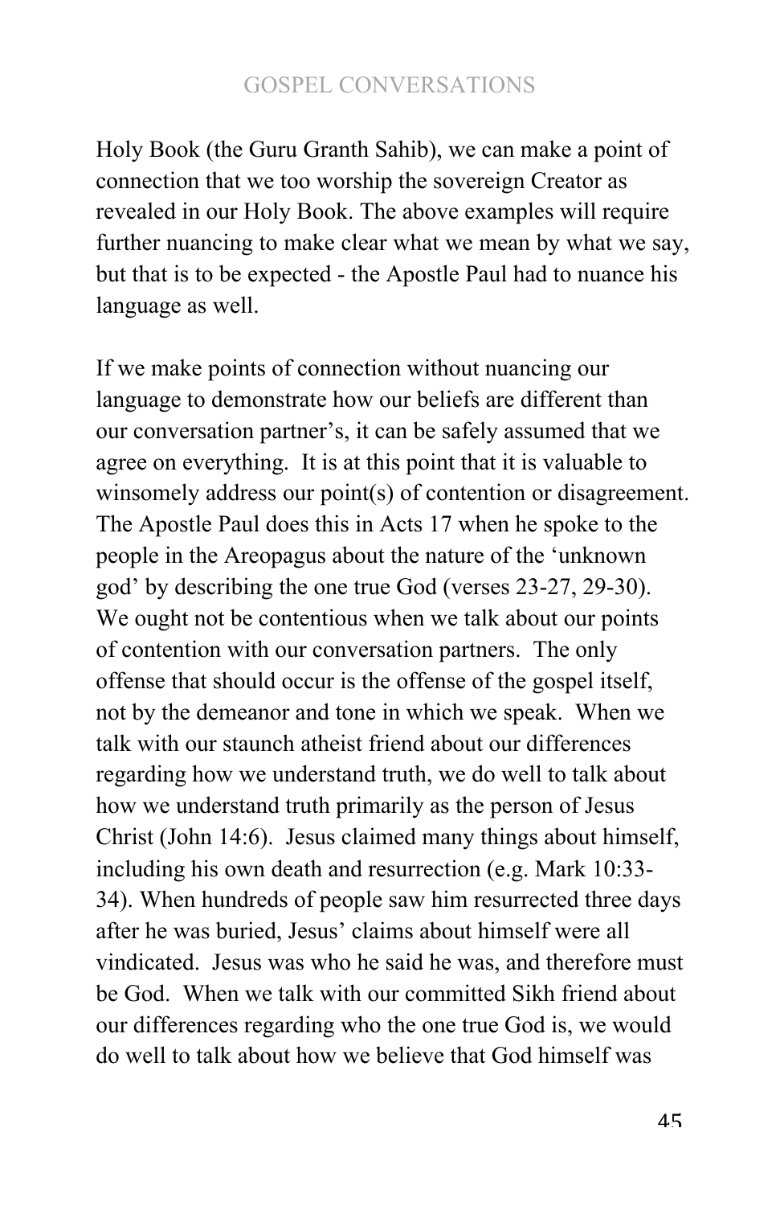Holy Book (the Guru Granth Sahib), we can make a point of connection that we too worship the sovereign Creator as revealed in our Holy Book. The above examples will require further nuancing to make clear what we mean by what we say, but that is to be expected - the Apostle Paul had to nuance his language as well.

If we make points of connection without nuancing our language to demonstrate how our beliefs are different than our conversation partner's, it can be safely assumed that we agree on everything. It is at this point that it is valuable to winsomely address our point(s) of contention or disagreement. The Apostle Paul does this in Acts 17 when he spoke to the people in the Areopagus about the nature of the 'unknown god' by describing the one true God (verses 23-27, 29-30). We ought not be contentious when we talk about our points of contention with our conversation partners. The only offense that should occur is the offense of the gospel itself, not by the demeanor and tone in which we speak. When we talk with our staunch atheist friend about our differences regarding how we understand truth, we do well to talk about how we understand truth primarily as the person of Jesus Christ (John 14:6). Jesus claimed many things about himself, including his own death and resurrection (e.g. Mark 10:33-34). When hundreds of people saw him resurrected three days after he was buried, Jesus' claims about himself were all vindicated. Jesus was who he said he was, and therefore must be God. When we talk with our committed Sikh friend about our differences regarding who the one true God is, we would do well to talk about how we believe that God himself was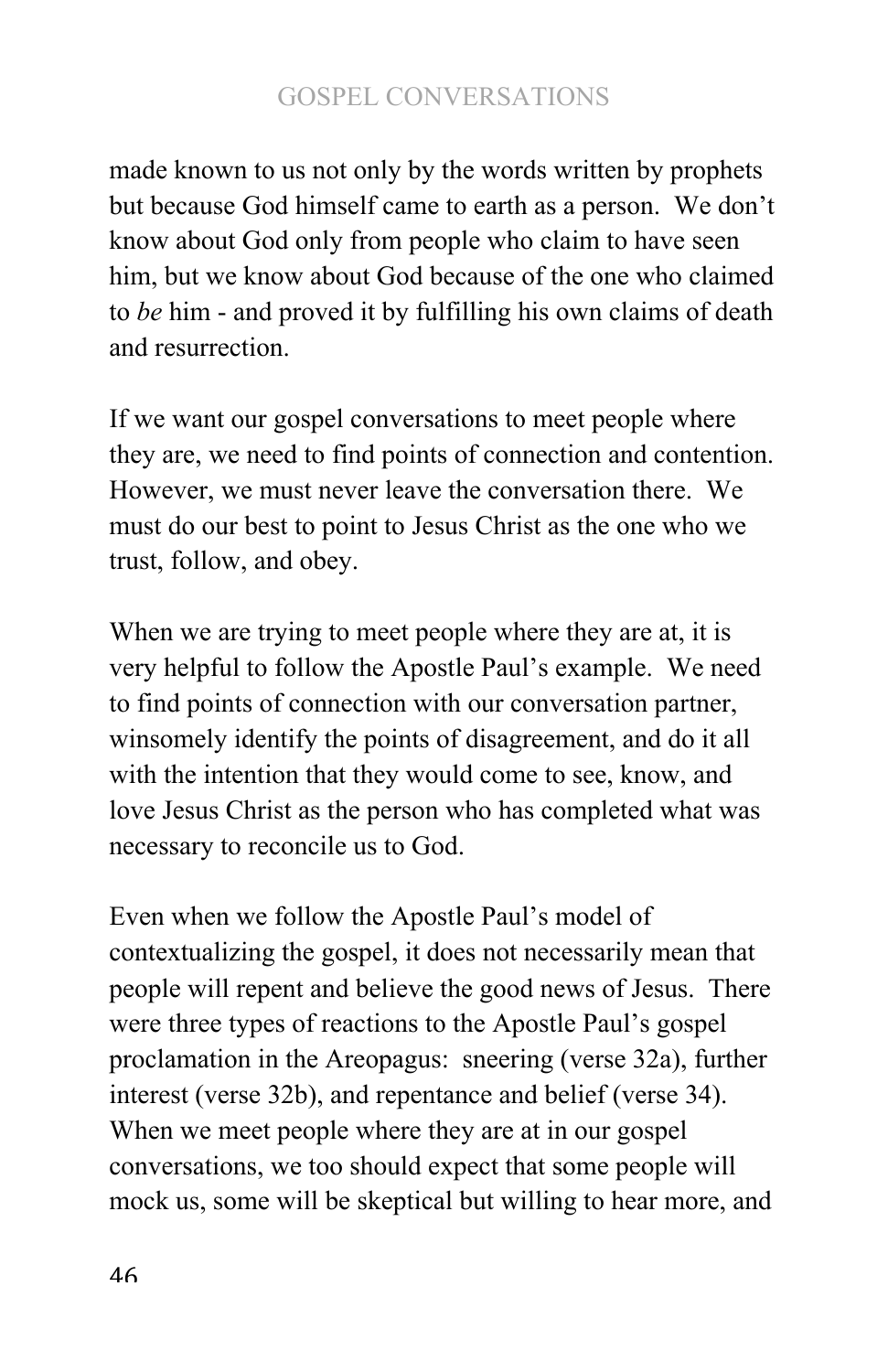made known to us not only by the words written by prophets but because God himself came to earth as a person. We don't know about God only from people who claim to have seen him, but we know about God because of the one who claimed to *be* him - and proved it by fulfilling his own claims of death and resurrection.

If we want our gospel conversations to meet people where they are, we need to find points of connection and contention. However, we must never leave the conversation there. We must do our best to point to Jesus Christ as the one who we trust, follow, and obey.

When we are trying to meet people where they are at, it is very helpful to follow the Apostle Paul's example. We need to find points of connection with our conversation partner, winsomely identify the points of disagreement, and do it all with the intention that they would come to see, know, and love Jesus Christ as the person who has completed what was necessary to reconcile us to God.

Even when we follow the Apostle Paul's model of contextualizing the gospel, it does not necessarily mean that people will repent and believe the good news of Jesus. There were three types of reactions to the Apostle Paul's gospel proclamation in the Areopagus: sneering (verse 32a), further interest (verse 32b), and repentance and belief (verse 34). When we meet people where they are at in our gospel conversations, we too should expect that some people will mock us, some will be skeptical but willing to hear more, and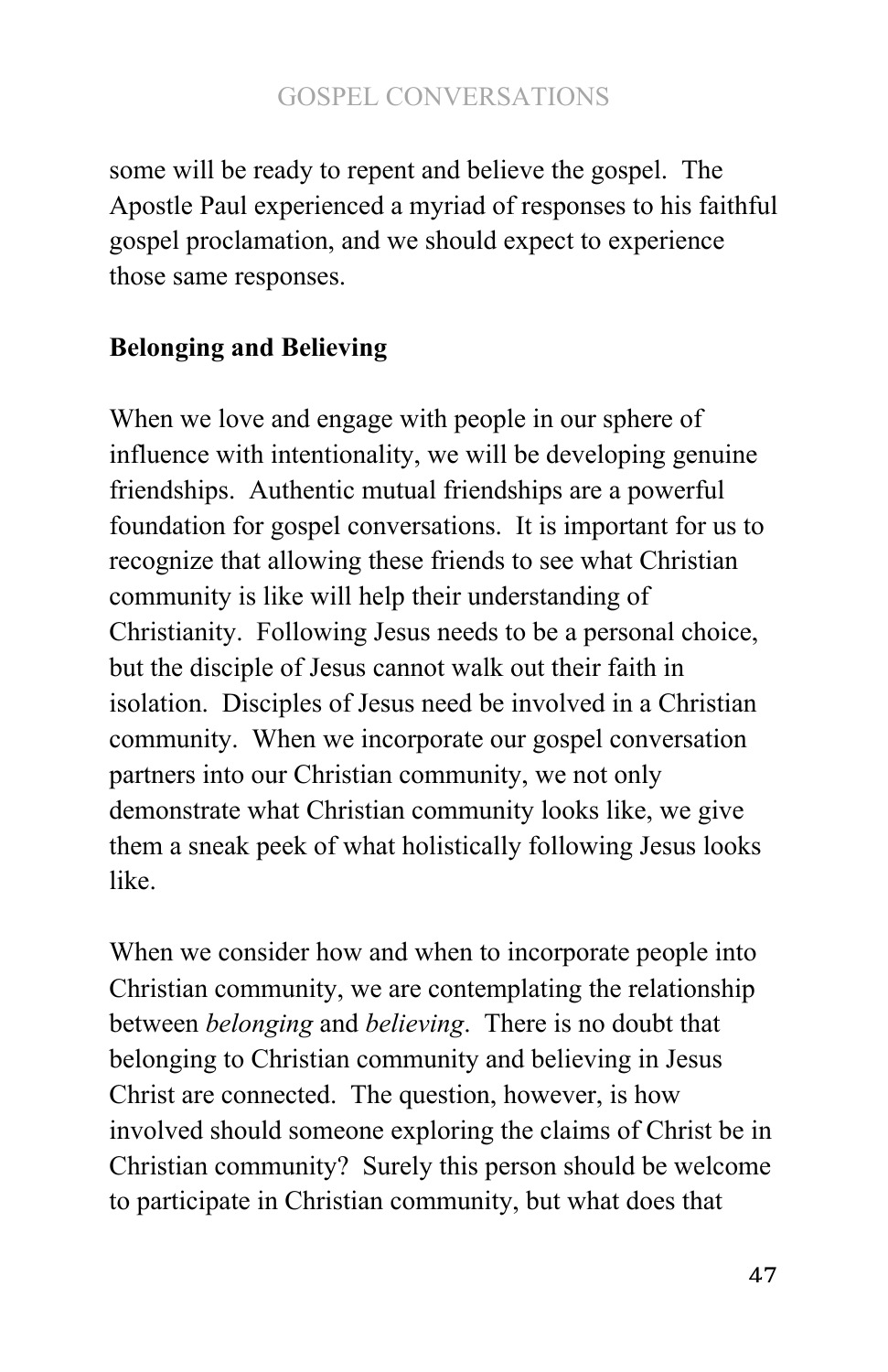some will be ready to repent and believe the gospel. The Apostle Paul experienced a myriad of responses to his faithful gospel proclamation, and we should expect to experience those same responses.

**Belonging and Believing**

When we love and engage with people in our sphere of influence with intentionality, we will be developing genuine friendships. Authentic mutual friendships are a powerful foundation for gospel conversations. It is important for us to recognize that allowing these friends to see what Christian community is like will help their understanding of Christianity. Following Jesus needs to be a personal choice, but the disciple of Jesus cannot walk out their faith in isolation. Disciples of Jesus need be involved in a Christian community. When we incorporate our gospel conversation partners into our Christian community, we not only demonstrate what Christian community looks like, we give them a sneak peek of what holistically following Jesus looks like.

When we consider how and when to incorporate people into Christian community, we are contemplating the relationship between *belonging* and *believing*. There is no doubt that belonging to Christian community and believing in Jesus Christ are connected. The question, however, is how involved should someone exploring the claims of Christ be in Christian community? Surely this person should be welcome to participate in Christian community, but what does that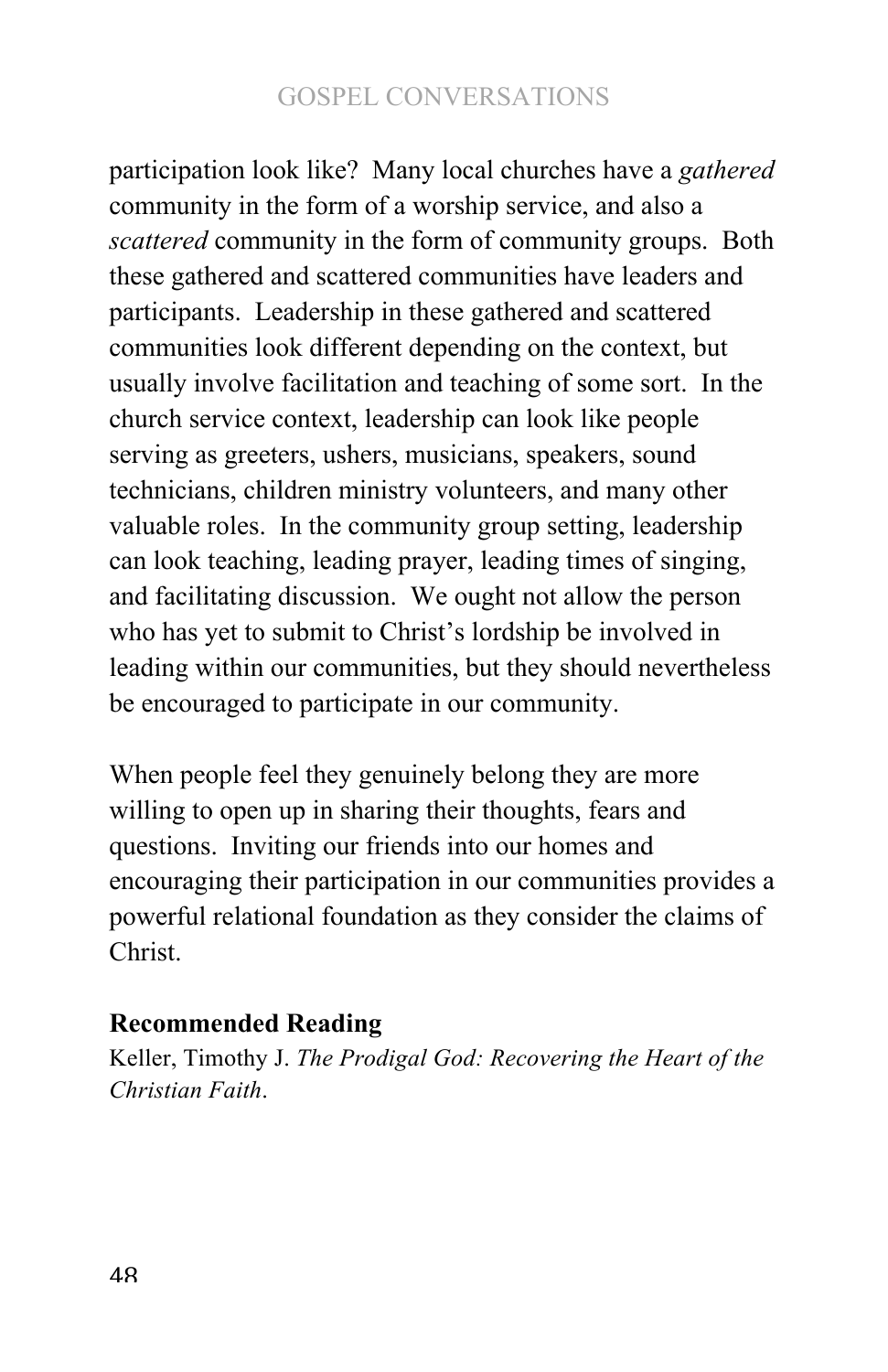participation look like? Many local churches have a *gathered* community in the form of a worship service, and also a *scattered* community in the form of community groups. Both these gathered and scattered communities have leaders and participants. Leadership in these gathered and scattered communities look different depending on the context, but usually involve facilitation and teaching of some sort. In the church service context, leadership can look like people serving as greeters, ushers, musicians, speakers, sound technicians, children ministry volunteers, and many other valuable roles. In the community group setting, leadership can look teaching, leading prayer, leading times of singing, and facilitating discussion. We ought not allow the person who has yet to submit to Christ's lordship be involved in leading within our communities, but they should nevertheless be encouraged to participate in our community.

When people feel they genuinely belong they are more willing to open up in sharing their thoughts, fears and questions. Inviting our friends into our homes and encouraging their participation in our communities provides a powerful relational foundation as they consider the claims of Christ.

**Recommended Reading**

Keller, Timothy J. *The Prodigal God: Recovering the Heart of the Christian Faith*.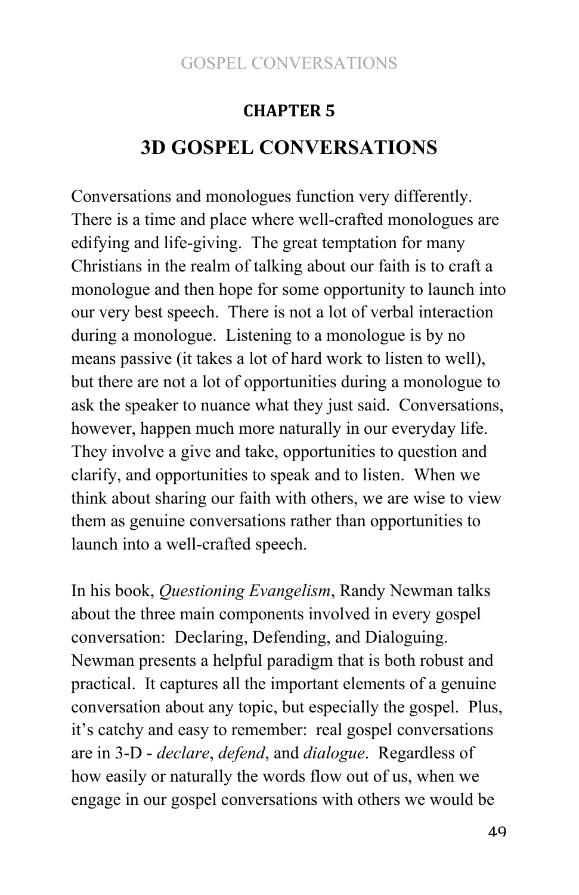## CHAPTER 5

# 3D GOSPEL CONVERSATIONS

Conversations and monologues function very differently. There is a time and place where well-crafted monologues are edifying and life-giving. The great temptation for many Christians in the realm of talking about our faith is to craft a monologue and then hope for some opportunity to launch into our very best speech. There is not a lot of verbal interaction during a monologue. Listening to a monologue is by no means passive (it takes a lot of hard work to listen to well), but there are not a lot of opportunities during a monologue to ask the speaker to nuance what they just said. Conversations, however, happen much more naturally in our everyday life. They involve a give and take, opportunities to question and clarify, and opportunities to speak and to listen. When we think about sharing our faith with others, we are wise to view them as genuine conversations rather than opportunities to launch into a well-crafted speech.

In his book, *Questioning Evangelism*, Randy Newman talks about the three main components involved in every gospel conversation: Declaring, Defending, and Dialoguing. Newman presents a helpful paradigm that is both robust and practical. It captures all the important elements of a genuine conversation about any topic, but especially the gospel. Plus, it's catchy and easy to remember: real gospel conversations are in 3-D - *declare*, *defend*, and *dialogue*. Regardless of how easily or naturally the words flow out of us, when we engage in our gospel conversations with others we would be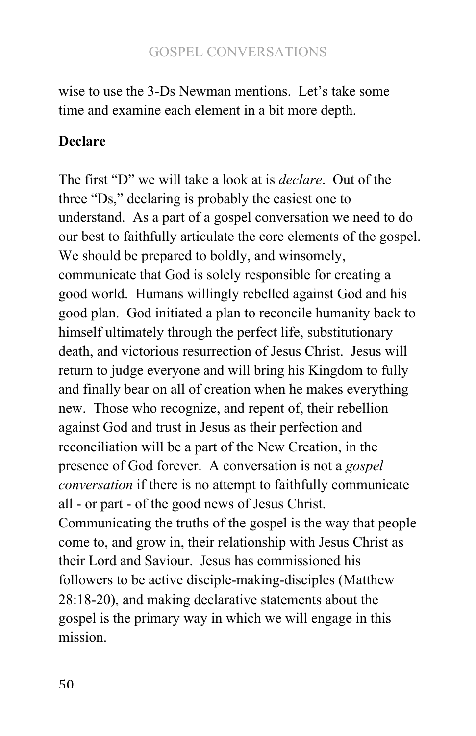wise to use the 3-Ds Newman mentions. Let's take some time and examine each element in a bit more depth.

**Declare**

The first "D" we will take a look at is *declare*. Out of the three "Ds," declaring is probably the easiest one to understand. As a part of a gospel conversation we need to do our best to faithfully articulate the core elements of the gospel. We should be prepared to boldly, and winsomely, communicate that God is solely responsible for creating a good world. Humans willingly rebelled against God and his good plan. God initiated a plan to reconcile humanity back to himself ultimately through the perfect life, substitutionary death, and victorious resurrection of Jesus Christ. Jesus will return to judge everyone and will bring his Kingdom to fully and finally bear on all of creation when he makes everything new. Those who recognize, and repent of, their rebellion against God and trust in Jesus as their perfection and reconciliation will be a part of the New Creation, in the presence of God forever. A conversation is not a *gospel conversation* if there is no attempt to faithfully communicate all - or part - of the good news of Jesus Christ. Communicating the truths of the gospel is the way that people come to, and grow in, their relationship with Jesus Christ as their Lord and Saviour. Jesus has commissioned his followers to be active disciple-making-disciples (Matthew 28:18-20), and making declarative statements about the gospel is the primary way in which we will engage in this mission.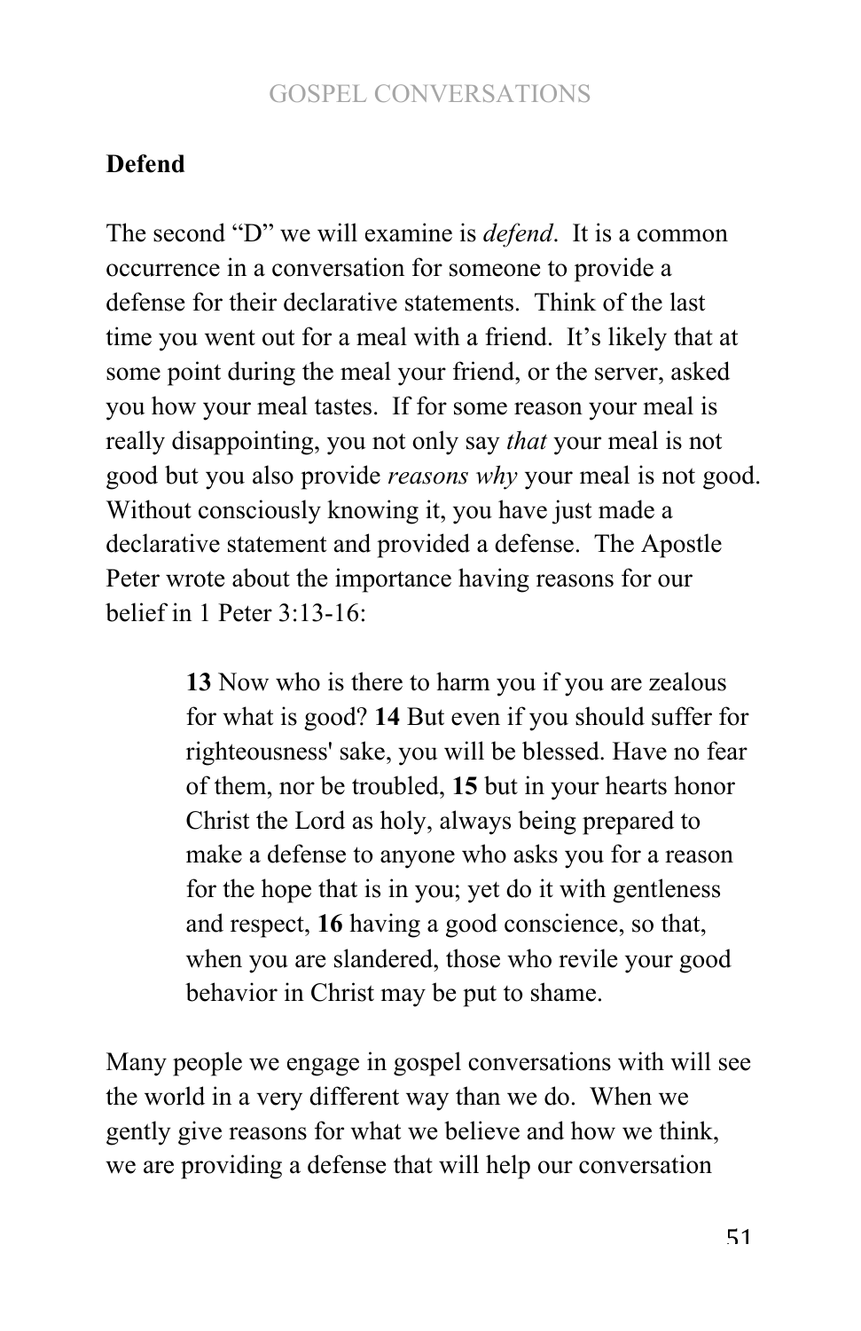## Defend

The second "D" we will examine is *defend*. It is a common occurrence in a conversation for someone to provide a defense for their declarative statements. Think of the last time you went out for a meal with a friend. It's likely that at some point during the meal your friend, or the server, asked you how your meal tastes. If for some reason your meal is really disappointing, you not only say *that* your meal is not good but you also provide *reasons why* your meal is not good. Without consciously knowing it, you have just made a declarative statement and provided a defense. The Apostle Peter wrote about the importance having reasons for our belief in 1 Peter 3:13-16:

> **13** Now who is there to harm you if you are zealous for what is good? **14** But even if you should suffer for righteousness' sake, you will be blessed. Have no fear of them, nor be troubled, **15** but in your hearts honor Christ the Lord as holy, always being prepared to make a defense to anyone who asks you for a reason for the hope that is in you; yet do it with gentleness and respect, **16** having a good conscience, so that, when you are slandered, those who revile your good behavior in Christ may be put to shame.

Many people we engage in gospel conversations with will see the world in a very different way than we do. When we gently give reasons for what we believe and how we think, we are providing a defense that will help our conversation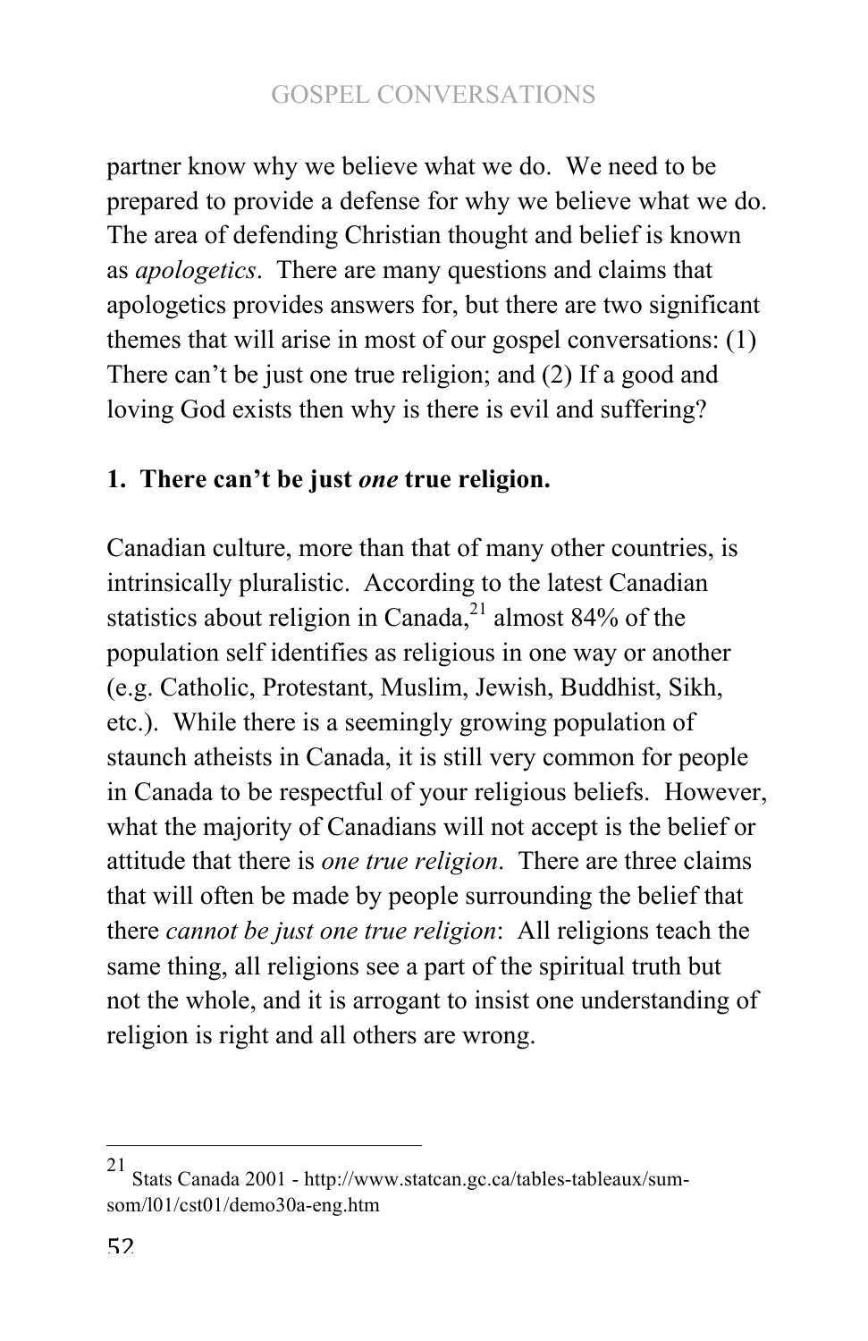partner know why we believe what we do. We need to be prepared to provide a defense for why we believe what we do. The area of defending Christian thought and belief is known as *apologetics*. There are many questions and claims that apologetics provides answers for, but there are two significant themes that will arise in most of our gospel conversations: (1) There can't be just one true religion; and (2) If a good and loving God exists then why is there is evil and suffering?

**1. There can't be just *one* true religion.**

Canadian culture, more than that of many other countries, is intrinsically pluralistic. According to the latest Canadian statistics about religion in Canada,[21] almost 84% of the population self identifies as religious in one way or another (e.g. Catholic, Protestant, Muslim, Jewish, Buddhist, Sikh, etc.). While there is a seemingly growing population of staunch atheists in Canada, it is still very common for people in Canada to be respectful of your religious beliefs. However, what the majority of Canadians will not accept is the belief or attitude that there is *one true religion*. There are three claims that will often be made by people surrounding the belief that there *cannot be just one true religion*: All religions teach the same thing, all religions see a part of the spiritual truth but not the whole, and it is arrogant to insist one understanding of religion is right and all others are wrong.

---

[21] Stats Canada 2001 - http://www.statcan.gc.ca/tables-tableaux/sum-som/l01/cst01/demo30a-eng.htm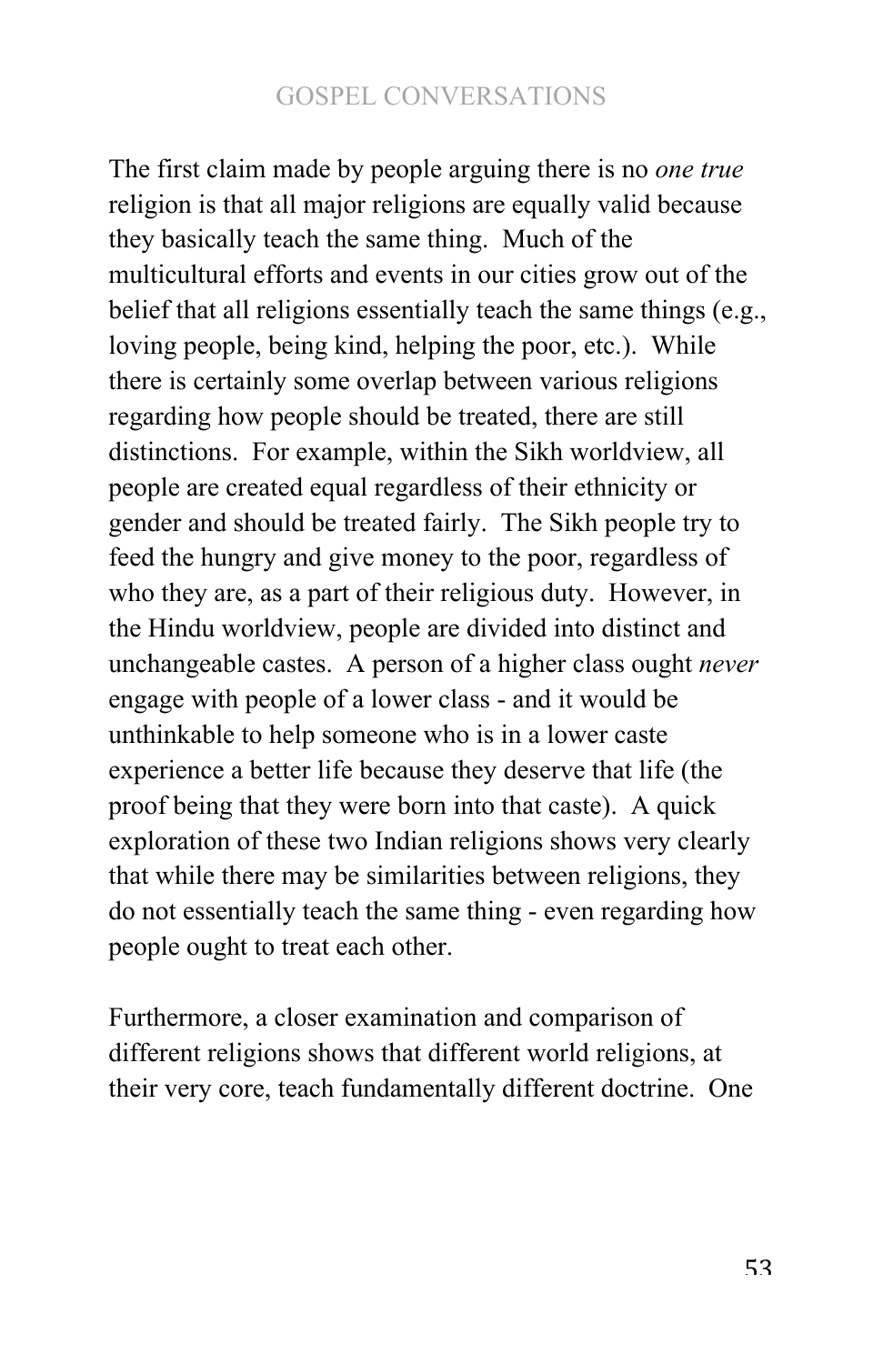The first claim made by people arguing there is no *one true* religion is that all major religions are equally valid because they basically teach the same thing. Much of the multicultural efforts and events in our cities grow out of the belief that all religions essentially teach the same things (e.g., loving people, being kind, helping the poor, etc.). While there is certainly some overlap between various religions regarding how people should be treated, there are still distinctions. For example, within the Sikh worldview, all people are created equal regardless of their ethnicity or gender and should be treated fairly. The Sikh people try to feed the hungry and give money to the poor, regardless of who they are, as a part of their religious duty. However, in the Hindu worldview, people are divided into distinct and unchangeable castes. A person of a higher class ought *never* engage with people of a lower class - and it would be unthinkable to help someone who is in a lower caste experience a better life because they deserve that life (the proof being that they were born into that caste). A quick exploration of these two Indian religions shows very clearly that while there may be similarities between religions, they do not essentially teach the same thing - even regarding how people ought to treat each other.

Furthermore, a closer examination and comparison of different religions shows that different world religions, at their very core, teach fundamentally different doctrine. One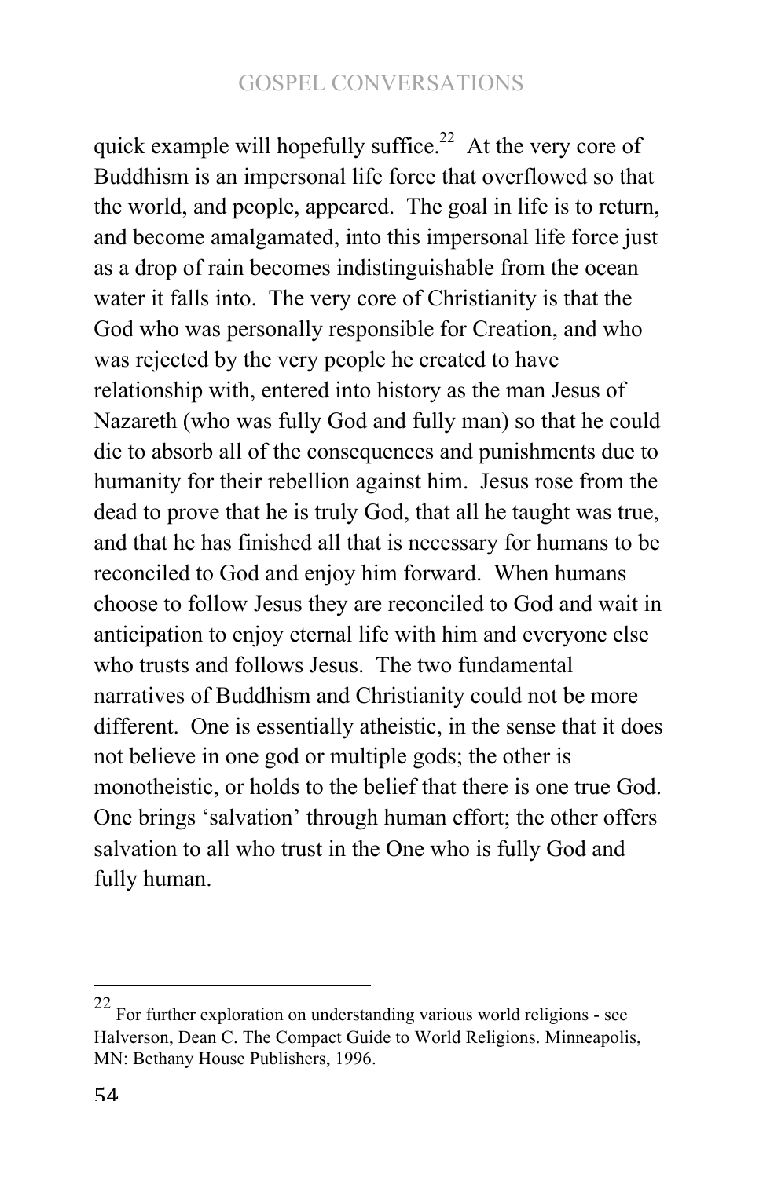quick example will hopefully suffice.[22] At the very core of Buddhism is an impersonal life force that overflowed so that the world, and people, appeared. The goal in life is to return, and become amalgamated, into this impersonal life force just as a drop of rain becomes indistinguishable from the ocean water it falls into. The very core of Christianity is that the God who was personally responsible for Creation, and who was rejected by the very people he created to have relationship with, entered into history as the man Jesus of Nazareth (who was fully God and fully man) so that he could die to absorb all of the consequences and punishments due to humanity for their rebellion against him. Jesus rose from the dead to prove that he is truly God, that all he taught was true, and that he has finished all that is necessary for humans to be reconciled to God and enjoy him forward. When humans choose to follow Jesus they are reconciled to God and wait in anticipation to enjoy eternal life with him and everyone else who trusts and follows Jesus. The two fundamental narratives of Buddhism and Christianity could not be more different. One is essentially atheistic, in the sense that it does not believe in one god or multiple gods; the other is monotheistic, or holds to the belief that there is one true God. One brings 'salvation' through human effort; the other offers salvation to all who trust in the One who is fully God and fully human.

---

[22] For further exploration on understanding various world religions - see Halverson, Dean C. The Compact Guide to World Religions. Minneapolis, MN: Bethany House Publishers, 1996.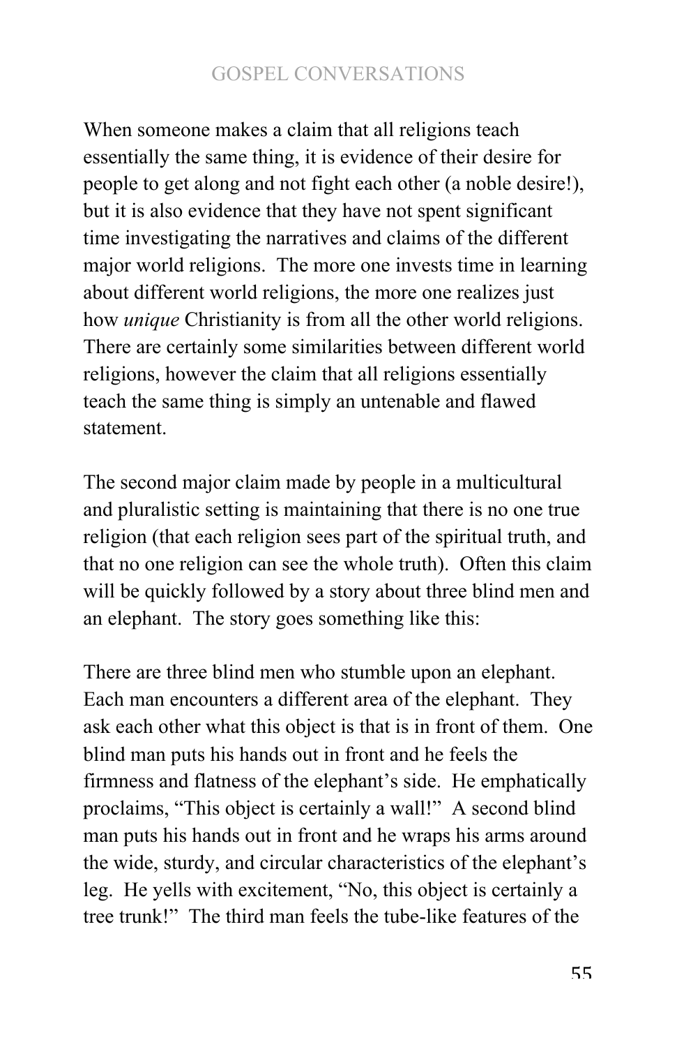When someone makes a claim that all religions teach essentially the same thing, it is evidence of their desire for people to get along and not fight each other (a noble desire!), but it is also evidence that they have not spent significant time investigating the narratives and claims of the different major world religions. The more one invests time in learning about different world religions, the more one realizes just how *unique* Christianity is from all the other world religions. There are certainly some similarities between different world religions, however the claim that all religions essentially teach the same thing is simply an untenable and flawed statement.

The second major claim made by people in a multicultural and pluralistic setting is maintaining that there is no one true religion (that each religion sees part of the spiritual truth, and that no one religion can see the whole truth). Often this claim will be quickly followed by a story about three blind men and an elephant. The story goes something like this:

There are three blind men who stumble upon an elephant. Each man encounters a different area of the elephant. They ask each other what this object is that is in front of them. One blind man puts his hands out in front and he feels the firmness and flatness of the elephant's side. He emphatically proclaims, "This object is certainly a wall!" A second blind man puts his hands out in front and he wraps his arms around the wide, sturdy, and circular characteristics of the elephant's leg. He yells with excitement, "No, this object is certainly a tree trunk!" The third man feels the tube-like features of the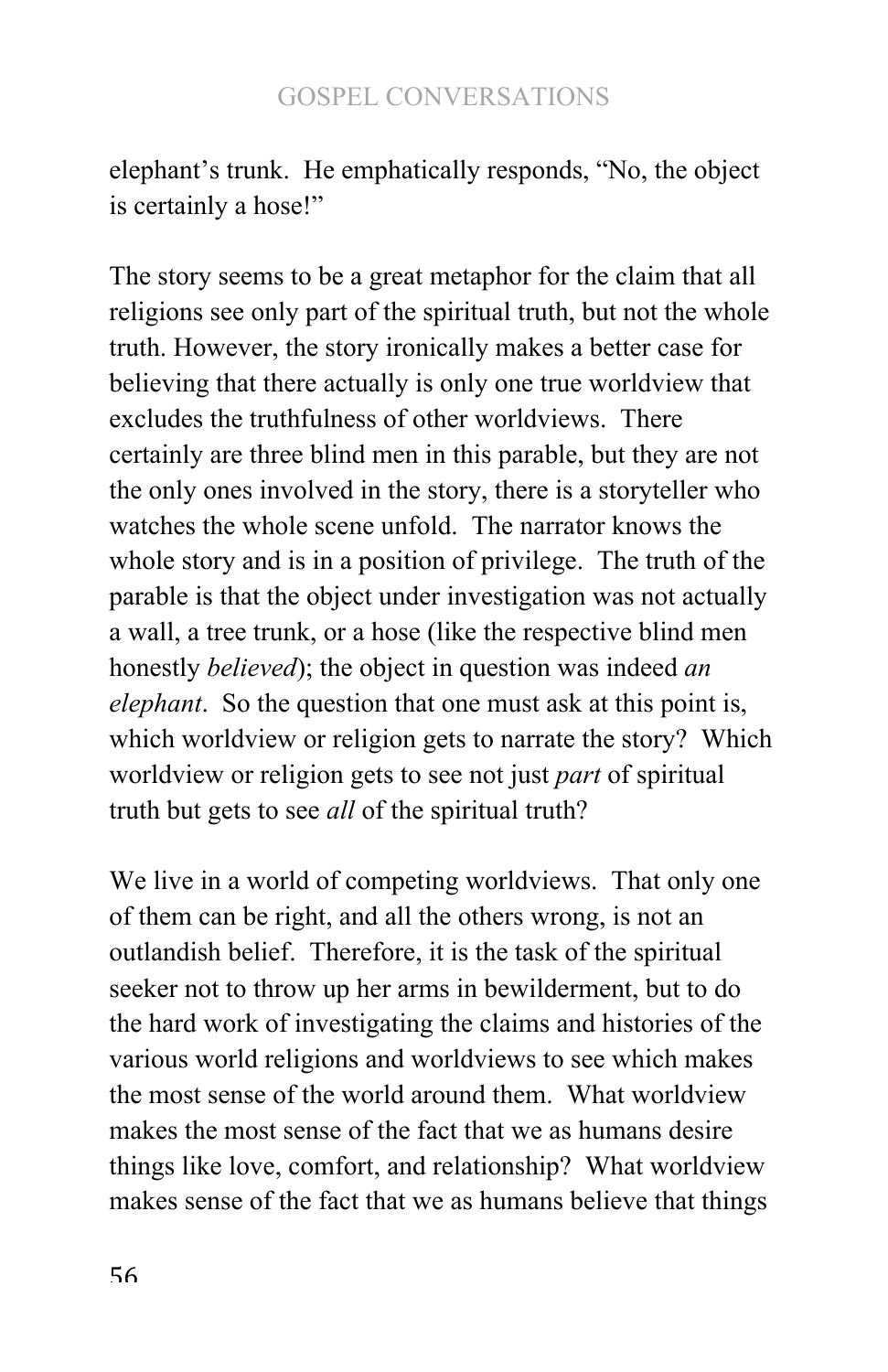elephant's trunk.  He emphatically responds, "No, the object is certainly a hose!"

The story seems to be a great metaphor for the claim that all religions see only part of the spiritual truth, but not the whole truth. However, the story ironically makes a better case for believing that there actually is only one true worldview that excludes the truthfulness of other worldviews.  There certainly are three blind men in this parable, but they are not the only ones involved in the story, there is a storyteller who watches the whole scene unfold.  The narrator knows the whole story and is in a position of privilege.  The truth of the parable is that the object under investigation was not actually a wall, a tree trunk, or a hose (like the respective blind men honestly *believed*); the object in question was indeed *an elephant*.  So the question that one must ask at this point is, which worldview or religion gets to narrate the story?  Which worldview or religion gets to see not just *part* of spiritual truth but gets to see *all* of the spiritual truth?

We live in a world of competing worldviews.  That only one of them can be right, and all the others wrong, is not an outlandish belief.  Therefore, it is the task of the spiritual seeker not to throw up her arms in bewilderment, but to do the hard work of investigating the claims and histories of the various world religions and worldviews to see which makes the most sense of the world around them.  What worldview makes the most sense of the fact that we as humans desire things like love, comfort, and relationship?  What worldview makes sense of the fact that we as humans believe that things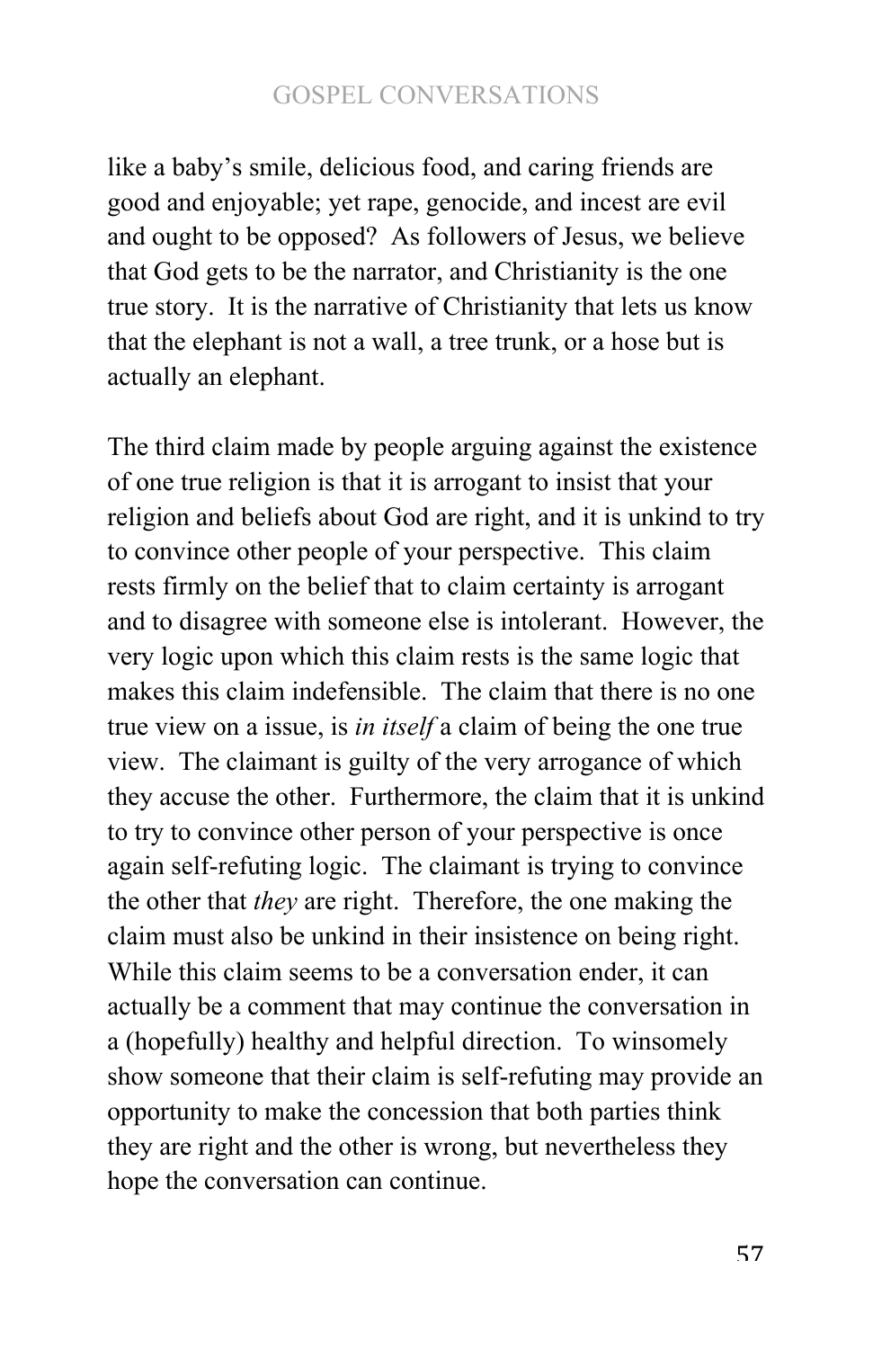like a baby's smile, delicious food, and caring friends are good and enjoyable; yet rape, genocide, and incest are evil and ought to be opposed? As followers of Jesus, we believe that God gets to be the narrator, and Christianity is the one true story. It is the narrative of Christianity that lets us know that the elephant is not a wall, a tree trunk, or a hose but is actually an elephant.

The third claim made by people arguing against the existence of one true religion is that it is arrogant to insist that your religion and beliefs about God are right, and it is unkind to try to convince other people of your perspective. This claim rests firmly on the belief that to claim certainty is arrogant and to disagree with someone else is intolerant. However, the very logic upon which this claim rests is the same logic that makes this claim indefensible. The claim that there is no one true view on a issue, is *in itself* a claim of being the one true view. The claimant is guilty of the very arrogance of which they accuse the other. Furthermore, the claim that it is unkind to try to convince other person of your perspective is once again self-refuting logic. The claimant is trying to convince the other that *they* are right. Therefore, the one making the claim must also be unkind in their insistence on being right. While this claim seems to be a conversation ender, it can actually be a comment that may continue the conversation in a (hopefully) healthy and helpful direction. To winsomely show someone that their claim is self-refuting may provide an opportunity to make the concession that both parties think they are right and the other is wrong, but nevertheless they hope the conversation can continue.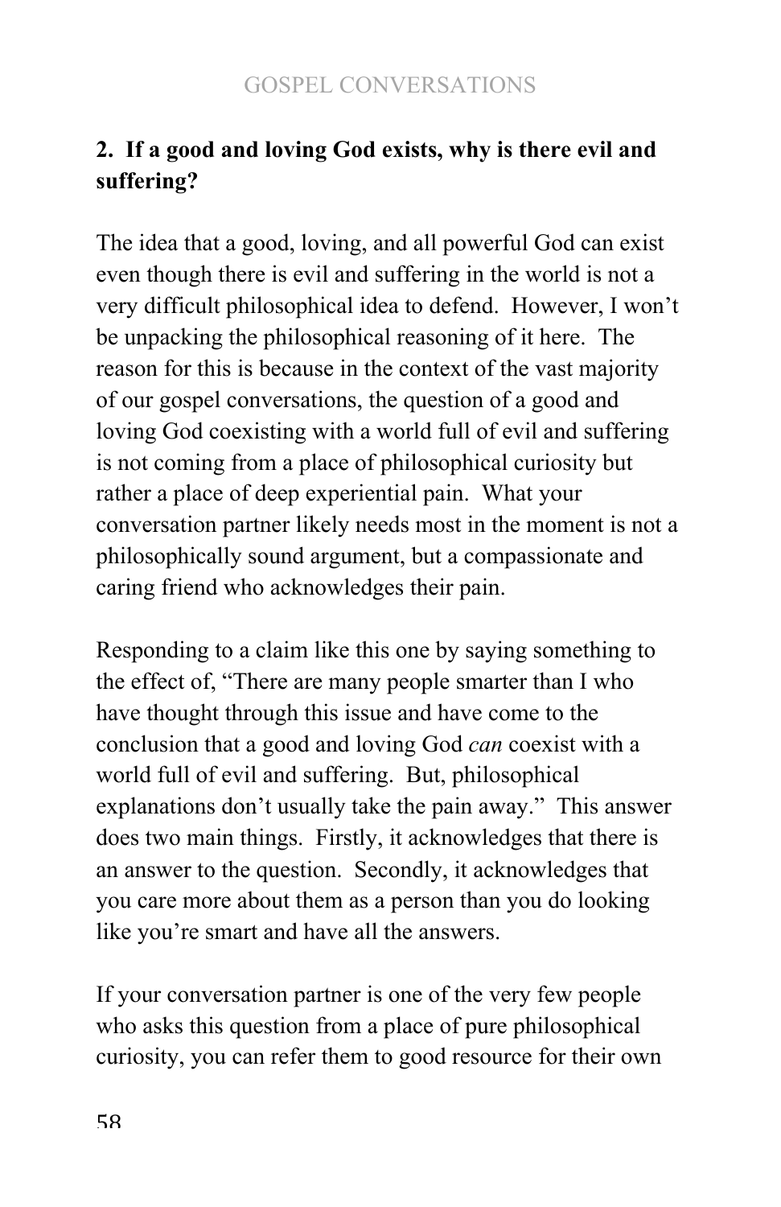## 2. If a good and loving God exists, why is there evil and suffering?

The idea that a good, loving, and all powerful God can exist even though there is evil and suffering in the world is not a very difficult philosophical idea to defend. However, I won't be unpacking the philosophical reasoning of it here. The reason for this is because in the context of the vast majority of our gospel conversations, the question of a good and loving God coexisting with a world full of evil and suffering is not coming from a place of philosophical curiosity but rather a place of deep experiential pain. What your conversation partner likely needs most in the moment is not a philosophically sound argument, but a compassionate and caring friend who acknowledges their pain.

Responding to a claim like this one by saying something to the effect of, "There are many people smarter than I who have thought through this issue and have come to the conclusion that a good and loving God *can* coexist with a world full of evil and suffering. But, philosophical explanations don't usually take the pain away." This answer does two main things. Firstly, it acknowledges that there is an answer to the question. Secondly, it acknowledges that you care more about them as a person than you do looking like you're smart and have all the answers.

If your conversation partner is one of the very few people who asks this question from a place of pure philosophical curiosity, you can refer them to good resource for their own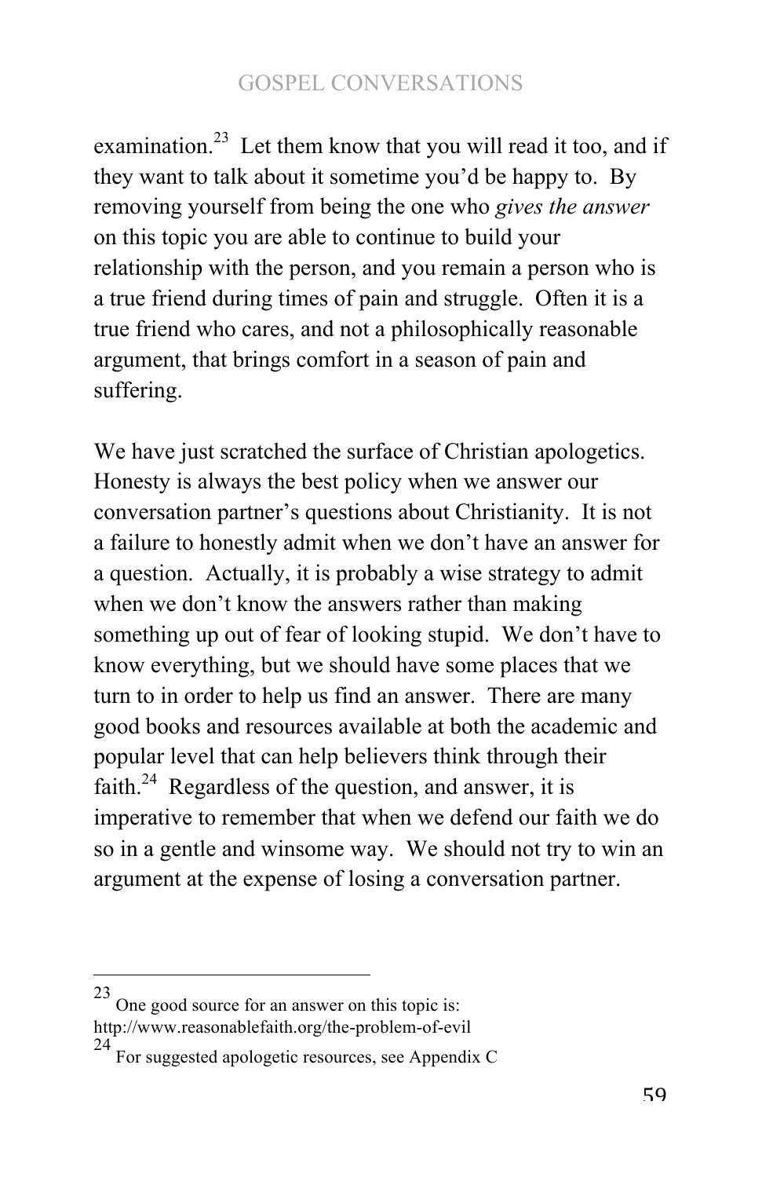examination.[23] Let them know that you will read it too, and if they want to talk about it sometime you'd be happy to. By removing yourself from being the one who *gives the answer* on this topic you are able to continue to build your relationship with the person, and you remain a person who is a true friend during times of pain and struggle. Often it is a true friend who cares, and not a philosophically reasonable argument, that brings comfort in a season of pain and suffering.

We have just scratched the surface of Christian apologetics. Honesty is always the best policy when we answer our conversation partner's questions about Christianity. It is not a failure to honestly admit when we don't have an answer for a question. Actually, it is probably a wise strategy to admit when we don't know the answers rather than making something up out of fear of looking stupid. We don't have to know everything, but we should have some places that we turn to in order to help us find an answer. There are many good books and resources available at both the academic and popular level that can help believers think through their faith.[24] Regardless of the question, and answer, it is imperative to remember that when we defend our faith we do so in a gentle and winsome way. We should not try to win an argument at the expense of losing a conversation partner.

---

[23] One good source for an answer on this topic is: http://www.reasonablefaith.org/the-problem-of-evil

[24] For suggested apologetic resources, see Appendix C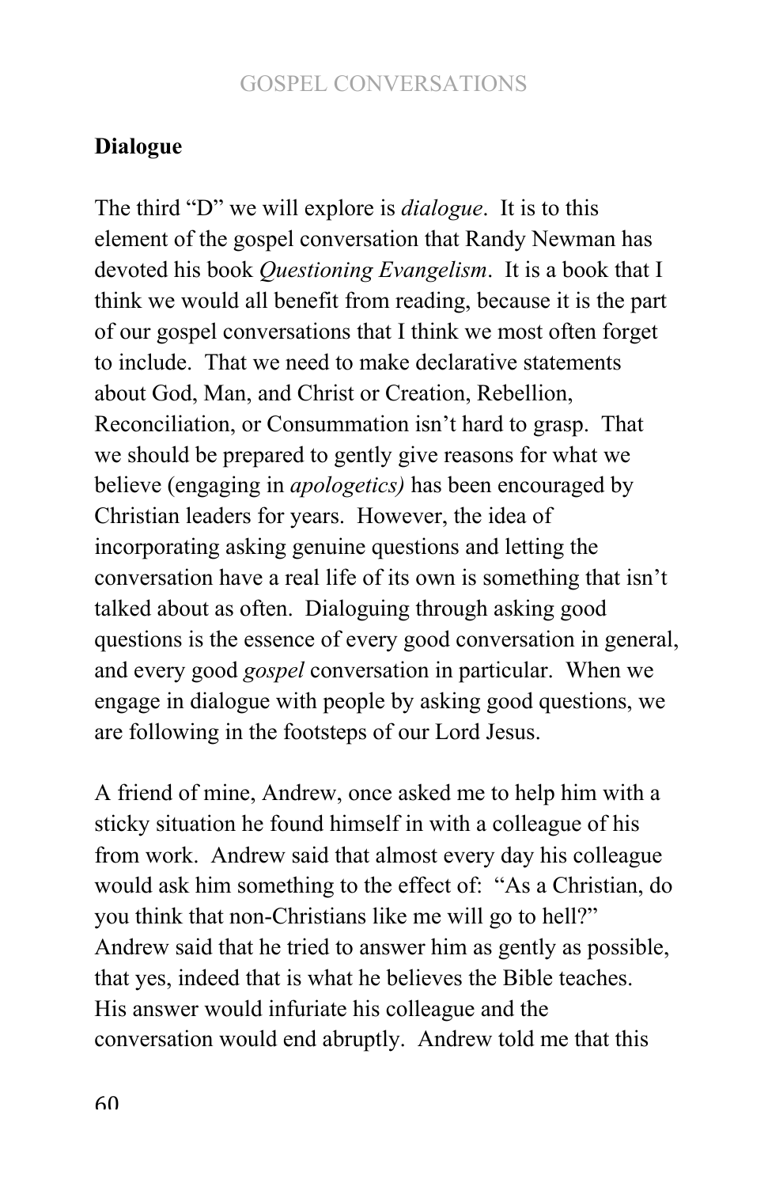## Dialogue

The third "D" we will explore is *dialogue*. It is to this element of the gospel conversation that Randy Newman has devoted his book *Questioning Evangelism*. It is a book that I think we would all benefit from reading, because it is the part of our gospel conversations that I think we most often forget to include. That we need to make declarative statements about God, Man, and Christ or Creation, Rebellion, Reconciliation, or Consummation isn't hard to grasp. That we should be prepared to gently give reasons for what we believe (engaging in *apologetics)* has been encouraged by Christian leaders for years. However, the idea of incorporating asking genuine questions and letting the conversation have a real life of its own is something that isn't talked about as often. Dialoguing through asking good questions is the essence of every good conversation in general, and every good *gospel* conversation in particular. When we engage in dialogue with people by asking good questions, we are following in the footsteps of our Lord Jesus.

A friend of mine, Andrew, once asked me to help him with a sticky situation he found himself in with a colleague of his from work. Andrew said that almost every day his colleague would ask him something to the effect of: "As a Christian, do you think that non-Christians like me will go to hell?" Andrew said that he tried to answer him as gently as possible, that yes, indeed that is what he believes the Bible teaches. His answer would infuriate his colleague and the conversation would end abruptly. Andrew told me that this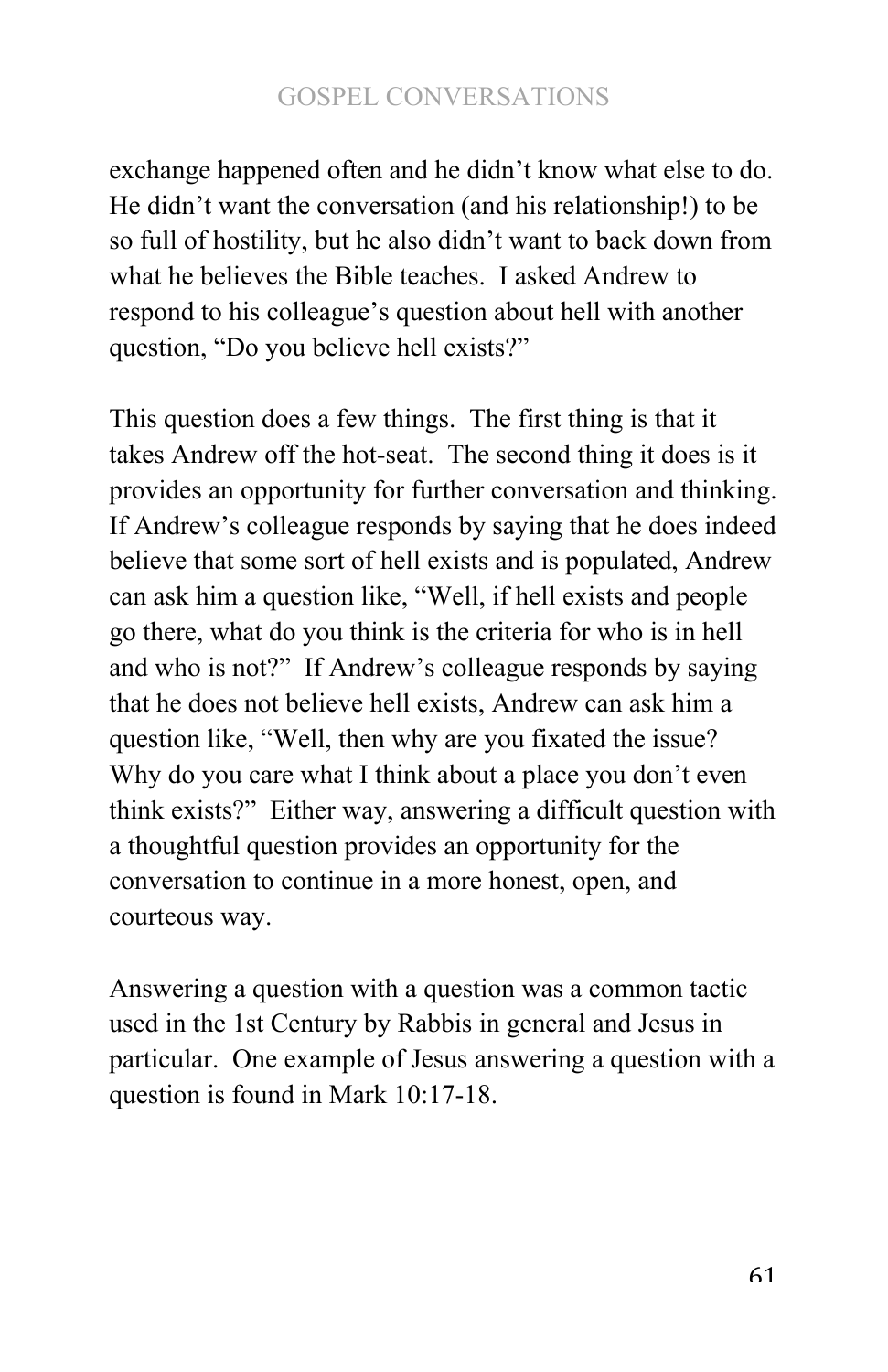exchange happened often and he didn't know what else to do. He didn't want the conversation (and his relationship!) to be so full of hostility, but he also didn't want to back down from what he believes the Bible teaches. I asked Andrew to respond to his colleague's question about hell with another question, "Do you believe hell exists?"

This question does a few things. The first thing is that it takes Andrew off the hot-seat. The second thing it does is it provides an opportunity for further conversation and thinking. If Andrew's colleague responds by saying that he does indeed believe that some sort of hell exists and is populated, Andrew can ask him a question like, "Well, if hell exists and people go there, what do you think is the criteria for who is in hell and who is not?" If Andrew's colleague responds by saying that he does not believe hell exists, Andrew can ask him a question like, "Well, then why are you fixated the issue? Why do you care what I think about a place you don't even think exists?" Either way, answering a difficult question with a thoughtful question provides an opportunity for the conversation to continue in a more honest, open, and courteous way.

Answering a question with a question was a common tactic used in the 1st Century by Rabbis in general and Jesus in particular. One example of Jesus answering a question with a question is found in Mark 10:17-18.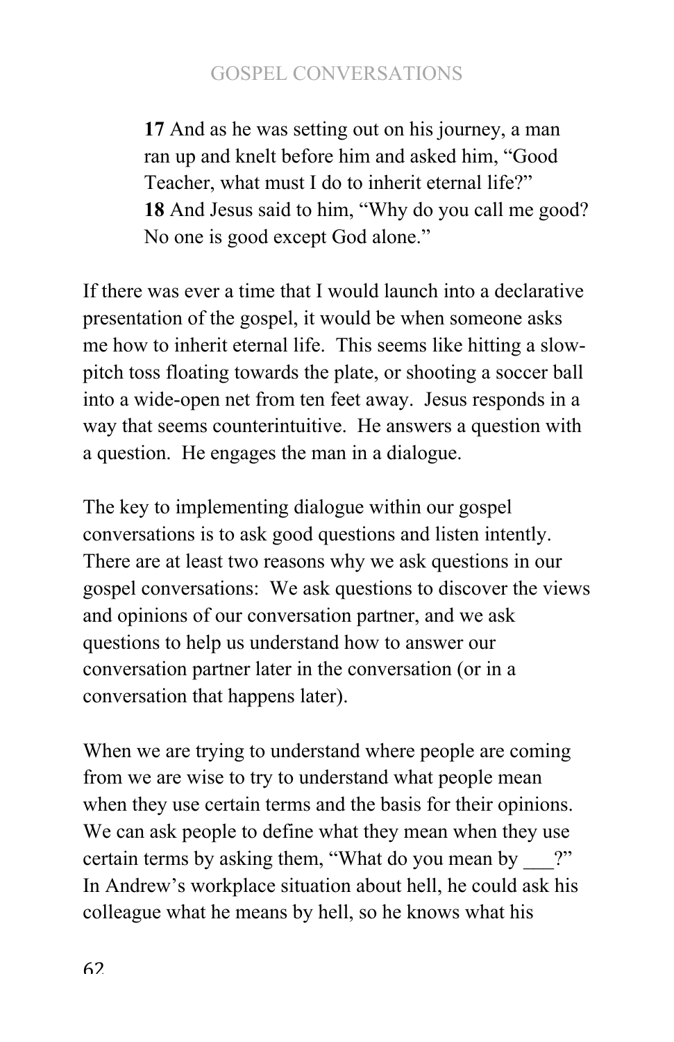> **17** And as he was setting out on his journey, a man ran up and knelt before him and asked him, "Good Teacher, what must I do to inherit eternal life?"
> **18** And Jesus said to him, "Why do you call me good? No one is good except God alone."

If there was ever a time that I would launch into a declarative presentation of the gospel, it would be when someone asks me how to inherit eternal life. This seems like hitting a slow-pitch toss floating towards the plate, or shooting a soccer ball into a wide-open net from ten feet away. Jesus responds in a way that seems counterintuitive. He answers a question with a question. He engages the man in a dialogue.

The key to implementing dialogue within our gospel conversations is to ask good questions and listen intently. There are at least two reasons why we ask questions in our gospel conversations: We ask questions to discover the views and opinions of our conversation partner, and we ask questions to help us understand how to answer our conversation partner later in the conversation (or in a conversation that happens later).

When we are trying to understand where people are coming from we are wise to try to understand what people mean when they use certain terms and the basis for their opinions. We can ask people to define what they mean when they use certain terms by asking them, "What do you mean by ___?" In Andrew's workplace situation about hell, he could ask his colleague what he means by hell, so he knows what his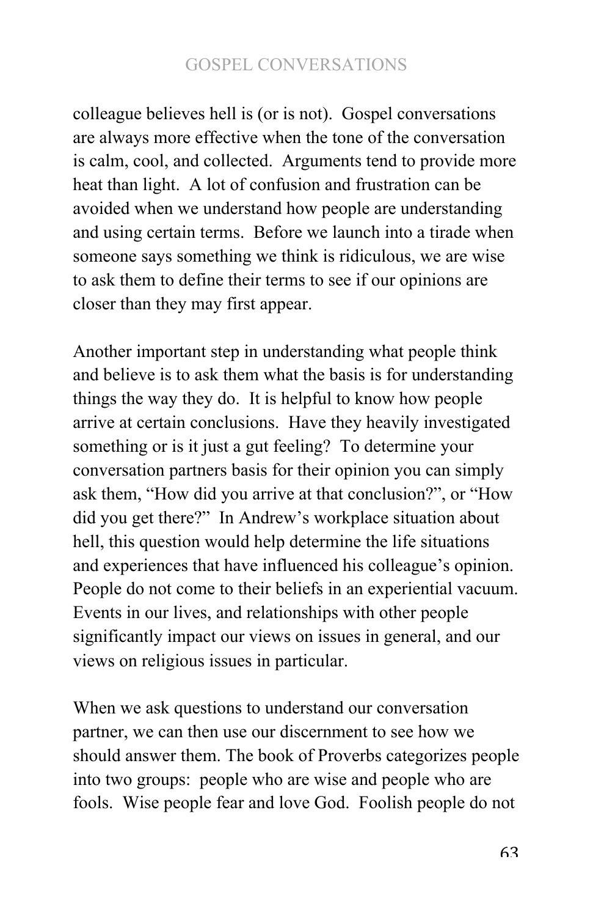colleague believes hell is (or is not). Gospel conversations are always more effective when the tone of the conversation is calm, cool, and collected. Arguments tend to provide more heat than light. A lot of confusion and frustration can be avoided when we understand how people are understanding and using certain terms. Before we launch into a tirade when someone says something we think is ridiculous, we are wise to ask them to define their terms to see if our opinions are closer than they may first appear.

Another important step in understanding what people think and believe is to ask them what the basis is for understanding things the way they do. It is helpful to know how people arrive at certain conclusions. Have they heavily investigated something or is it just a gut feeling? To determine your conversation partners basis for their opinion you can simply ask them, "How did you arrive at that conclusion?", or "How did you get there?" In Andrew's workplace situation about hell, this question would help determine the life situations and experiences that have influenced his colleague's opinion. People do not come to their beliefs in an experiential vacuum. Events in our lives, and relationships with other people significantly impact our views on issues in general, and our views on religious issues in particular.

When we ask questions to understand our conversation partner, we can then use our discernment to see how we should answer them. The book of Proverbs categorizes people into two groups: people who are wise and people who are fools. Wise people fear and love God. Foolish people do not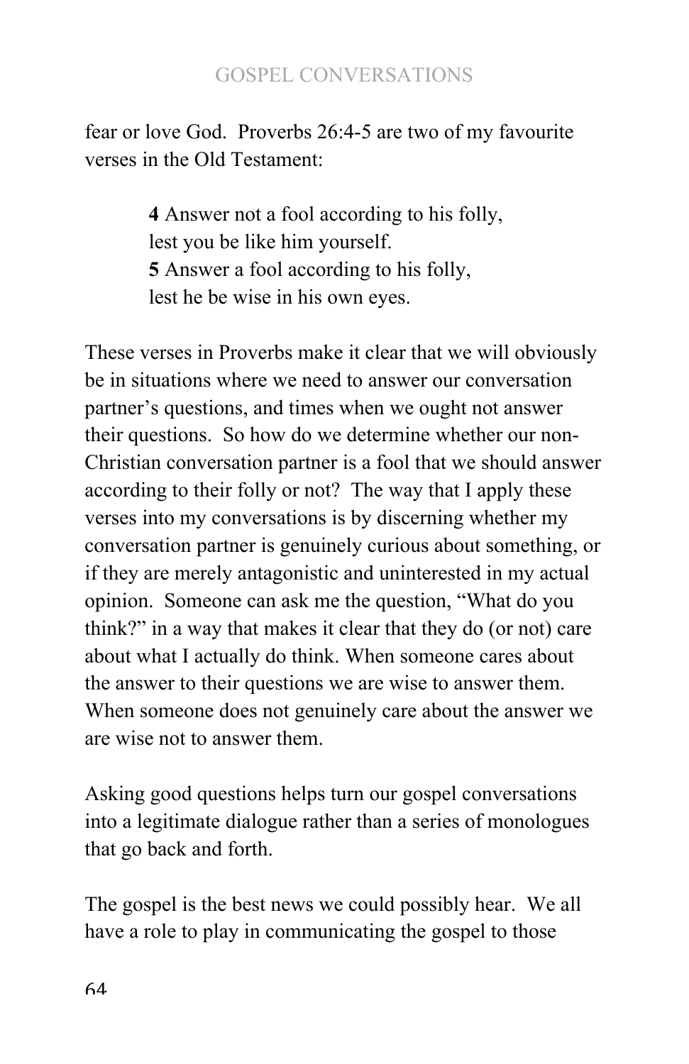fear or love God. Proverbs 26:4-5 are two of my favourite verses in the Old Testament:

> **4** Answer not a fool according to his folly,
> lest you be like him yourself.
> **5** Answer a fool according to his folly,
> lest he be wise in his own eyes.

These verses in Proverbs make it clear that we will obviously be in situations where we need to answer our conversation partner's questions, and times when we ought not answer their questions. So how do we determine whether our non-Christian conversation partner is a fool that we should answer according to their folly or not? The way that I apply these verses into my conversations is by discerning whether my conversation partner is genuinely curious about something, or if they are merely antagonistic and uninterested in my actual opinion. Someone can ask me the question, "What do you think?" in a way that makes it clear that they do (or not) care about what I actually do think. When someone cares about the answer to their questions we are wise to answer them. When someone does not genuinely care about the answer we are wise not to answer them.

Asking good questions helps turn our gospel conversations into a legitimate dialogue rather than a series of monologues that go back and forth.

The gospel is the best news we could possibly hear. We all have a role to play in communicating the gospel to those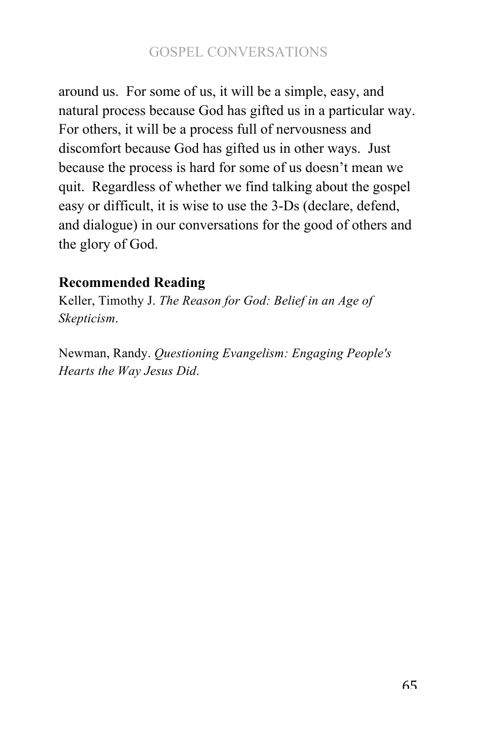around us. For some of us, it will be a simple, easy, and natural process because God has gifted us in a particular way. For others, it will be a process full of nervousness and discomfort because God has gifted us in other ways. Just because the process is hard for some of us doesn't mean we quit. Regardless of whether we find talking about the gospel easy or difficult, it is wise to use the 3-Ds (declare, defend, and dialogue) in our conversations for the good of others and the glory of God.

**Recommended Reading**

Keller, Timothy J. *The Reason for God: Belief in an Age of Skepticism*.

Newman, Randy. *Questioning Evangelism: Engaging People's Hearts the Way Jesus Did*.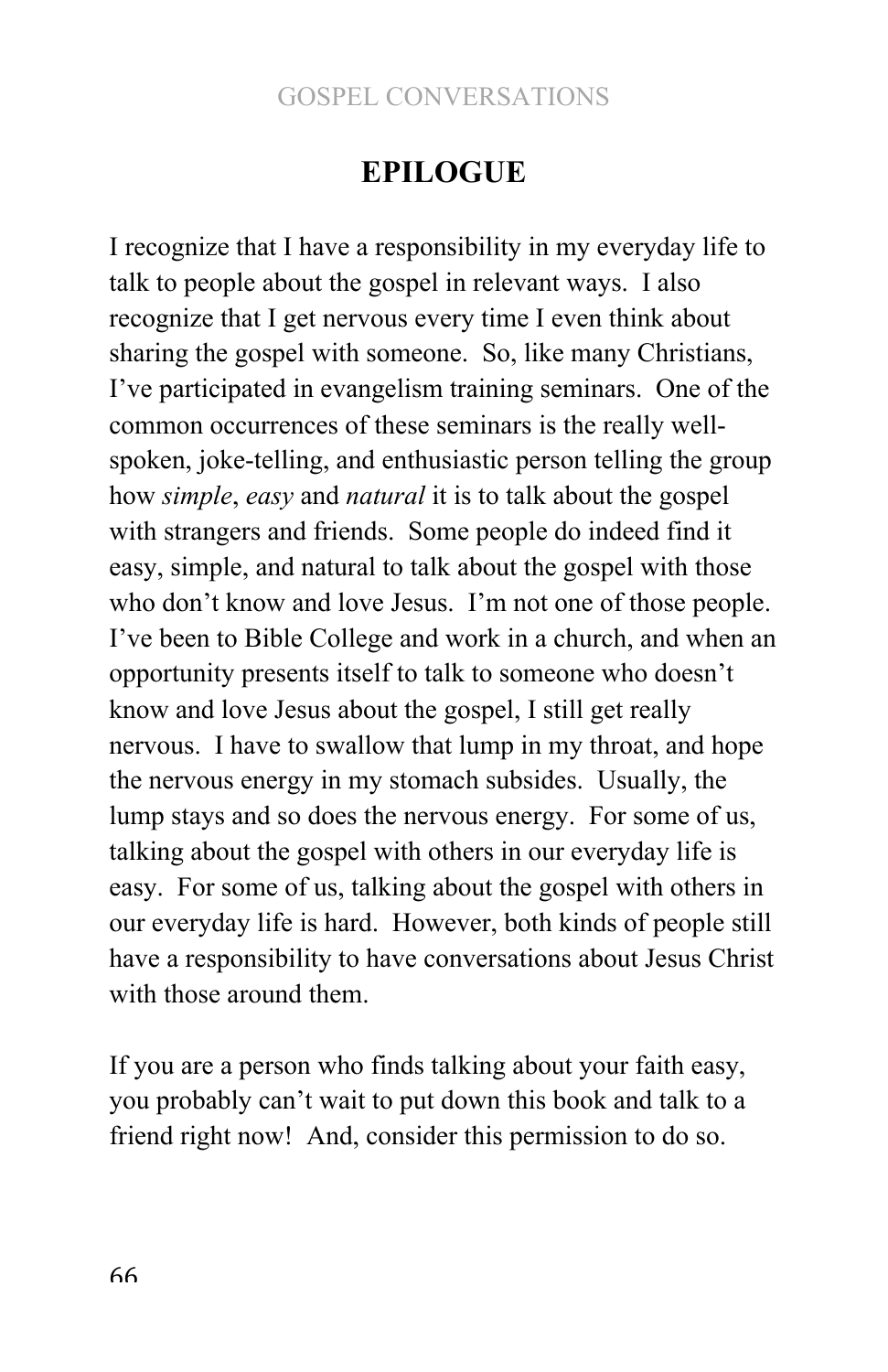# EPILOGUE

I recognize that I have a responsibility in my everyday life to talk to people about the gospel in relevant ways. I also recognize that I get nervous every time I even think about sharing the gospel with someone. So, like many Christians, I've participated in evangelism training seminars. One of the common occurrences of these seminars is the really well-spoken, joke-telling, and enthusiastic person telling the group how *simple*, *easy* and *natural* it is to talk about the gospel with strangers and friends. Some people do indeed find it easy, simple, and natural to talk about the gospel with those who don't know and love Jesus. I'm not one of those people. I've been to Bible College and work in a church, and when an opportunity presents itself to talk to someone who doesn't know and love Jesus about the gospel, I still get really nervous. I have to swallow that lump in my throat, and hope the nervous energy in my stomach subsides. Usually, the lump stays and so does the nervous energy. For some of us, talking about the gospel with others in our everyday life is easy. For some of us, talking about the gospel with others in our everyday life is hard. However, both kinds of people still have a responsibility to have conversations about Jesus Christ with those around them.

If you are a person who finds talking about your faith easy, you probably can't wait to put down this book and talk to a friend right now! And, consider this permission to do so.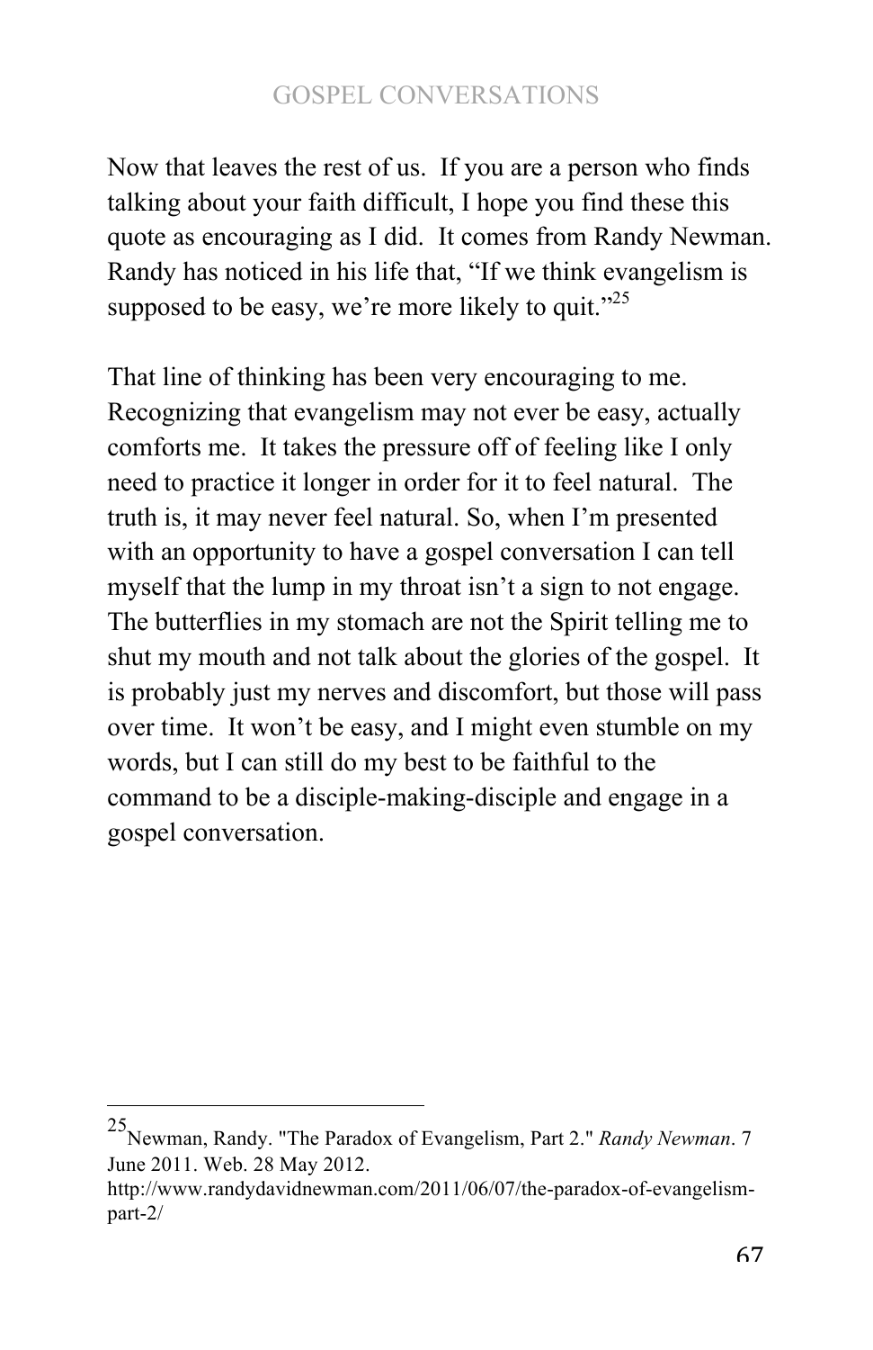Now that leaves the rest of us. If you are a person who finds talking about your faith difficult, I hope you find these this quote as encouraging as I did. It comes from Randy Newman. Randy has noticed in his life that, "If we think evangelism is supposed to be easy, we're more likely to quit."[25]

That line of thinking has been very encouraging to me. Recognizing that evangelism may not ever be easy, actually comforts me. It takes the pressure off of feeling like I only need to practice it longer in order for it to feel natural. The truth is, it may never feel natural. So, when I'm presented with an opportunity to have a gospel conversation I can tell myself that the lump in my throat isn't a sign to not engage. The butterflies in my stomach are not the Spirit telling me to shut my mouth and not talk about the glories of the gospel. It is probably just my nerves and discomfort, but those will pass over time. It won't be easy, and I might even stumble on my words, but I can still do my best to be faithful to the command to be a disciple-making-disciple and engage in a gospel conversation.

---

[25] Newman, Randy. "The Paradox of Evangelism, Part 2." *Randy Newman*. 7 June 2011. Web. 28 May 2012. http://www.randydavidnewman.com/2011/06/07/the-paradox-of-evangelism-part-2/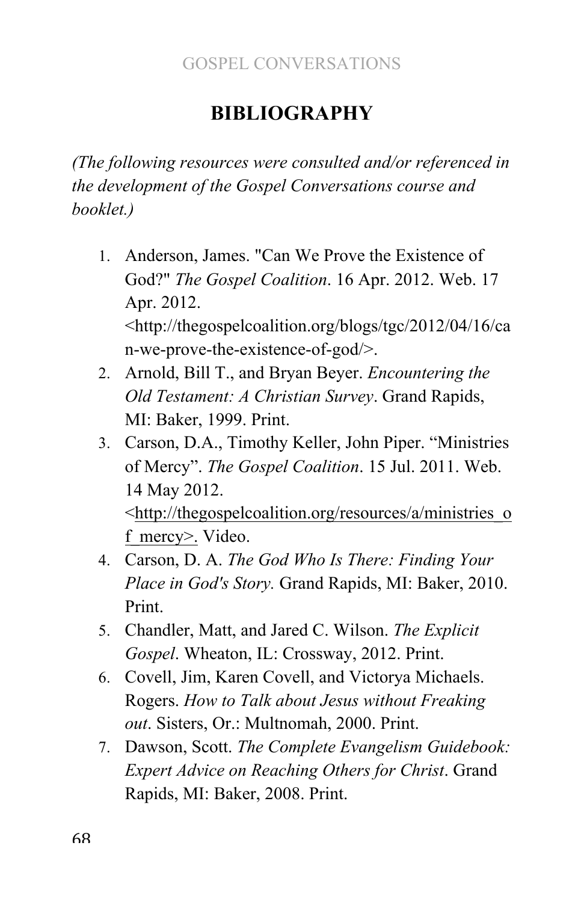# BIBLIOGRAPHY

*(The following resources were consulted and/or referenced in the development of the Gospel Conversations course and booklet.)*

1. Anderson, James. "Can We Prove the Existence of God?" *The Gospel Coalition*. 16 Apr. 2012. Web. 17 Apr. 2012. <http://thegospelcoalition.org/blogs/tgc/2012/04/16/can-we-prove-the-existence-of-god/>.
2. Arnold, Bill T., and Bryan Beyer. *Encountering the Old Testament: A Christian Survey*. Grand Rapids, MI: Baker, 1999. Print.
3. Carson, D.A., Timothy Keller, John Piper. "Ministries of Mercy". *The Gospel Coalition*. 15 Jul. 2011. Web. 14 May 2012. <http://thegospelcoalition.org/resources/a/ministries_of_mercy>. Video.
4. Carson, D. A. *The God Who Is There: Finding Your Place in God's Story.* Grand Rapids, MI: Baker, 2010. Print.
5. Chandler, Matt, and Jared C. Wilson. *The Explicit Gospel*. Wheaton, IL: Crossway, 2012. Print.
6. Covell, Jim, Karen Covell, and Victorya Michaels. Rogers. *How to Talk about Jesus without Freaking out*. Sisters, Or.: Multnomah, 2000. Print.
7. Dawson, Scott. *The Complete Evangelism Guidebook: Expert Advice on Reaching Others for Christ*. Grand Rapids, MI: Baker, 2008. Print.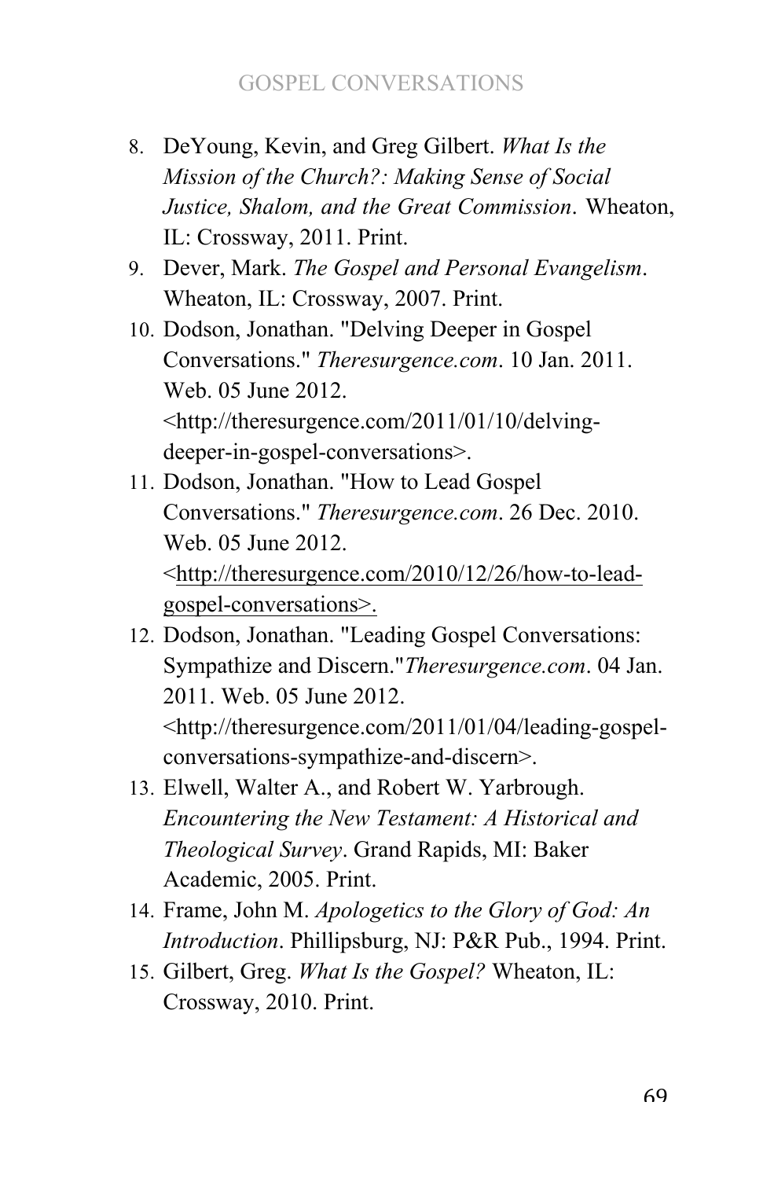8. DeYoung, Kevin, and Greg Gilbert. *What Is the Mission of the Church?: Making Sense of Social Justice, Shalom, and the Great Commission*. Wheaton, IL: Crossway, 2011. Print.
9. Dever, Mark. *The Gospel and Personal Evangelism*. Wheaton, IL: Crossway, 2007. Print.
10. Dodson, Jonathan. "Delving Deeper in Gospel Conversations." *Theresurgence.com*. 10 Jan. 2011. Web. 05 June 2012. <http://theresurgence.com/2011/01/10/delving-deeper-in-gospel-conversations>.
11. Dodson, Jonathan. "How to Lead Gospel Conversations." *Theresurgence.com*. 26 Dec. 2010. Web. 05 June 2012. <http://theresurgence.com/2010/12/26/how-to-lead-gospel-conversations>.
12. Dodson, Jonathan. "Leading Gospel Conversations: Sympathize and Discern."*Theresurgence.com*. 04 Jan. 2011. Web. 05 June 2012. <http://theresurgence.com/2011/01/04/leading-gospel-conversations-sympathize-and-discern>.
13. Elwell, Walter A., and Robert W. Yarbrough. *Encountering the New Testament: A Historical and Theological Survey*. Grand Rapids, MI: Baker Academic, 2005. Print.
14. Frame, John M. *Apologetics to the Glory of God: An Introduction*. Phillipsburg, NJ: P&R Pub., 1994. Print.
15. Gilbert, Greg. *What Is the Gospel?* Wheaton, IL: Crossway, 2010. Print.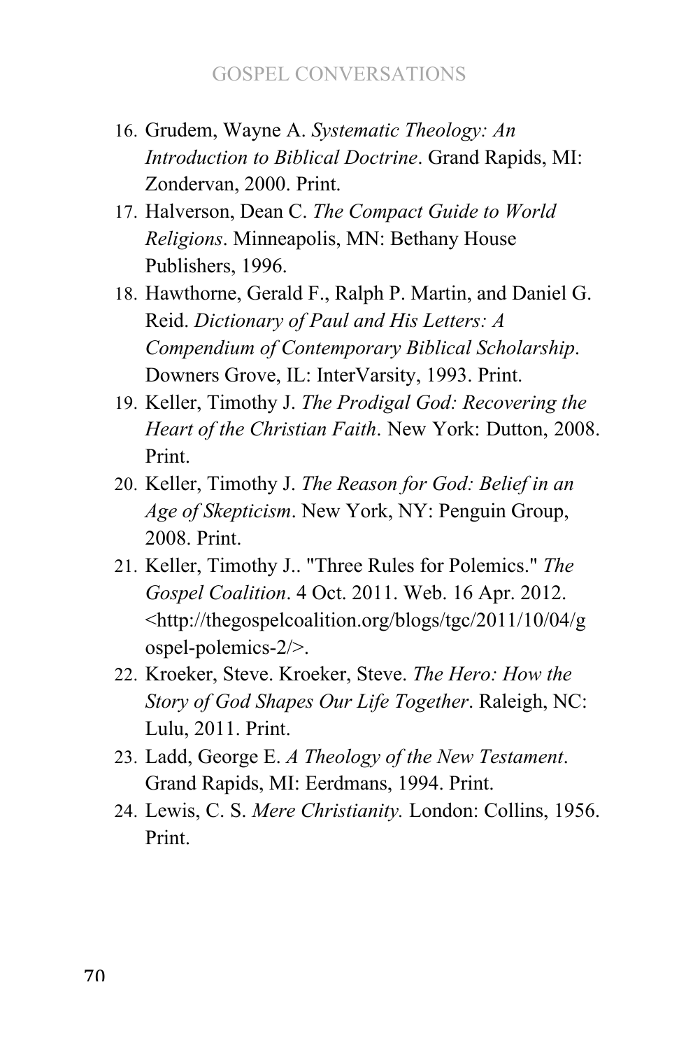16. Grudem, Wayne A. *Systematic Theology: An Introduction to Biblical Doctrine*. Grand Rapids, MI: Zondervan, 2000. Print.
17. Halverson, Dean C. *The Compact Guide to World Religions*. Minneapolis, MN: Bethany House Publishers, 1996.
18. Hawthorne, Gerald F., Ralph P. Martin, and Daniel G. Reid. *Dictionary of Paul and His Letters: A Compendium of Contemporary Biblical Scholarship*. Downers Grove, IL: InterVarsity, 1993. Print.
19. Keller, Timothy J. *The Prodigal God: Recovering the Heart of the Christian Faith*. New York: Dutton, 2008. Print.
20. Keller, Timothy J. *The Reason for God: Belief in an Age of Skepticism*. New York, NY: Penguin Group, 2008. Print.
21. Keller, Timothy J.. "Three Rules for Polemics." *The Gospel Coalition*. 4 Oct. 2011. Web. 16 Apr. 2012. <http://thegospelcoalition.org/blogs/tgc/2011/10/04/gospel-polemics-2/>.
22. Kroeker, Steve. Kroeker, Steve. *The Hero: How the Story of God Shapes Our Life Together*. Raleigh, NC: Lulu, 2011. Print.
23. Ladd, George E. *A Theology of the New Testament*. Grand Rapids, MI: Eerdmans, 1994. Print.
24. Lewis, C. S. *Mere Christianity.* London: Collins, 1956. Print.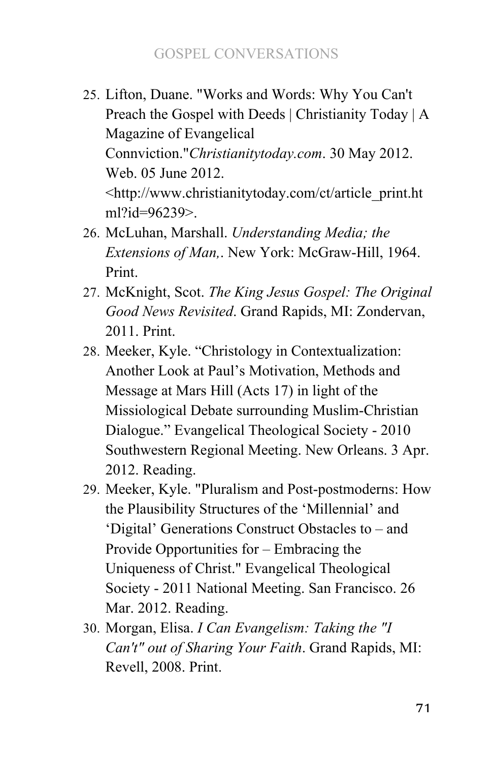25. Lifton, Duane. "Works and Words: Why You Can't Preach the Gospel with Deeds | Christianity Today | A Magazine of Evangelical Connviction."*Christianitytoday.com*. 30 May 2012. Web. 05 June 2012. <http://www.christianitytoday.com/ct/article_print.html?id=96239>.
26. McLuhan, Marshall. *Understanding Media; the Extensions of Man,*. New York: McGraw-Hill, 1964. Print.
27. McKnight, Scot. *The King Jesus Gospel: The Original Good News Revisited*. Grand Rapids, MI: Zondervan, 2011. Print.
28. Meeker, Kyle. "Christology in Contextualization: Another Look at Paul's Motivation, Methods and Message at Mars Hill (Acts 17) in light of the Missiological Debate surrounding Muslim-Christian Dialogue." Evangelical Theological Society - 2010 Southwestern Regional Meeting. New Orleans. 3 Apr. 2012. Reading.
29. Meeker, Kyle. "Pluralism and Post-postmoderns: How the Plausibility Structures of the 'Millennial' and 'Digital' Generations Construct Obstacles to – and Provide Opportunities for – Embracing the Uniqueness of Christ." Evangelical Theological Society - 2011 National Meeting. San Francisco. 26 Mar. 2012. Reading.
30. Morgan, Elisa. *I Can Evangelism: Taking the "I Can't" out of Sharing Your Faith*. Grand Rapids, MI: Revell, 2008. Print.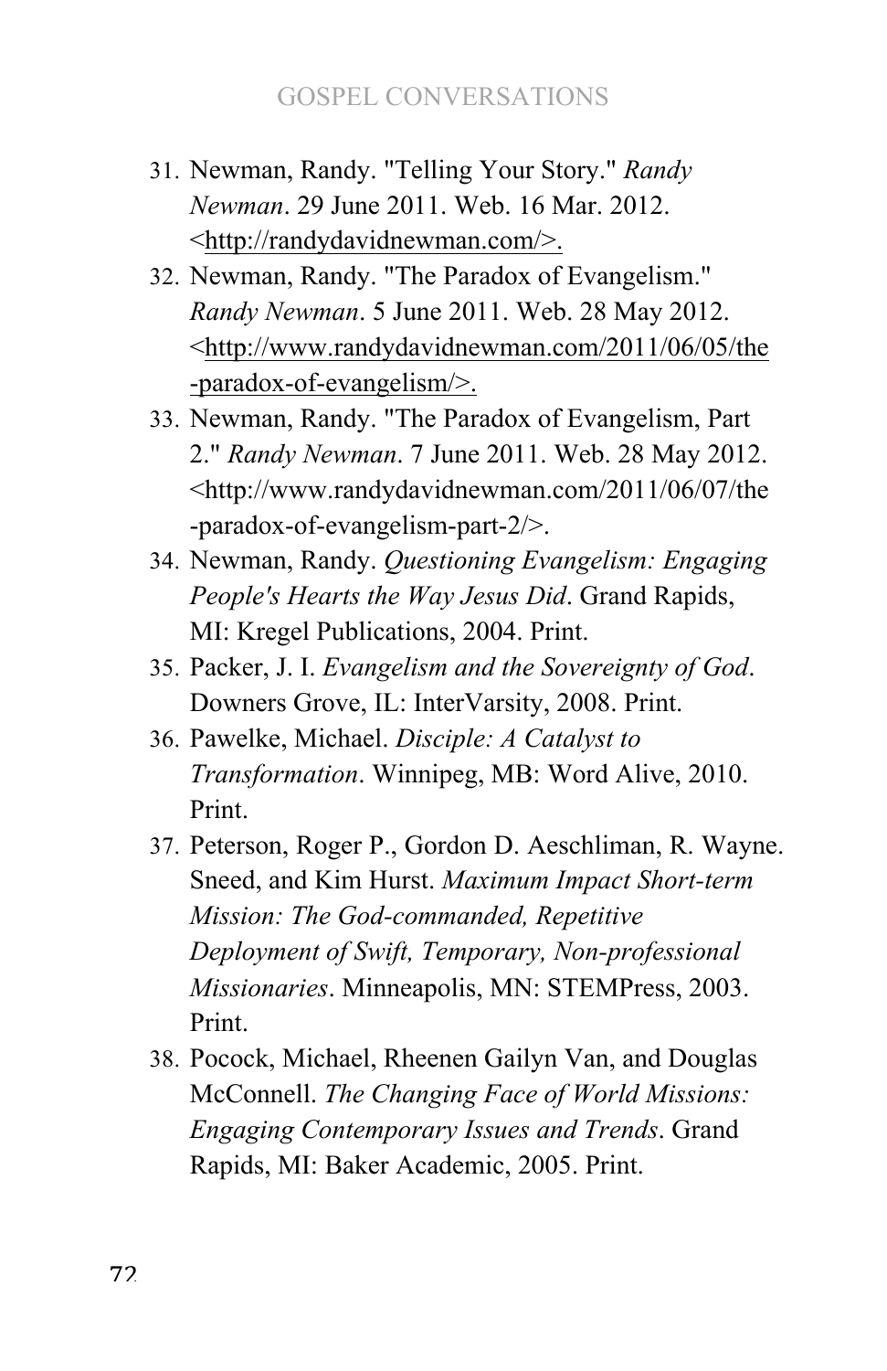31. Newman, Randy. "Telling Your Story." *Randy Newman*. 29 June 2011. Web. 16 Mar. 2012. <http://randydavidnewman.com/>.
32. Newman, Randy. "The Paradox of Evangelism." *Randy Newman*. 5 June 2011. Web. 28 May 2012. <http://www.randydavidnewman.com/2011/06/05/the-paradox-of-evangelism/>.
33. Newman, Randy. "The Paradox of Evangelism, Part 2." *Randy Newman*. 7 June 2011. Web. 28 May 2012. <http://www.randydavidnewman.com/2011/06/07/the-paradox-of-evangelism-part-2/>.
34. Newman, Randy. *Questioning Evangelism: Engaging People's Hearts the Way Jesus Did*. Grand Rapids, MI: Kregel Publications, 2004. Print.
35. Packer, J. I. *Evangelism and the Sovereignty of God*. Downers Grove, IL: InterVarsity, 2008. Print.
36. Pawelke, Michael. *Disciple: A Catalyst to Transformation*. Winnipeg, MB: Word Alive, 2010. Print.
37. Peterson, Roger P., Gordon D. Aeschliman, R. Wayne. Sneed, and Kim Hurst. *Maximum Impact Short-term Mission: The God-commanded, Repetitive Deployment of Swift, Temporary, Non-professional Missionaries*. Minneapolis, MN: STEMPress, 2003. Print.
38. Pocock, Michael, Rheenen Gailyn Van, and Douglas McConnell. *The Changing Face of World Missions: Engaging Contemporary Issues and Trends*. Grand Rapids, MI: Baker Academic, 2005. Print.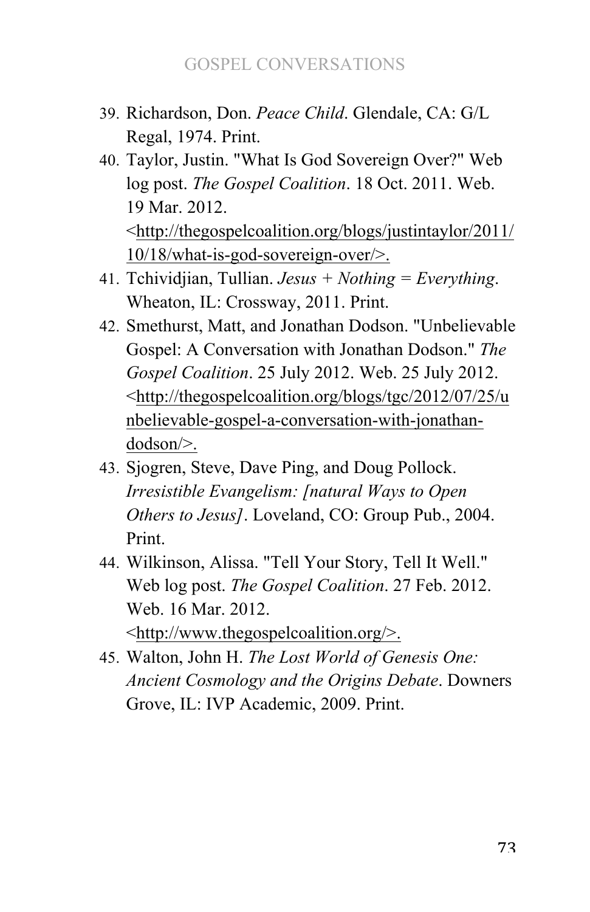39. Richardson, Don. *Peace Child*. Glendale, CA: G/L Regal, 1974. Print.
40. Taylor, Justin. "What Is God Sovereign Over?" Web log post. *The Gospel Coalition*. 18 Oct. 2011. Web. 19 Mar. 2012. <http://thegospelcoalition.org/blogs/justintaylor/2011/10/18/what-is-god-sovereign-over/>.
41. Tchividjian, Tullian. *Jesus + Nothing = Everything*. Wheaton, IL: Crossway, 2011. Print.
42. Smethurst, Matt, and Jonathan Dodson. "Unbelievable Gospel: A Conversation with Jonathan Dodson." *The Gospel Coalition*. 25 July 2012. Web. 25 July 2012. <http://thegospelcoalition.org/blogs/tgc/2012/07/25/unbelievable-gospel-a-conversation-with-jonathan-dodson/>.
43. Sjogren, Steve, Dave Ping, and Doug Pollock. *Irresistible Evangelism: [natural Ways to Open Others to Jesus]*. Loveland, CO: Group Pub., 2004. Print.
44. Wilkinson, Alissa. "Tell Your Story, Tell It Well." Web log post. *The Gospel Coalition*. 27 Feb. 2012. Web. 16 Mar. 2012. <http://www.thegospelcoalition.org/>.
45. Walton, John H. *The Lost World of Genesis One: Ancient Cosmology and the Origins Debate*. Downers Grove, IL: IVP Academic, 2009. Print.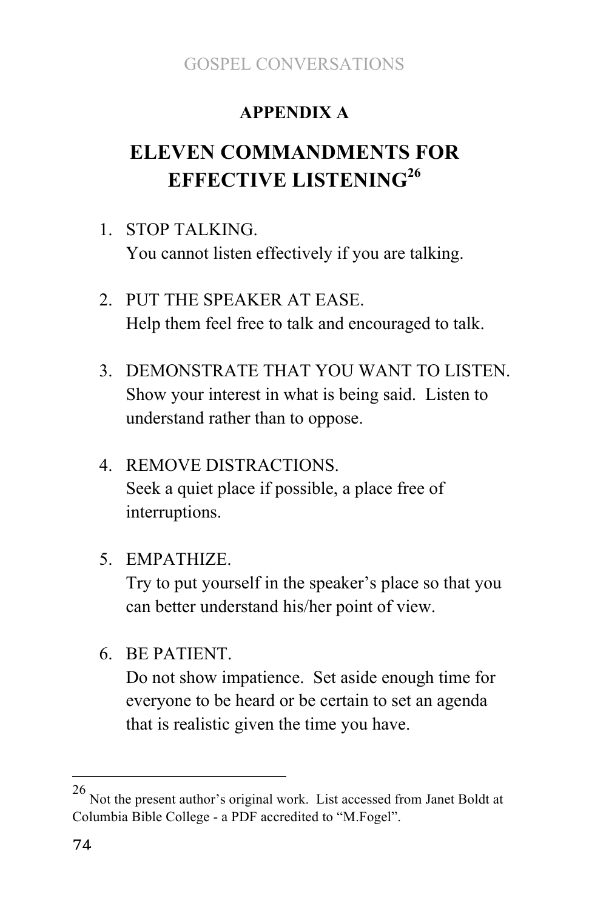## APPENDIX A

# ELEVEN COMMANDMENTS FOR EFFECTIVE LISTENING[26]

1. STOP TALKING.
   You cannot listen effectively if you are talking.

2. PUT THE SPEAKER AT EASE.
   Help them feel free to talk and encouraged to talk.

3. DEMONSTRATE THAT YOU WANT TO LISTEN.
   Show your interest in what is being said. Listen to understand rather than to oppose.

4. REMOVE DISTRACTIONS.
   Seek a quiet place if possible, a place free of interruptions.

5. EMPATHIZE.
   Try to put yourself in the speaker's place so that you can better understand his/her point of view.

6. BE PATIENT.
   Do not show impatience. Set aside enough time for everyone to be heard or be certain to set an agenda that is realistic given the time you have.

---

[26] Not the present author's original work. List accessed from Janet Boldt at Columbia Bible College - a PDF accredited to "M.Fogel".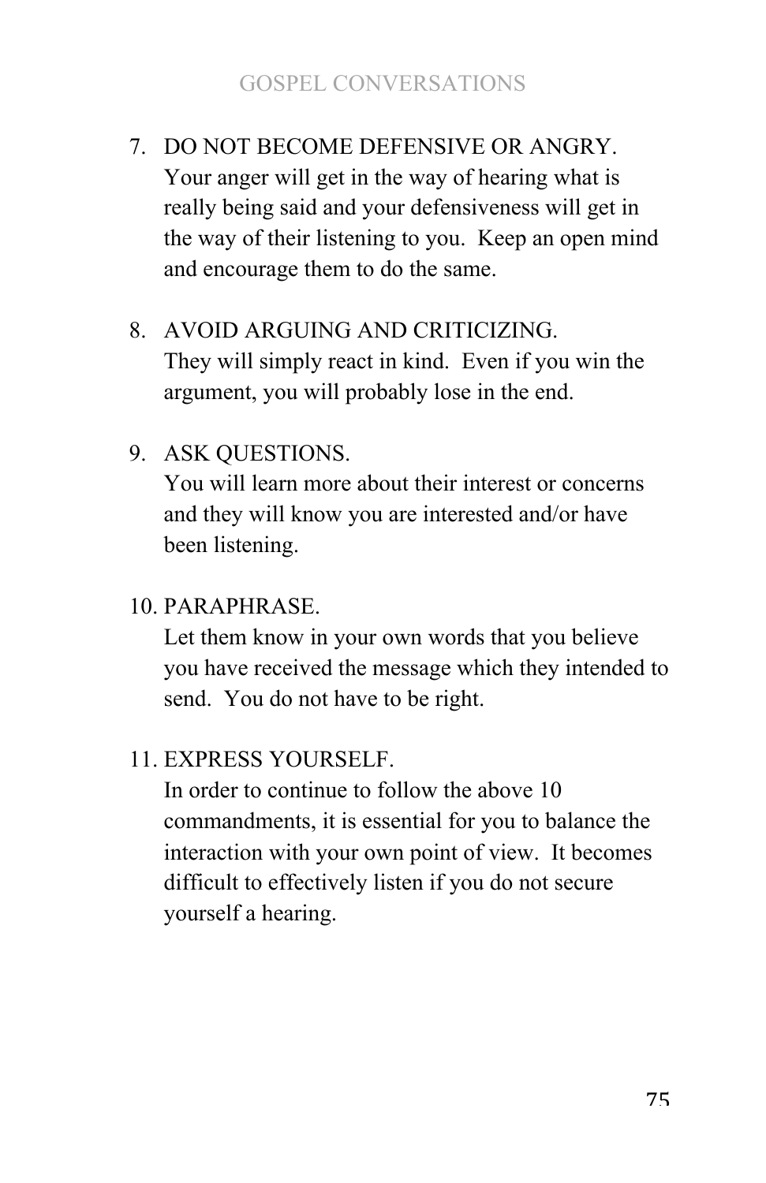7. DO NOT BECOME DEFENSIVE OR ANGRY.
   Your anger will get in the way of hearing what is really being said and your defensiveness will get in the way of their listening to you.  Keep an open mind and encourage them to do the same.

8. AVOID ARGUING AND CRITICIZING.
   They will simply react in kind.  Even if you win the argument, you will probably lose in the end.

9. ASK QUESTIONS.
   You will learn more about their interest or concerns and they will know you are interested and/or have been listening.

10. PARAPHRASE.
    Let them know in your own words that you believe you have received the message which they intended to send.  You do not have to be right.

11. EXPRESS YOURSELF.
    In order to continue to follow the above 10 commandments, it is essential for you to balance the interaction with your own point of view.  It becomes difficult to effectively listen if you do not secure yourself a hearing.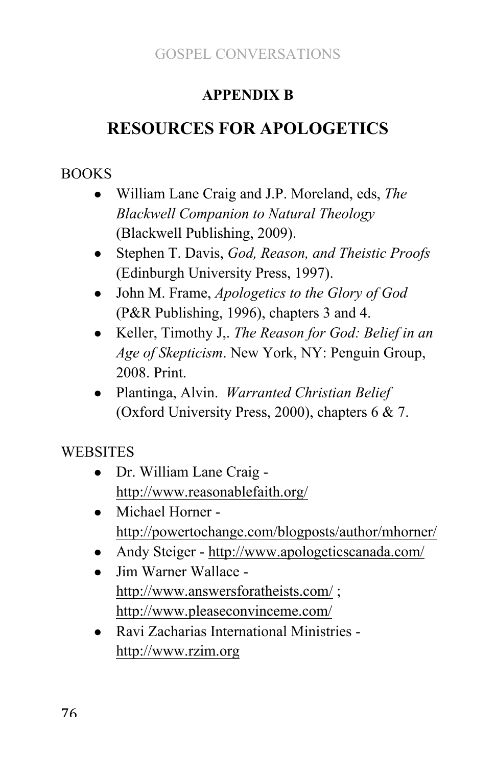## APPENDIX B

# RESOURCES FOR APOLOGETICS

BOOKS

- William Lane Craig and J.P. Moreland, eds, *The Blackwell Companion to Natural Theology* (Blackwell Publishing, 2009).
- Stephen T. Davis, *God, Reason, and Theistic Proofs* (Edinburgh University Press, 1997).
- John M. Frame, *Apologetics to the Glory of God* (P&R Publishing, 1996), chapters 3 and 4.
- Keller, Timothy J,. *The Reason for God: Belief in an Age of Skepticism*. New York, NY: Penguin Group, 2008. Print.
- Plantinga, Alvin. *Warranted Christian Belief* (Oxford University Press, 2000), chapters 6 & 7.

WEBSITES

- Dr. William Lane Craig - http://www.reasonablefaith.org/
- Michael Horner - http://powertochange.com/blogposts/author/mhorner/
- Andy Steiger - http://www.apologeticscanada.com/
- Jim Warner Wallace - http://www.answersforatheists.com/ ; http://www.pleaseconvinceme.com/
- Ravi Zacharias International Ministries - http://www.rzim.org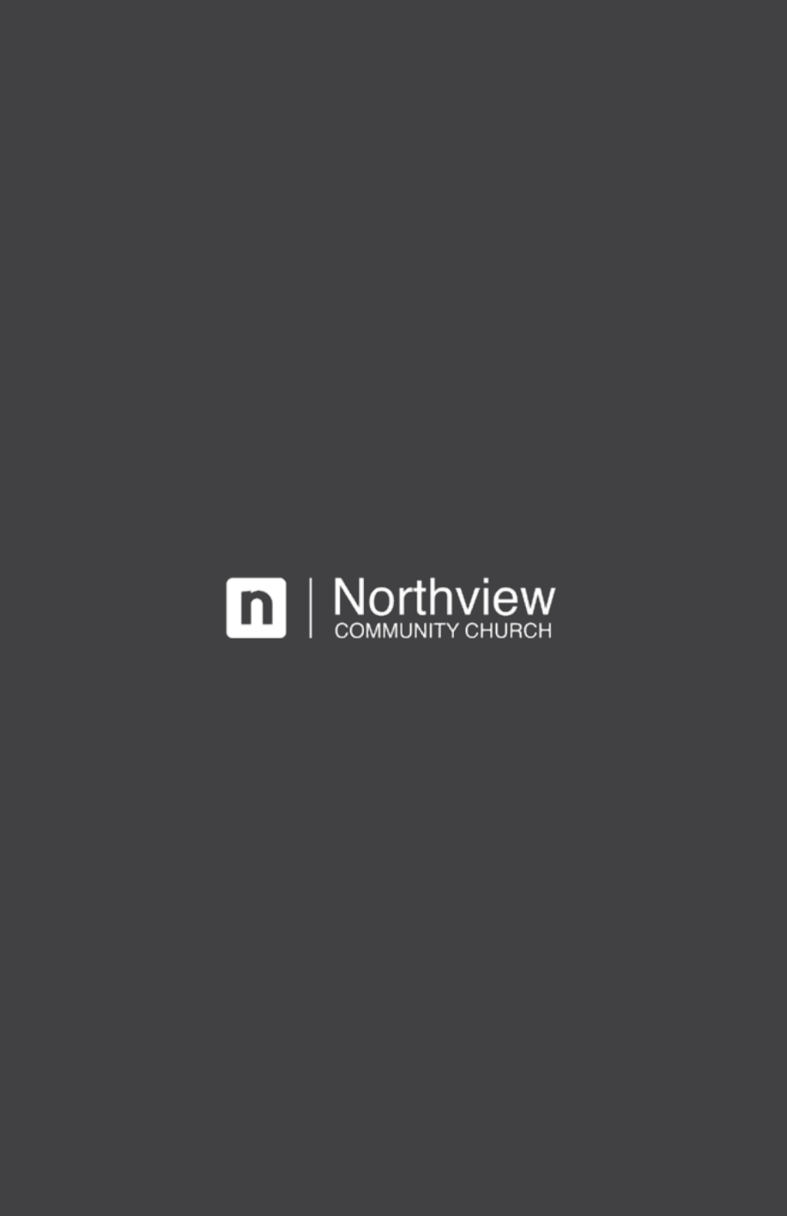Northview

COMMUNITY CHURCH